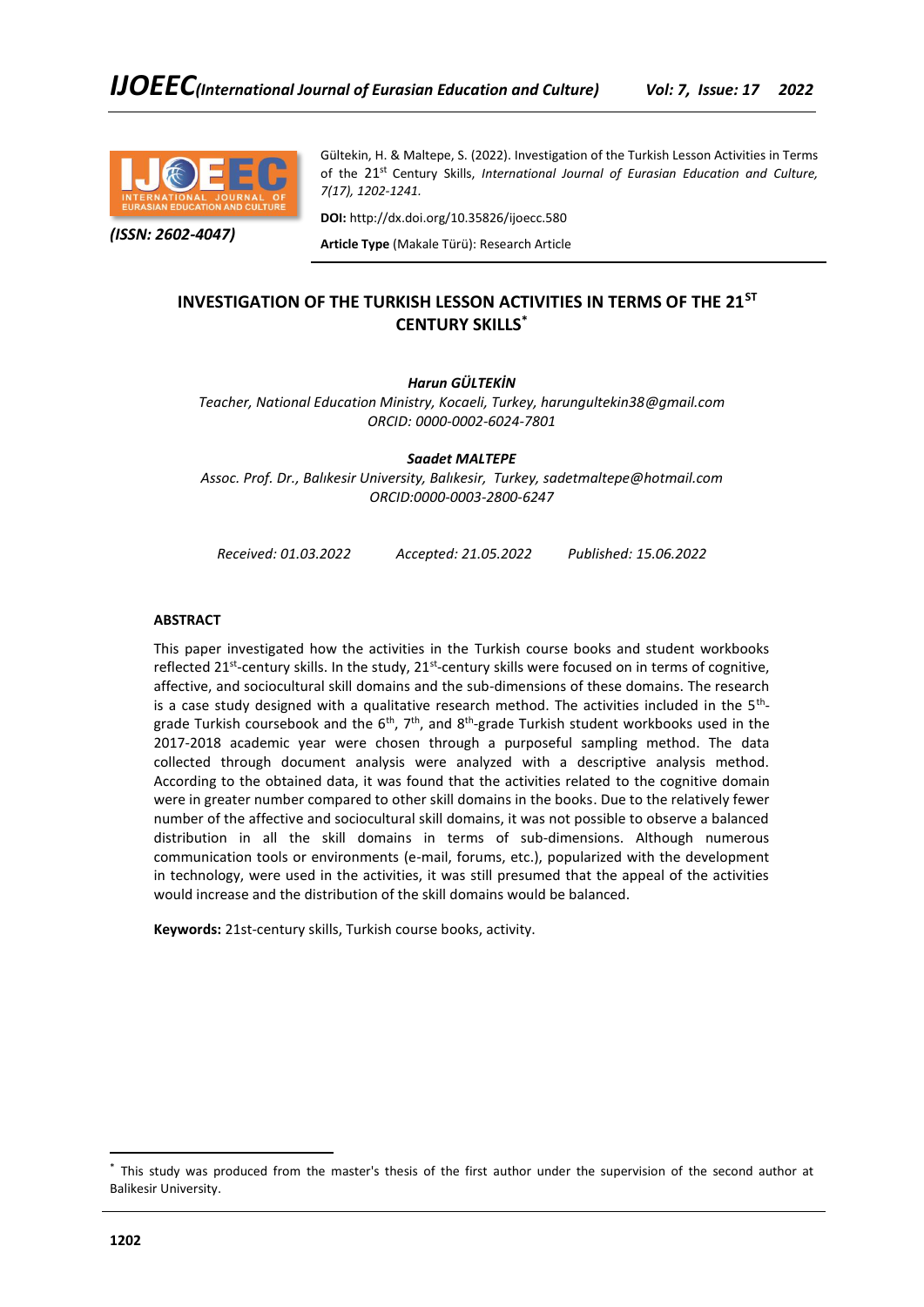Gültekin, H. & Maltepe, S. (2022). Investigation of the Turkish Lesson Activities in Terms of the 21st Century Skills, *International Journal of Eurasian Education and Culture, 7(17), 1202-1241.*

*(ISSN: 2602-4047)*

**DOI:** http://dx.doi.org/10.35826/ijoecc.580

**Article Type** (Makale Türü): Research Article

# INVESTIGATION OF THE TURKISH LESSON ACTIVITIES IN TERMS OF THE 21ST CENTURY SKILLS[*]

***Harun GÜLTEKİN***

*Teacher, National Education Ministry, Kocaeli, Turkey, harungultekin38@gmail.com*
*ORCID: 0000-0002-6024-7801*

***Saadet MALTEPE***

*Assoc. Prof. Dr., Balıkesir University, Balıkesir, Turkey, sadetmaltepe@hotmail.com*
*ORCID:0000-0003-2800-6247*

*Received: 01.03.2022* *Accepted: 21.05.2022* *Published: 15.06.2022*

## ABSTRACT

This paper investigated how the activities in the Turkish course books and student workbooks reflected 21st-century skills. In the study, 21st-century skills were focused on in terms of cognitive, affective, and sociocultural skill domains and the sub-dimensions of these domains. The research is a case study designed with a qualitative research method. The activities included in the 5th-grade Turkish coursebook and the 6th, 7th, and 8th-grade Turkish student workbooks used in the 2017-2018 academic year were chosen through a purposeful sampling method. The data collected through document analysis were analyzed with a descriptive analysis method. According to the obtained data, it was found that the activities related to the cognitive domain were in greater number compared to other skill domains in the books. Due to the relatively fewer number of the affective and sociocultural skill domains, it was not possible to observe a balanced distribution in all the skill domains in terms of sub-dimensions. Although numerous communication tools or environments (e-mail, forums, etc.), popularized with the development in technology, were used in the activities, it was still presumed that the appeal of the activities would increase and the distribution of the skill domains would be balanced.

**Keywords:** 21st-century skills, Turkish course books, activity.

---

[*] This study was produced from the master's thesis of the first author under the supervision of the second author at Balikesir University.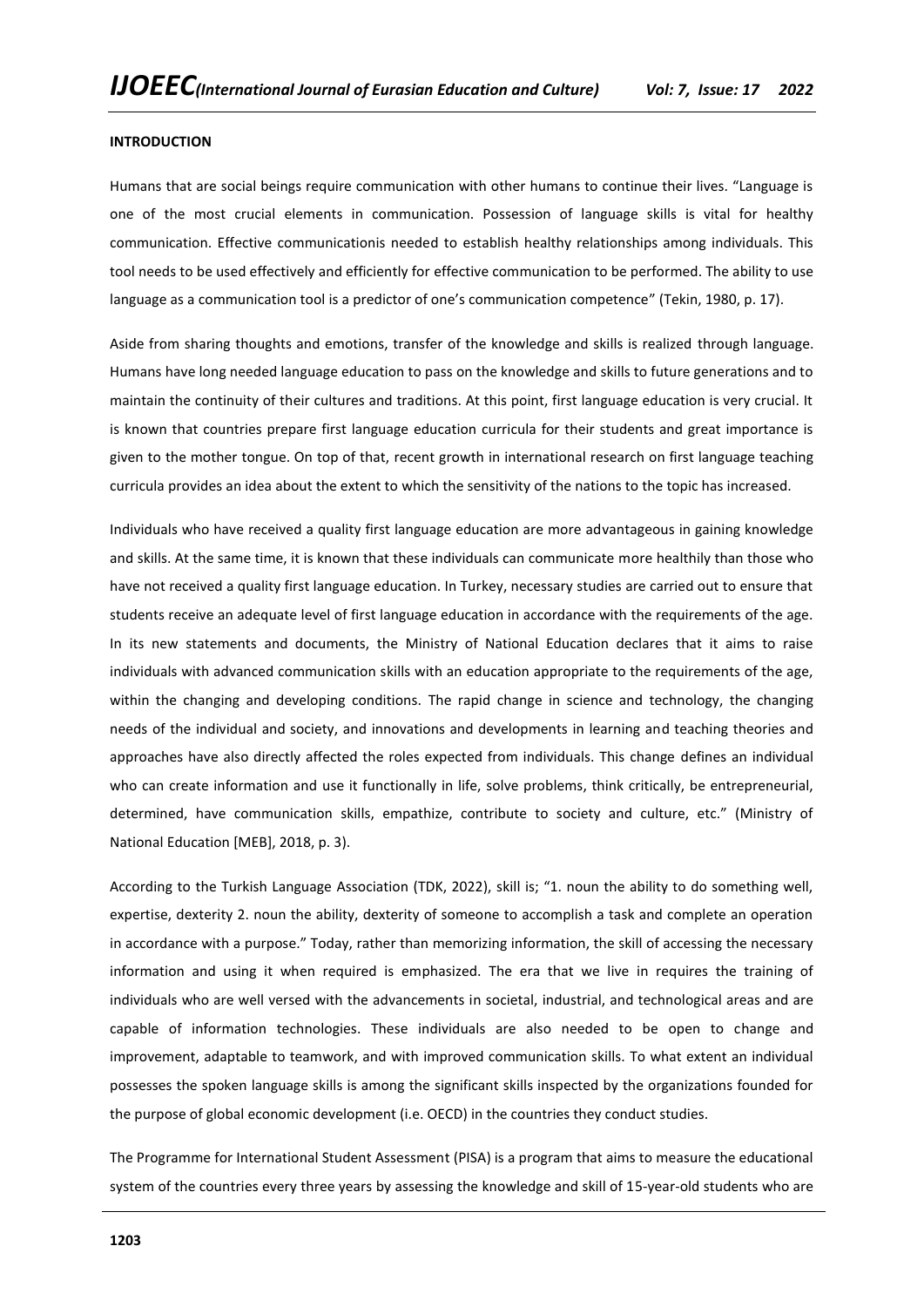**INTRODUCTION**

Humans that are social beings require communication with other humans to continue their lives. "Language is one of the most crucial elements in communication. Possession of language skills is vital for healthy communication. Effective communicationis needed to establish healthy relationships among individuals. This tool needs to be used effectively and efficiently for effective communication to be performed. The ability to use language as a communication tool is a predictor of one's communication competence" (Tekin, 1980, p. 17).

Aside from sharing thoughts and emotions, transfer of the knowledge and skills is realized through language. Humans have long needed language education to pass on the knowledge and skills to future generations and to maintain the continuity of their cultures and traditions. At this point, first language education is very crucial. It is known that countries prepare first language education curricula for their students and great importance is given to the mother tongue. On top of that, recent growth in international research on first language teaching curricula provides an idea about the extent to which the sensitivity of the nations to the topic has increased.

Individuals who have received a quality first language education are more advantageous in gaining knowledge and skills. At the same time, it is known that these individuals can communicate more healthily than those who have not received a quality first language education. In Turkey, necessary studies are carried out to ensure that students receive an adequate level of first language education in accordance with the requirements of the age. In its new statements and documents, the Ministry of National Education declares that it aims to raise individuals with advanced communication skills with an education appropriate to the requirements of the age, within the changing and developing conditions. The rapid change in science and technology, the changing needs of the individual and society, and innovations and developments in learning and teaching theories and approaches have also directly affected the roles expected from individuals. This change defines an individual who can create information and use it functionally in life, solve problems, think critically, be entrepreneurial, determined, have communication skills, empathize, contribute to society and culture, etc." (Ministry of National Education [MEB], 2018, p. 3).

According to the Turkish Language Association (TDK, 2022), skill is; "1. noun the ability to do something well, expertise, dexterity 2. noun the ability, dexterity of someone to accomplish a task and complete an operation in accordance with a purpose." Today, rather than memorizing information, the skill of accessing the necessary information and using it when required is emphasized. The era that we live in requires the training of individuals who are well versed with the advancements in societal, industrial, and technological areas and are capable of information technologies. These individuals are also needed to be open to change and improvement, adaptable to teamwork, and with improved communication skills. To what extent an individual possesses the spoken language skills is among the significant skills inspected by the organizations founded for the purpose of global economic development (i.e. OECD) in the countries they conduct studies.

The Programme for International Student Assessment (PISA) is a program that aims to measure the educational system of the countries every three years by assessing the knowledge and skill of 15-year-old students who are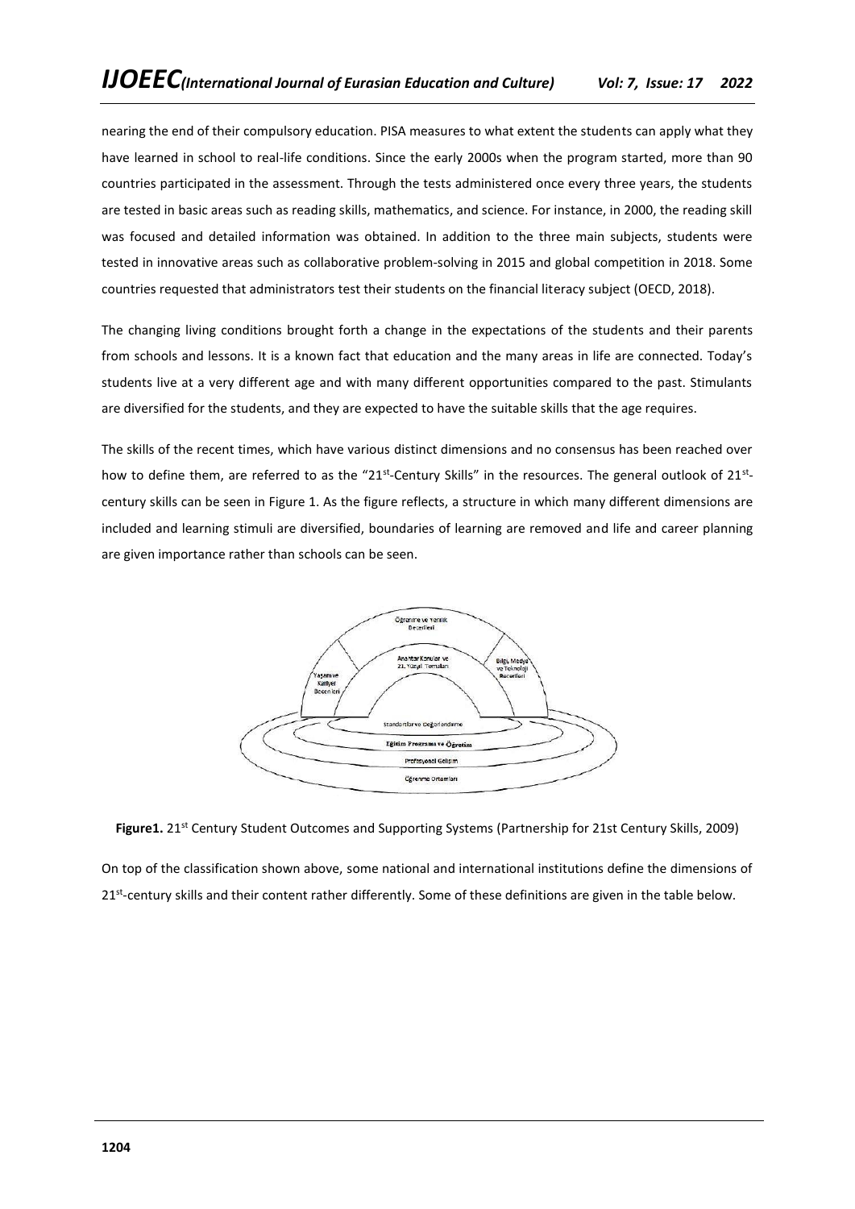nearing the end of their compulsory education. PISA measures to what extent the students can apply what they have learned in school to real-life conditions. Since the early 2000s when the program started, more than 90 countries participated in the assessment. Through the tests administered once every three years, the students are tested in basic areas such as reading skills, mathematics, and science. For instance, in 2000, the reading skill was focused and detailed information was obtained. In addition to the three main subjects, students were tested in innovative areas such as collaborative problem-solving in 2015 and global competition in 2018. Some countries requested that administrators test their students on the financial literacy subject (OECD, 2018).

The changing living conditions brought forth a change in the expectations of the students and their parents from schools and lessons. It is a known fact that education and the many areas in life are connected. Today's students live at a very different age and with many different opportunities compared to the past. Stimulants are diversified for the students, and they are expected to have the suitable skills that the age requires.

The skills of the recent times, which have various distinct dimensions and no consensus has been reached over how to define them, are referred to as the "21st-Century Skills" in the resources. The general outlook of 21st-century skills can be seen in Figure 1. As the figure reflects, a structure in which many different dimensions are included and learning stimuli are diversified, boundaries of learning are removed and life and career planning are given importance rather than schools can be seen.

**Figure1.** 21st Century Student Outcomes and Supporting Systems (Partnership for 21st Century Skills, 2009)

On top of the classification shown above, some national and international institutions define the dimensions of 21st-century skills and their content rather differently. Some of these definitions are given in the table below.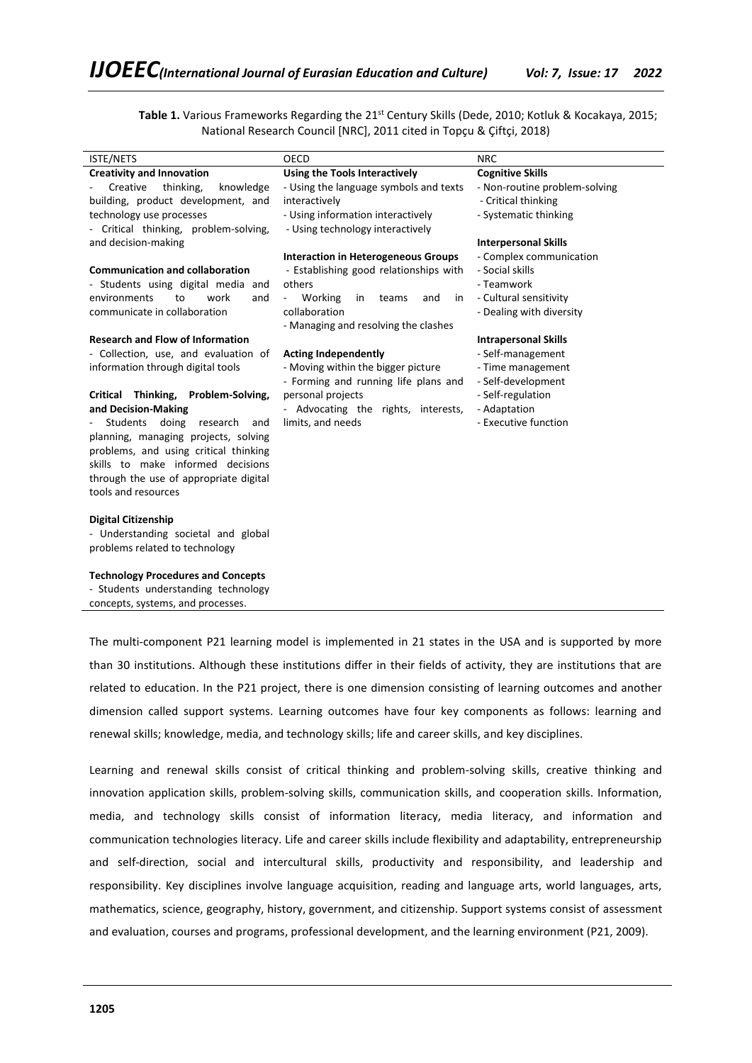**Table 1.** Various Frameworks Regarding the 21st Century Skills (Dede, 2010; Kotluk & Kocakaya, 2015; National Research Council [NRC], 2011 cited in Topçu & Çiftçi, 2018)

| ISTE/NETS | OECD | NRC |
|---|---|---|
| **Creativity and Innovation**<br>- Creative thinking, knowledge building, product development, and technology use processes<br>- Critical thinking, problem-solving, and decision-making | **Using the Tools Interactively**<br>- Using the language symbols and texts interactively<br>- Using information interactively<br>- Using technology interactively | **Cognitive Skills**<br>- Non-routine problem-solving<br>- Critical thinking<br>- Systematic thinking |
| **Communication and collaboration**<br>- Students using digital media and environments to work and communicate in collaboration | **Interaction in Heterogeneous Groups**<br>- Establishing good relationships with others<br>- Working in teams and in collaboration<br>- Managing and resolving the clashes | **Interpersonal Skills**<br>- Complex communication<br>- Social skills<br>- Teamwork<br>- Cultural sensitivity<br>- Dealing with diversity |
| **Research and Flow of Information**<br>- Collection, use, and evaluation of information through digital tools | **Acting Independently**<br>- Moving within the bigger picture<br>- Forming and running life plans and personal projects<br>- Advocating the rights, interests, limits, and needs | **Intrapersonal Skills**<br>- Self-management<br>- Time management<br>- Self-development<br>- Self-regulation<br>- Adaptation<br>- Executive function |
| **Critical Thinking, Problem-Solving, and Decision-Making**<br>- Students doing research and planning, managing projects, solving problems, and using critical thinking skills to make informed decisions through the use of appropriate digital tools and resources | | |
| **Digital Citizenship**<br>- Understanding societal and global problems related to technology | | |
| **Technology Procedures and Concepts**<br>- Students understanding technology concepts, systems, and processes. | | |

The multi-component P21 learning model is implemented in 21 states in the USA and is supported by more than 30 institutions. Although these institutions differ in their fields of activity, they are institutions that are related to education. In the P21 project, there is one dimension consisting of learning outcomes and another dimension called support systems. Learning outcomes have four key components as follows: learning and renewal skills; knowledge, media, and technology skills; life and career skills, and key disciplines.

Learning and renewal skills consist of critical thinking and problem-solving skills, creative thinking and innovation application skills, problem-solving skills, communication skills, and cooperation skills. Information, media, and technology skills consist of information literacy, media literacy, and information and communication technologies literacy. Life and career skills include flexibility and adaptability, entrepreneurship and self-direction, social and intercultural skills, productivity and responsibility, and leadership and responsibility. Key disciplines involve language acquisition, reading and language arts, world languages, arts, mathematics, science, geography, history, government, and citizenship. Support systems consist of assessment and evaluation, courses and programs, professional development, and the learning environment (P21, 2009).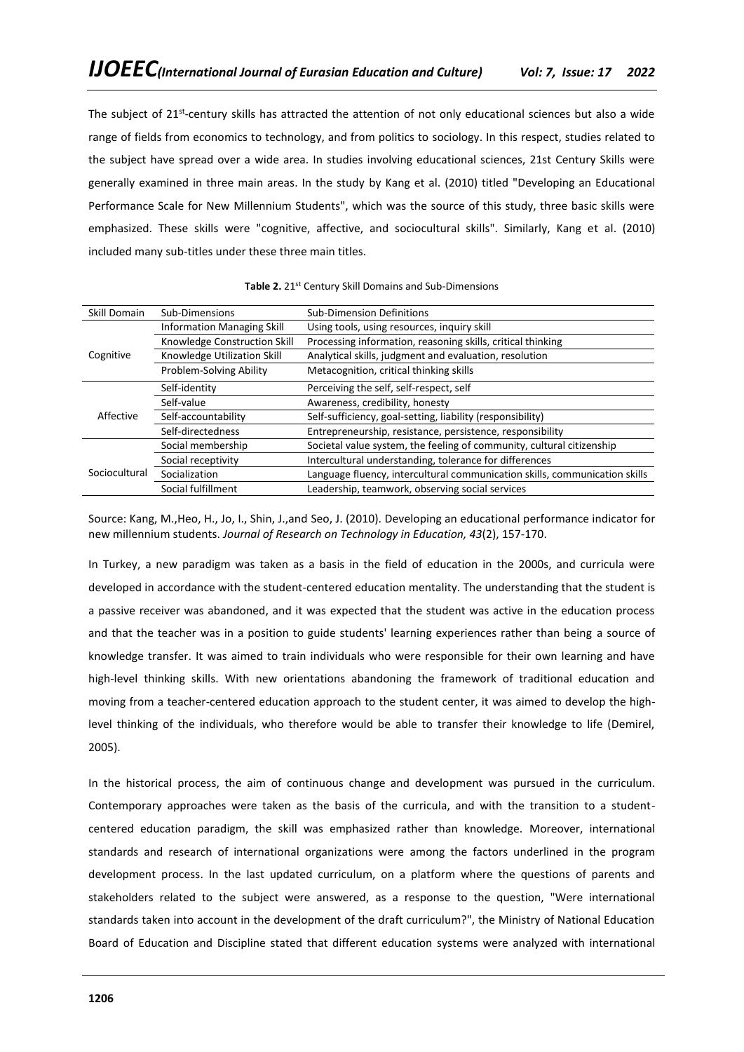The subject of 21st-century skills has attracted the attention of not only educational sciences but also a wide range of fields from economics to technology, and from politics to sociology. In this respect, studies related to the subject have spread over a wide area. In studies involving educational sciences, 21st Century Skills were generally examined in three main areas. In the study by Kang et al. (2010) titled "Developing an Educational Performance Scale for New Millennium Students", which was the source of this study, three basic skills were emphasized. These skills were "cognitive, affective, and sociocultural skills". Similarly, Kang et al. (2010) included many sub-titles under these three main titles.

**Table 2.** 21st Century Skill Domains and Sub-Dimensions

| Skill Domain | Sub-Dimensions | Sub-Dimension Definitions |
|---|---|---|
| Cognitive | Information Managing Skill | Using tools, using resources, inquiry skill |
| | Knowledge Construction Skill | Processing information, reasoning skills, critical thinking |
| | Knowledge Utilization Skill | Analytical skills, judgment and evaluation, resolution |
| | Problem-Solving Ability | Metacognition, critical thinking skills |
| Affective | Self-identity | Perceiving the self, self-respect, self |
| | Self-value | Awareness, credibility, honesty |
| | Self-accountability | Self-sufficiency, goal-setting, liability (responsibility) |
| | Self-directedness | Entrepreneurship, resistance, persistence, responsibility |
| Sociocultural | Social membership | Societal value system, the feeling of community, cultural citizenship |
| | Social receptivity | Intercultural understanding, tolerance for differences |
| | Socialization | Language fluency, intercultural communication skills, communication skills |
| | Social fulfillment | Leadership, teamwork, observing social services |

Source: Kang, M.,Heo, H., Jo, I., Shin, J.,and Seo, J. (2010). Developing an educational performance indicator for new millennium students. *Journal of Research on Technology in Education, 43*(2), 157-170.

In Turkey, a new paradigm was taken as a basis in the field of education in the 2000s, and curricula were developed in accordance with the student-centered education mentality. The understanding that the student is a passive receiver was abandoned, and it was expected that the student was active in the education process and that the teacher was in a position to guide students' learning experiences rather than being a source of knowledge transfer. It was aimed to train individuals who were responsible for their own learning and have high-level thinking skills. With new orientations abandoning the framework of traditional education and moving from a teacher-centered education approach to the student center, it was aimed to develop the high-level thinking of the individuals, who therefore would be able to transfer their knowledge to life (Demirel, 2005).

In the historical process, the aim of continuous change and development was pursued in the curriculum. Contemporary approaches were taken as the basis of the curricula, and with the transition to a student-centered education paradigm, the skill was emphasized rather than knowledge. Moreover, international standards and research of international organizations were among the factors underlined in the program development process. In the last updated curriculum, on a platform where the questions of parents and stakeholders related to the subject were answered, as a response to the question, "Were international standards taken into account in the development of the draft curriculum?", the Ministry of National Education Board of Education and Discipline stated that different education systems were analyzed with international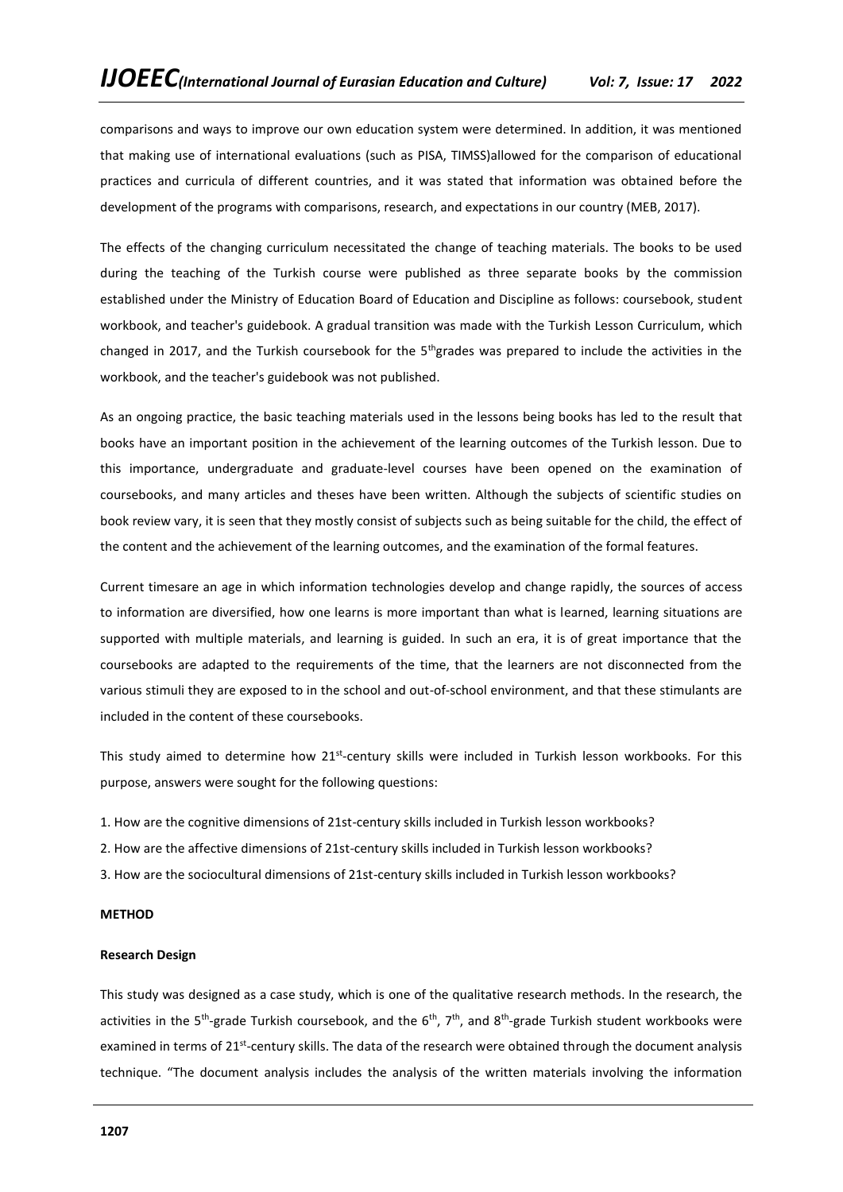comparisons and ways to improve our own education system were determined. In addition, it was mentioned that making use of international evaluations (such as PISA, TIMSS)allowed for the comparison of educational practices and curricula of different countries, and it was stated that information was obtained before the development of the programs with comparisons, research, and expectations in our country (MEB, 2017).

The effects of the changing curriculum necessitated the change of teaching materials. The books to be used during the teaching of the Turkish course were published as three separate books by the commission established under the Ministry of Education Board of Education and Discipline as follows: coursebook, student workbook, and teacher's guidebook. A gradual transition was made with the Turkish Lesson Curriculum, which changed in 2017, and the Turkish coursebook for the 5thgrades was prepared to include the activities in the workbook, and the teacher's guidebook was not published.

As an ongoing practice, the basic teaching materials used in the lessons being books has led to the result that books have an important position in the achievement of the learning outcomes of the Turkish lesson. Due to this importance, undergraduate and graduate-level courses have been opened on the examination of coursebooks, and many articles and theses have been written. Although the subjects of scientific studies on book review vary, it is seen that they mostly consist of subjects such as being suitable for the child, the effect of the content and the achievement of the learning outcomes, and the examination of the formal features.

Current timesare an age in which information technologies develop and change rapidly, the sources of access to information are diversified, how one learns is more important than what is learned, learning situations are supported with multiple materials, and learning is guided. In such an era, it is of great importance that the coursebooks are adapted to the requirements of the time, that the learners are not disconnected from the various stimuli they are exposed to in the school and out-of-school environment, and that these stimulants are included in the content of these coursebooks.

This study aimed to determine how 21st-century skills were included in Turkish lesson workbooks. For this purpose, answers were sought for the following questions:

1. How are the cognitive dimensions of 21st-century skills included in Turkish lesson workbooks?
2. How are the affective dimensions of 21st-century skills included in Turkish lesson workbooks?
3. How are the sociocultural dimensions of 21st-century skills included in Turkish lesson workbooks?

## METHOD

### Research Design

This study was designed as a case study, which is one of the qualitative research methods. In the research, the activities in the 5th-grade Turkish coursebook, and the 6th, 7th, and 8th-grade Turkish student workbooks were examined in terms of 21st-century skills. The data of the research were obtained through the document analysis technique. "The document analysis includes the analysis of the written materials involving the information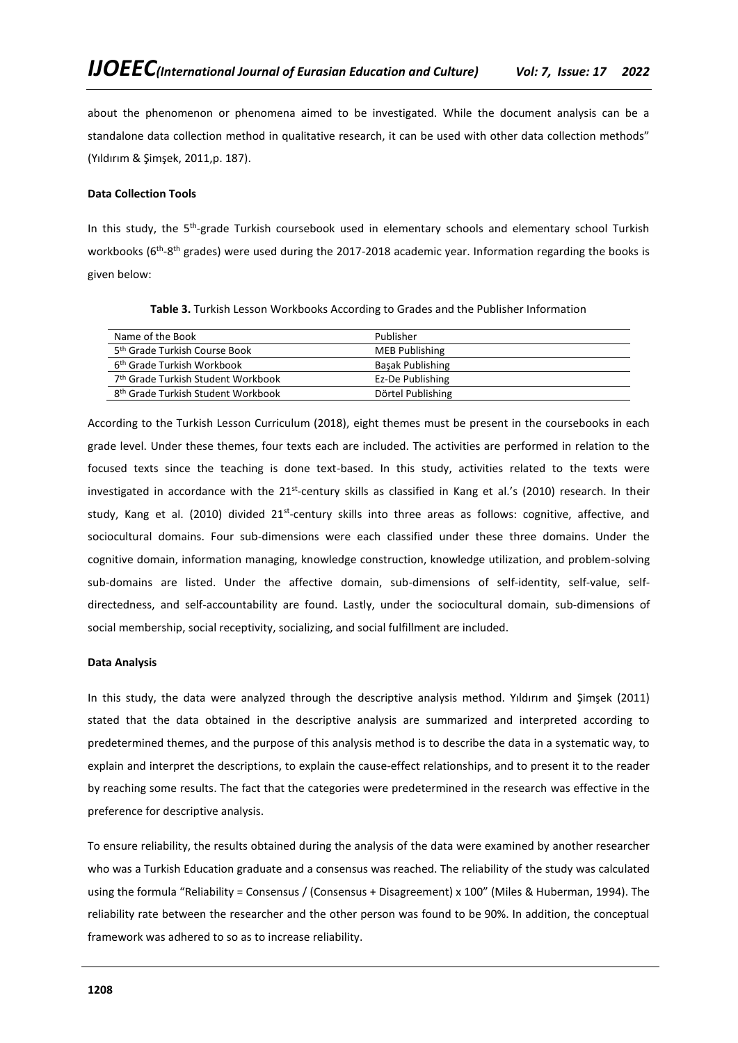about the phenomenon or phenomena aimed to be investigated. While the document analysis can be a standalone data collection method in qualitative research, it can be used with other data collection methods" (Yıldırım & Şimşek, 2011,p. 187).

**Data Collection Tools**

In this study, the 5th-grade Turkish coursebook used in elementary schools and elementary school Turkish workbooks (6th-8th grades) were used during the 2017-2018 academic year. Information regarding the books is given below:

**Table 3.** Turkish Lesson Workbooks According to Grades and the Publisher Information

| Name of the Book | Publisher |
|---|---|
| 5th Grade Turkish Course Book | MEB Publishing |
| 6th Grade Turkish Workbook | Başak Publishing |
| 7th Grade Turkish Student Workbook | Ez-De Publishing |
| 8th Grade Turkish Student Workbook | Dörtel Publishing |

According to the Turkish Lesson Curriculum (2018), eight themes must be present in the coursebooks in each grade level. Under these themes, four texts each are included. The activities are performed in relation to the focused texts since the teaching is done text-based. In this study, activities related to the texts were investigated in accordance with the 21st-century skills as classified in Kang et al.'s (2010) research. In their study, Kang et al. (2010) divided 21st-century skills into three areas as follows: cognitive, affective, and sociocultural domains. Four sub-dimensions were each classified under these three domains. Under the cognitive domain, information managing, knowledge construction, knowledge utilization, and problem-solving sub-domains are listed. Under the affective domain, sub-dimensions of self-identity, self-value, self-directedness, and self-accountability are found. Lastly, under the sociocultural domain, sub-dimensions of social membership, social receptivity, socializing, and social fulfillment are included.

**Data Analysis**

In this study, the data were analyzed through the descriptive analysis method. Yıldırım and Şimşek (2011) stated that the data obtained in the descriptive analysis are summarized and interpreted according to predetermined themes, and the purpose of this analysis method is to describe the data in a systematic way, to explain and interpret the descriptions, to explain the cause-effect relationships, and to present it to the reader by reaching some results. The fact that the categories were predetermined in the research was effective in the preference for descriptive analysis.

To ensure reliability, the results obtained during the analysis of the data were examined by another researcher who was a Turkish Education graduate and a consensus was reached. The reliability of the study was calculated using the formula "Reliability = Consensus / (Consensus + Disagreement) x 100" (Miles & Huberman, 1994). The reliability rate between the researcher and the other person was found to be 90%. In addition, the conceptual framework was adhered to so as to increase reliability.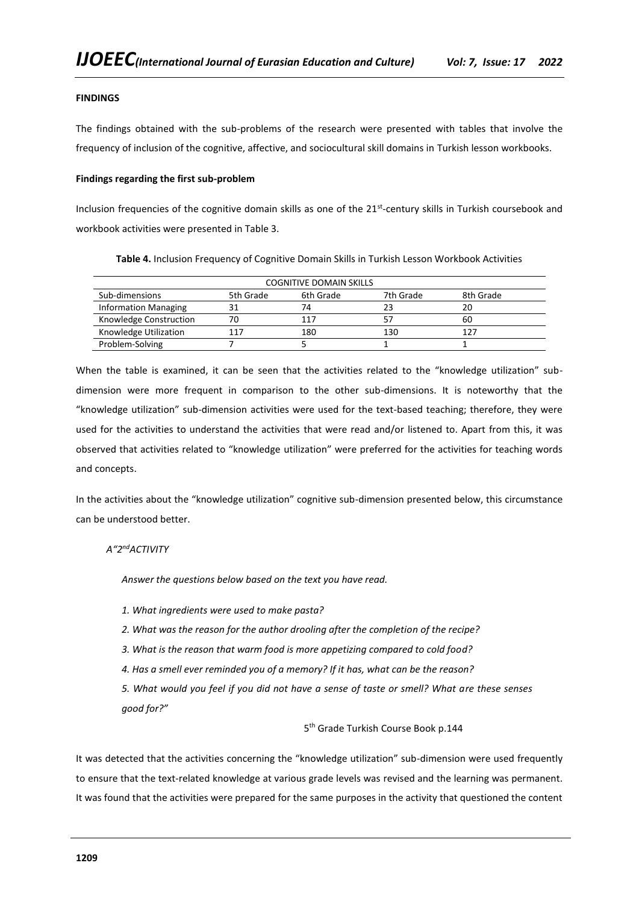**FINDINGS**

The findings obtained with the sub-problems of the research were presented with tables that involve the frequency of inclusion of the cognitive, affective, and sociocultural skill domains in Turkish lesson workbooks.

**Findings regarding the first sub-problem**

Inclusion frequencies of the cognitive domain skills as one of the 21st-century skills in Turkish coursebook and workbook activities were presented in Table 3.

**Table 4.** Inclusion Frequency of Cognitive Domain Skills in Turkish Lesson Workbook Activities

| COGNITIVE DOMAIN SKILLS | | | | |
|---|---|---|---|---|
| Sub-dimensions | 5th Grade | 6th Grade | 7th Grade | 8th Grade |
| Information Managing | 31 | 74 | 23 | 20 |
| Knowledge Construction | 70 | 117 | 57 | 60 |
| Knowledge Utilization | 117 | 180 | 130 | 127 |
| Problem-Solving | 7 | 5 | 1 | 1 |

When the table is examined, it can be seen that the activities related to the "knowledge utilization" sub-dimension were more frequent in comparison to the other sub-dimensions. It is noteworthy that the "knowledge utilization" sub-dimension activities were used for the text-based teaching; therefore, they were used for the activities to understand the activities that were read and/or listened to. Apart from this, it was observed that activities related to "knowledge utilization" were preferred for the activities for teaching words and concepts.

In the activities about the "knowledge utilization" cognitive sub-dimension presented below, this circumstance can be understood better.

*A"2nd ACTIVITY*

*Answer the questions below based on the text you have read.*

*1. What ingredients were used to make pasta?*

*2. What was the reason for the author drooling after the completion of the recipe?*

*3. What is the reason that warm food is more appetizing compared to cold food?*

*4. Has a smell ever reminded you of a memory? If it has, what can be the reason?*

*5. What would you feel if you did not have a sense of taste or smell? What are these senses good for?"*

5th Grade Turkish Course Book p.144

It was detected that the activities concerning the "knowledge utilization" sub-dimension were used frequently to ensure that the text-related knowledge at various grade levels was revised and the learning was permanent. It was found that the activities were prepared for the same purposes in the activity that questioned the content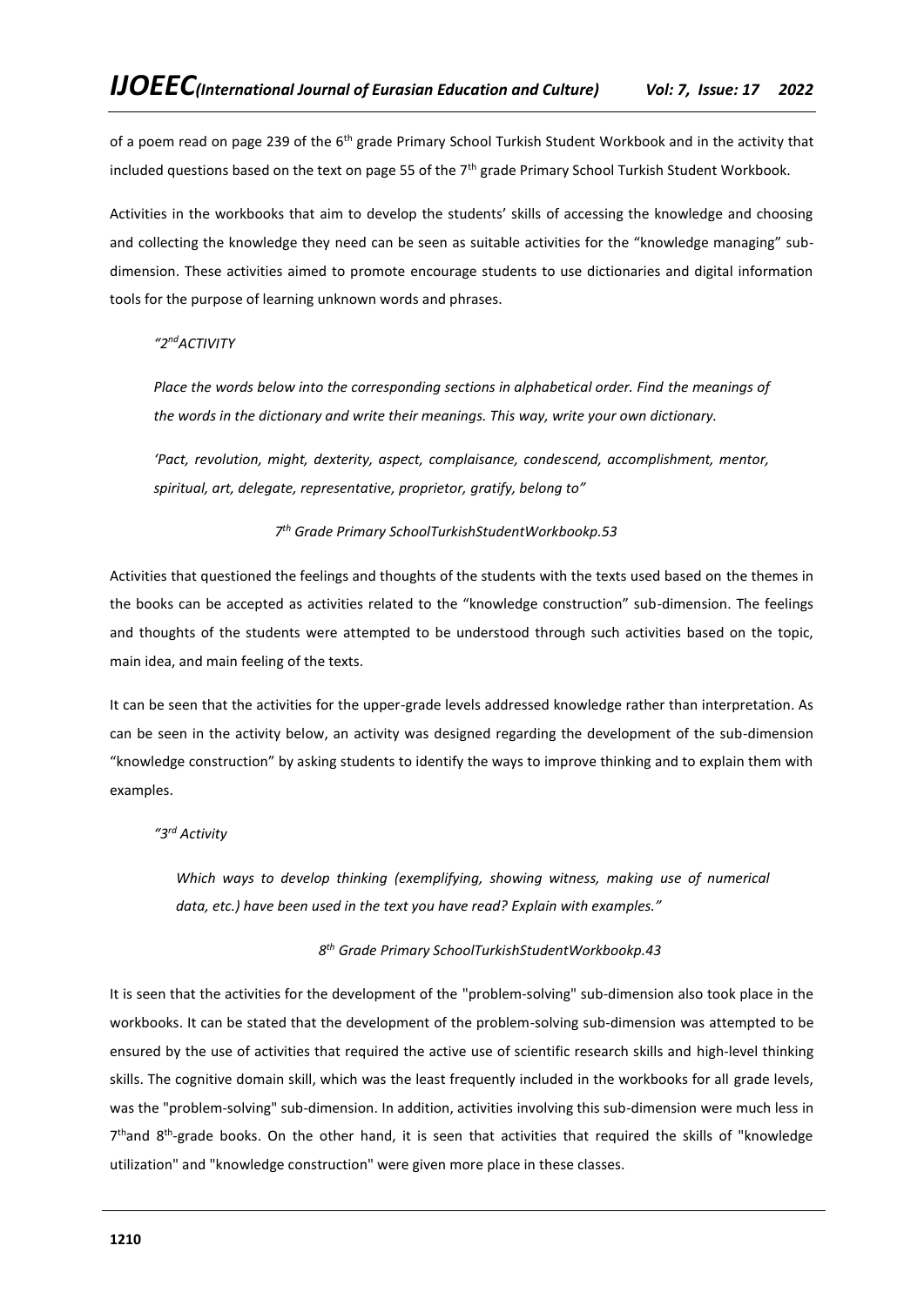of a poem read on page 239 of the 6th grade Primary School Turkish Student Workbook and in the activity that included questions based on the text on page 55 of the 7th grade Primary School Turkish Student Workbook.

Activities in the workbooks that aim to develop the students' skills of accessing the knowledge and choosing and collecting the knowledge they need can be seen as suitable activities for the "knowledge managing" sub-dimension. These activities aimed to promote encourage students to use dictionaries and digital information tools for the purpose of learning unknown words and phrases.

> *"2nd ACTIVITY*
>
> *Place the words below into the corresponding sections in alphabetical order. Find the meanings of the words in the dictionary and write their meanings. This way, write your own dictionary.*
>
> *'Pact, revolution, might, dexterity, aspect, complaisance, condescend, accomplishment, mentor, spiritual, art, delegate, representative, proprietor, gratify, belong to"*
>
> *7th Grade Primary SchoolTurkishStudentWorkbookp.53*

Activities that questioned the feelings and thoughts of the students with the texts used based on the themes in the books can be accepted as activities related to the "knowledge construction" sub-dimension. The feelings and thoughts of the students were attempted to be understood through such activities based on the topic, main idea, and main feeling of the texts.

It can be seen that the activities for the upper-grade levels addressed knowledge rather than interpretation. As can be seen in the activity below, an activity was designed regarding the development of the sub-dimension "knowledge construction" by asking students to identify the ways to improve thinking and to explain them with examples.

> *"3rd Activity*
>
> *Which ways to develop thinking (exemplifying, showing witness, making use of numerical data, etc.) have been used in the text you have read? Explain with examples."*
>
> *8th Grade Primary SchoolTurkishStudentWorkbookp.43*

It is seen that the activities for the development of the "problem-solving" sub-dimension also took place in the workbooks. It can be stated that the development of the problem-solving sub-dimension was attempted to be ensured by the use of activities that required the active use of scientific research skills and high-level thinking skills. The cognitive domain skill, which was the least frequently included in the workbooks for all grade levels, was the "problem-solving" sub-dimension. In addition, activities involving this sub-dimension were much less in 7thand 8th-grade books. On the other hand, it is seen that activities that required the skills of "knowledge utilization" and "knowledge construction" were given more place in these classes.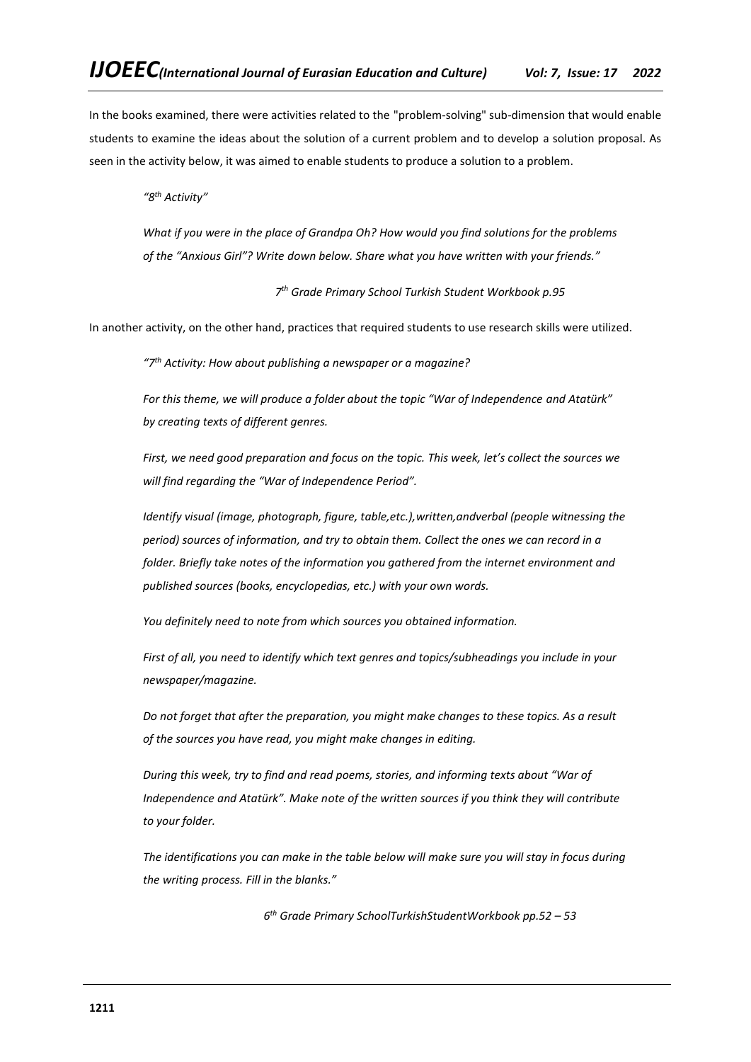In the books examined, there were activities related to the "problem-solving" sub-dimension that would enable students to examine the ideas about the solution of a current problem and to develop a solution proposal. As seen in the activity below, it was aimed to enable students to produce a solution to a problem.

> *"8th Activity"*
>
> *What if you were in the place of Grandpa Oh? How would you find solutions for the problems of the "Anxious Girl"? Write down below. Share what you have written with your friends."*
>
> *7th Grade Primary School Turkish Student Workbook p.95*

In another activity, on the other hand, practices that required students to use research skills were utilized.

> *"7th Activity: How about publishing a newspaper or a magazine?*
>
> *For this theme, we will produce a folder about the topic "War of Independence and Atatürk" by creating texts of different genres.*
>
> *First, we need good preparation and focus on the topic. This week, let's collect the sources we will find regarding the "War of Independence Period".*
>
> *Identify visual (image, photograph, figure, table,etc.),written,andverbal (people witnessing the period) sources of information, and try to obtain them. Collect the ones we can record in a folder. Briefly take notes of the information you gathered from the internet environment and published sources (books, encyclopedias, etc.) with your own words.*
>
> *You definitely need to note from which sources you obtained information.*
>
> *First of all, you need to identify which text genres and topics/subheadings you include in your newspaper/magazine.*
>
> *Do not forget that after the preparation, you might make changes to these topics. As a result of the sources you have read, you might make changes in editing.*
>
> *During this week, try to find and read poems, stories, and informing texts about "War of Independence and Atatürk". Make note of the written sources if you think they will contribute to your folder.*
>
> *The identifications you can make in the table below will make sure you will stay in focus during the writing process. Fill in the blanks."*
>
> *6th Grade Primary SchoolTurkishStudentWorkbook pp.52 – 53*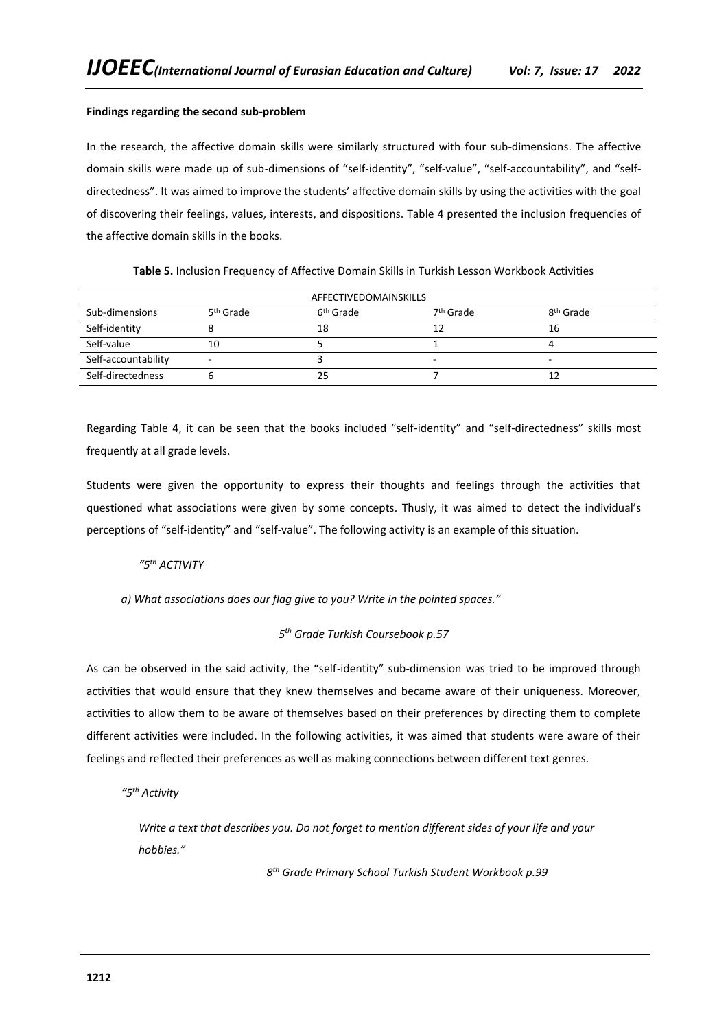**Findings regarding the second sub-problem**

In the research, the affective domain skills were similarly structured with four sub-dimensions. The affective domain skills were made up of sub-dimensions of "self-identity", "self-value", "self-accountability", and "self-directedness". It was aimed to improve the students' affective domain skills by using the activities with the goal of discovering their feelings, values, interests, and dispositions. Table 4 presented the inclusion frequencies of the affective domain skills in the books.

**Table 5.** Inclusion Frequency of Affective Domain Skills in Turkish Lesson Workbook Activities

| AFFECTIVEDOMAINSKILLS | | | | |
|---|---|---|---|---|
| Sub-dimensions | 5th Grade | 6th Grade | 7th Grade | 8th Grade |
| Self-identity | 8 | 18 | 12 | 16 |
| Self-value | 10 | 5 | 1 | 4 |
| Self-accountability | - | 3 | - | - |
| Self-directedness | 6 | 25 | 7 | 12 |

Regarding Table 4, it can be seen that the books included "self-identity" and "self-directedness" skills most frequently at all grade levels.

Students were given the opportunity to express their thoughts and feelings through the activities that questioned what associations were given by some concepts. Thusly, it was aimed to detect the individual's perceptions of "self-identity" and "self-value". The following activity is an example of this situation.

*"5th ACTIVITY*

*a) What associations does our flag give to you? Write in the pointed spaces."*

*5th Grade Turkish Coursebook p.57*

As can be observed in the said activity, the "self-identity" sub-dimension was tried to be improved through activities that would ensure that they knew themselves and became aware of their uniqueness. Moreover, activities to allow them to be aware of themselves based on their preferences by directing them to complete different activities were included. In the following activities, it was aimed that students were aware of their feelings and reflected their preferences as well as making connections between different text genres.

*"5th Activity*

*Write a text that describes you. Do not forget to mention different sides of your life and your hobbies."*

*8th Grade Primary School Turkish Student Workbook p.99*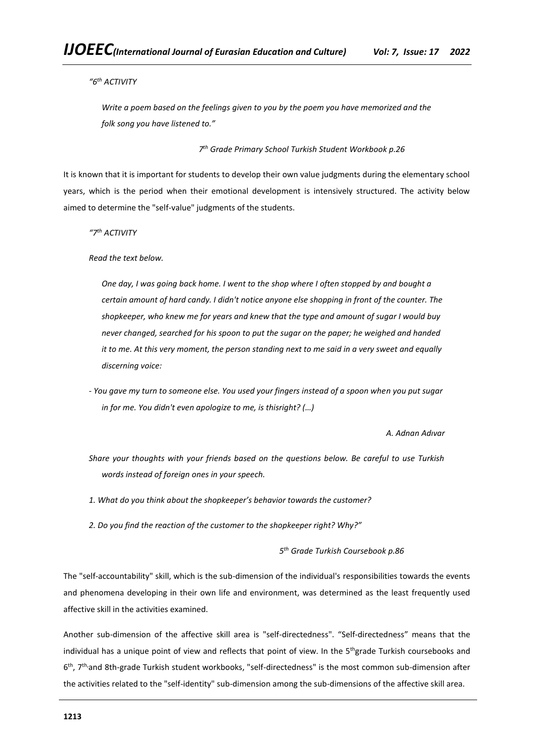*"6th ACTIVITY*

*Write a poem based on the feelings given to you by the poem you have memorized and the folk song you have listened to."*

*7th Grade Primary School Turkish Student Workbook p.26*

It is known that it is important for students to develop their own value judgments during the elementary school years, which is the period when their emotional development is intensively structured. The activity below aimed to determine the "self-value" judgments of the students.

*"7th ACTIVITY*

*Read the text below.*

*One day, I was going back home. I went to the shop where I often stopped by and bought a certain amount of hard candy. I didn't notice anyone else shopping in front of the counter. The shopkeeper, who knew me for years and knew that the type and amount of sugar I would buy never changed, searched for his spoon to put the sugar on the paper; he weighed and handed it to me. At this very moment, the person standing next to me said in a very sweet and equally discerning voice:*

*- You gave my turn to someone else. You used your fingers instead of a spoon when you put sugar in for me. You didn't even apologize to me, is thisright? (…)*

*A. Adnan Adıvar*

*Share your thoughts with your friends based on the questions below. Be careful to use Turkish words instead of foreign ones in your speech.*

*1. What do you think about the shopkeeper's behavior towards the customer?*

*2. Do you find the reaction of the customer to the shopkeeper right? Why?"*

*5th Grade Turkish Coursebook p.86*

The "self-accountability" skill, which is the sub-dimension of the individual's responsibilities towards the events and phenomena developing in their own life and environment, was determined as the least frequently used affective skill in the activities examined.

Another sub-dimension of the affective skill area is "self-directedness". "Self-directedness" means that the individual has a unique point of view and reflects that point of view. In the 5thgrade Turkish coursebooks and 6th, 7th, and 8th-grade Turkish student workbooks, "self-directedness" is the most common sub-dimension after the activities related to the "self-identity" sub-dimension among the sub-dimensions of the affective skill area.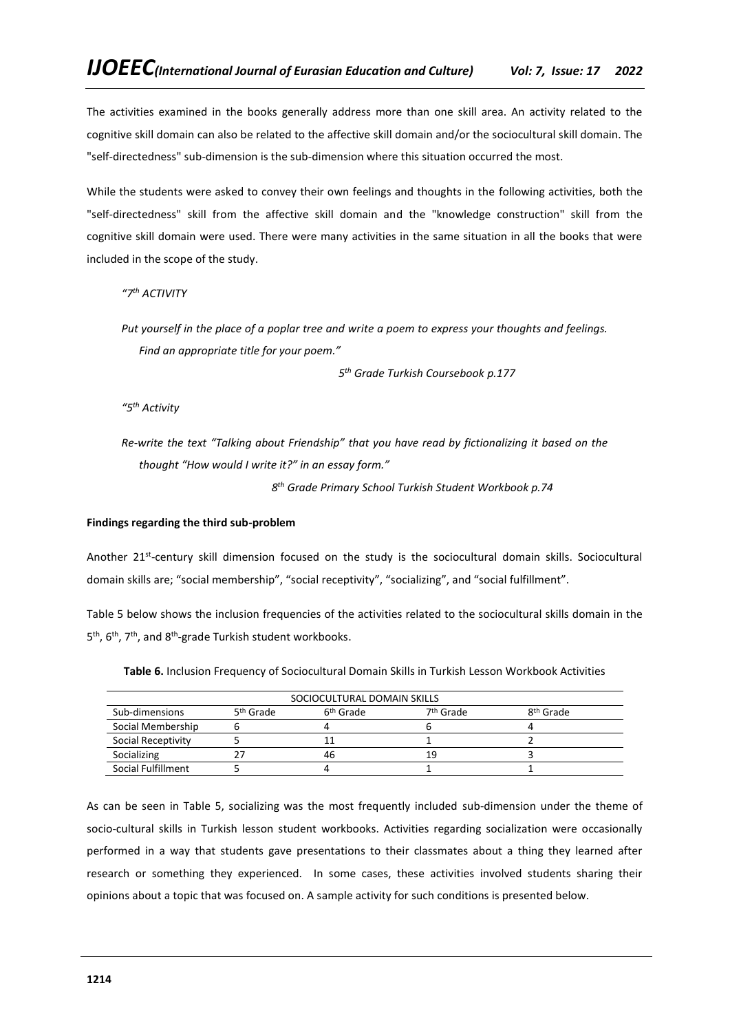The activities examined in the books generally address more than one skill area. An activity related to the cognitive skill domain can also be related to the affective skill domain and/or the sociocultural skill domain. The "self-directedness" sub-dimension is the sub-dimension where this situation occurred the most.

While the students were asked to convey their own feelings and thoughts in the following activities, both the "self-directedness" skill from the affective skill domain and the "knowledge construction" skill from the cognitive skill domain were used. There were many activities in the same situation in all the books that were included in the scope of the study.

> *"7th ACTIVITY*
>
> *Put yourself in the place of a poplar tree and write a poem to express your thoughts and feelings. Find an appropriate title for your poem."*
>
> *5th Grade Turkish Coursebook p.177*

> *"5th Activity*
>
> *Re-write the text "Talking about Friendship" that you have read by fictionalizing it based on the thought "How would I write it?" in an essay form."*
>
> *8th Grade Primary School Turkish Student Workbook p.74*

**Findings regarding the third sub-problem**

Another 21st-century skill dimension focused on the study is the sociocultural domain skills. Sociocultural domain skills are; "social membership", "social receptivity", "socializing", and "social fulfillment".

Table 5 below shows the inclusion frequencies of the activities related to the sociocultural skills domain in the 5th, 6th, 7th, and 8th-grade Turkish student workbooks.

**Table 6.** Inclusion Frequency of Sociocultural Domain Skills in Turkish Lesson Workbook Activities

| SOCIOCULTURAL DOMAIN SKILLS | | | | |
|---|---|---|---|---|
| Sub-dimensions | 5th Grade | 6th Grade | 7th Grade | 8th Grade |
| Social Membership | 6 | 4 | 6 | 4 |
| Social Receptivity | 5 | 11 | 1 | 2 |
| Socializing | 27 | 46 | 19 | 3 |
| Social Fulfillment | 5 | 4 | 1 | 1 |

As can be seen in Table 5, socializing was the most frequently included sub-dimension under the theme of socio-cultural skills in Turkish lesson student workbooks. Activities regarding socialization were occasionally performed in a way that students gave presentations to their classmates about a thing they learned after research or something they experienced. In some cases, these activities involved students sharing their opinions about a topic that was focused on. A sample activity for such conditions is presented below.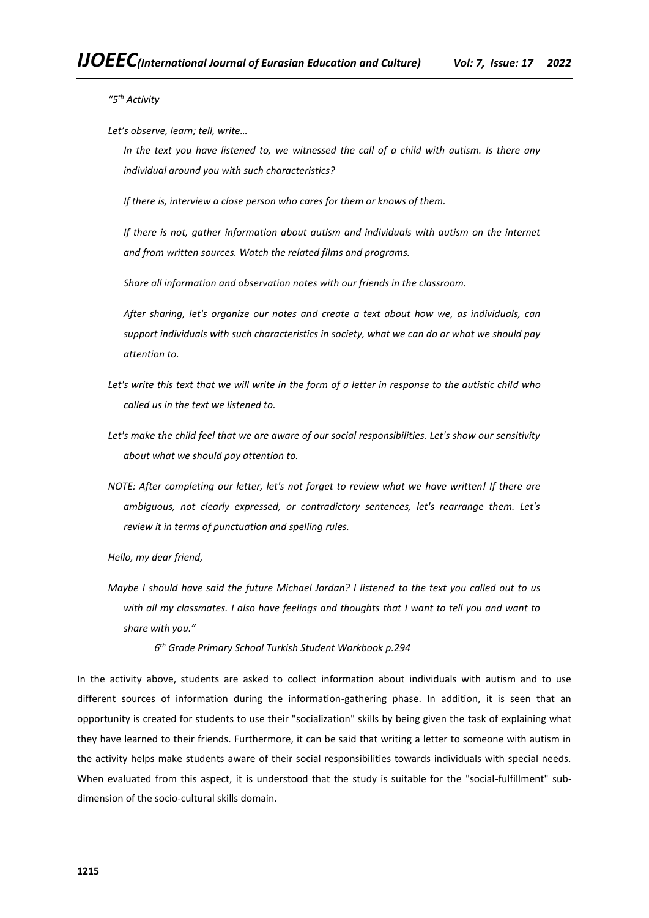*"5th Activity*

*Let's observe, learn; tell, write…*

*In the text you have listened to, we witnessed the call of a child with autism. Is there any individual around you with such characteristics?*

*If there is, interview a close person who cares for them or knows of them.*

*If there is not, gather information about autism and individuals with autism on the internet and from written sources. Watch the related films and programs.*

*Share all information and observation notes with our friends in the classroom.*

*After sharing, let's organize our notes and create a text about how we, as individuals, can support individuals with such characteristics in society, what we can do or what we should pay attention to.*

*Let's write this text that we will write in the form of a letter in response to the autistic child who called us in the text we listened to.*

*Let's make the child feel that we are aware of our social responsibilities. Let's show our sensitivity about what we should pay attention to.*

*NOTE: After completing our letter, let's not forget to review what we have written! If there are ambiguous, not clearly expressed, or contradictory sentences, let's rearrange them. Let's review it in terms of punctuation and spelling rules.*

*Hello, my dear friend,*

*Maybe I should have said the future Michael Jordan? I listened to the text you called out to us with all my classmates. I also have feelings and thoughts that I want to tell you and want to share with you."*

*6th Grade Primary School Turkish Student Workbook p.294*

In the activity above, students are asked to collect information about individuals with autism and to use different sources of information during the information-gathering phase. In addition, it is seen that an opportunity is created for students to use their "socialization" skills by being given the task of explaining what they have learned to their friends. Furthermore, it can be said that writing a letter to someone with autism in the activity helps make students aware of their social responsibilities towards individuals with special needs. When evaluated from this aspect, it is understood that the study is suitable for the "social-fulfillment" sub-dimension of the socio-cultural skills domain.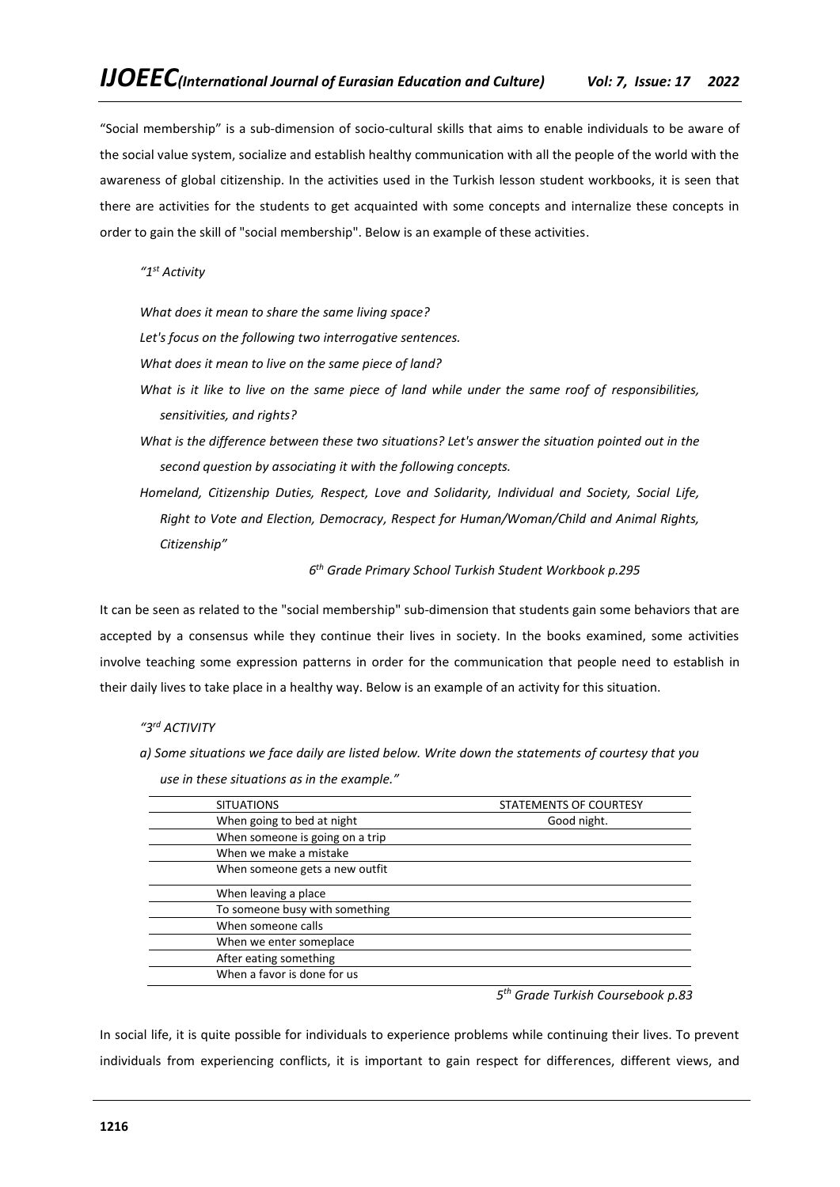"Social membership" is a sub-dimension of socio-cultural skills that aims to enable individuals to be aware of the social value system, socialize and establish healthy communication with all the people of the world with the awareness of global citizenship. In the activities used in the Turkish lesson student workbooks, it is seen that there are activities for the students to get acquainted with some concepts and internalize these concepts in order to gain the skill of "social membership". Below is an example of these activities.

*"1st Activity*

*What does it mean to share the same living space?*

*Let's focus on the following two interrogative sentences.*

*What does it mean to live on the same piece of land?*

*What is it like to live on the same piece of land while under the same roof of responsibilities, sensitivities, and rights?*

*What is the difference between these two situations? Let's answer the situation pointed out in the second question by associating it with the following concepts.*

*Homeland, Citizenship Duties, Respect, Love and Solidarity, Individual and Society, Social Life, Right to Vote and Election, Democracy, Respect for Human/Woman/Child and Animal Rights, Citizenship"*

*6th Grade Primary School Turkish Student Workbook p.295*

It can be seen as related to the "social membership" sub-dimension that students gain some behaviors that are accepted by a consensus while they continue their lives in society. In the books examined, some activities involve teaching some expression patterns in order for the communication that people need to establish in their daily lives to take place in a healthy way. Below is an example of an activity for this situation.

*"3rd ACTIVITY*

*a) Some situations we face daily are listed below. Write down the statements of courtesy that you use in these situations as in the example."*

| SITUATIONS | STATEMENTS OF COURTESY |
|---|---|
| When going to bed at night | Good night. |
| When someone is going on a trip | |
| When we make a mistake | |
| When someone gets a new outfit | |
| When leaving a place | |
| To someone busy with something | |
| When someone calls | |
| When we enter someplace | |
| After eating something | |
| When a favor is done for us | |

*5th Grade Turkish Coursebook p.83*

In social life, it is quite possible for individuals to experience problems while continuing their lives. To prevent individuals from experiencing conflicts, it is important to gain respect for differences, different views, and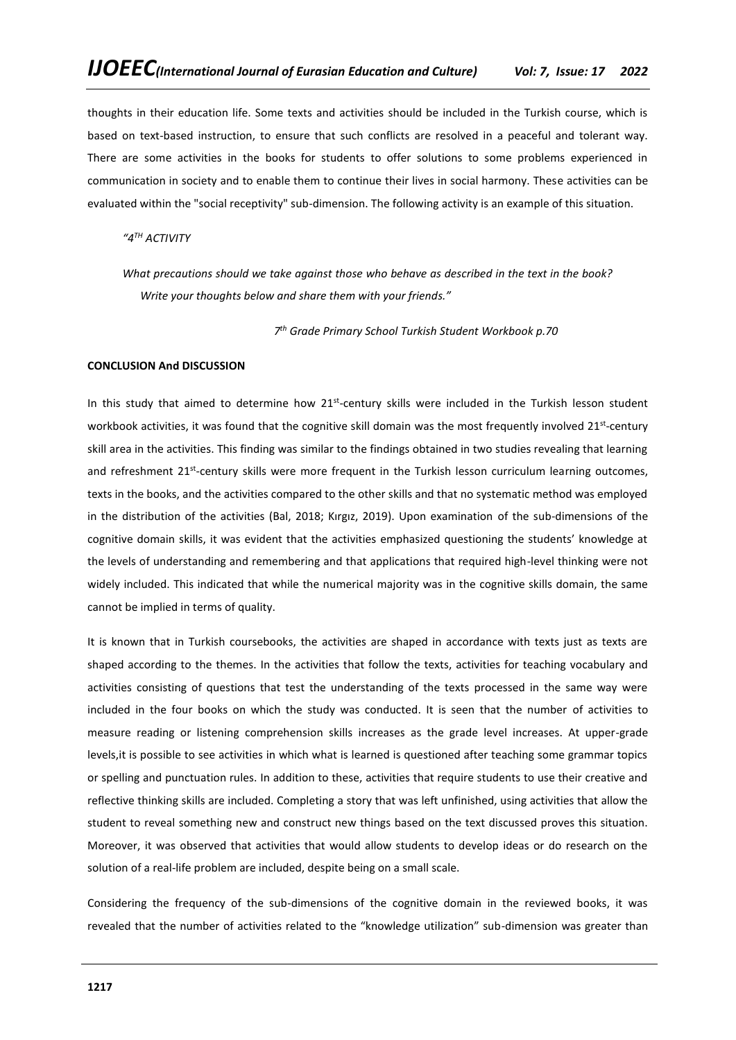thoughts in their education life. Some texts and activities should be included in the Turkish course, which is based on text-based instruction, to ensure that such conflicts are resolved in a peaceful and tolerant way. There are some activities in the books for students to offer solutions to some problems experienced in communication in society and to enable them to continue their lives in social harmony. These activities can be evaluated within the "social receptivity" sub-dimension. The following activity is an example of this situation.

*"4TH ACTIVITY*

*What precautions should we take against those who behave as described in the text in the book? Write your thoughts below and share them with your friends."*

*7th Grade Primary School Turkish Student Workbook p.70*

**CONCLUSION And DISCUSSION**

In this study that aimed to determine how 21st-century skills were included in the Turkish lesson student workbook activities, it was found that the cognitive skill domain was the most frequently involved 21st-century skill area in the activities. This finding was similar to the findings obtained in two studies revealing that learning and refreshment 21st-century skills were more frequent in the Turkish lesson curriculum learning outcomes, texts in the books, and the activities compared to the other skills and that no systematic method was employed in the distribution of the activities (Bal, 2018; Kırgız, 2019). Upon examination of the sub-dimensions of the cognitive domain skills, it was evident that the activities emphasized questioning the students' knowledge at the levels of understanding and remembering and that applications that required high-level thinking were not widely included. This indicated that while the numerical majority was in the cognitive skills domain, the same cannot be implied in terms of quality.

It is known that in Turkish coursebooks, the activities are shaped in accordance with texts just as texts are shaped according to the themes. In the activities that follow the texts, activities for teaching vocabulary and activities consisting of questions that test the understanding of the texts processed in the same way were included in the four books on which the study was conducted. It is seen that the number of activities to measure reading or listening comprehension skills increases as the grade level increases. At upper-grade levels,it is possible to see activities in which what is learned is questioned after teaching some grammar topics or spelling and punctuation rules. In addition to these, activities that require students to use their creative and reflective thinking skills are included. Completing a story that was left unfinished, using activities that allow the student to reveal something new and construct new things based on the text discussed proves this situation. Moreover, it was observed that activities that would allow students to develop ideas or do research on the solution of a real-life problem are included, despite being on a small scale.

Considering the frequency of the sub-dimensions of the cognitive domain in the reviewed books, it was revealed that the number of activities related to the "knowledge utilization" sub-dimension was greater than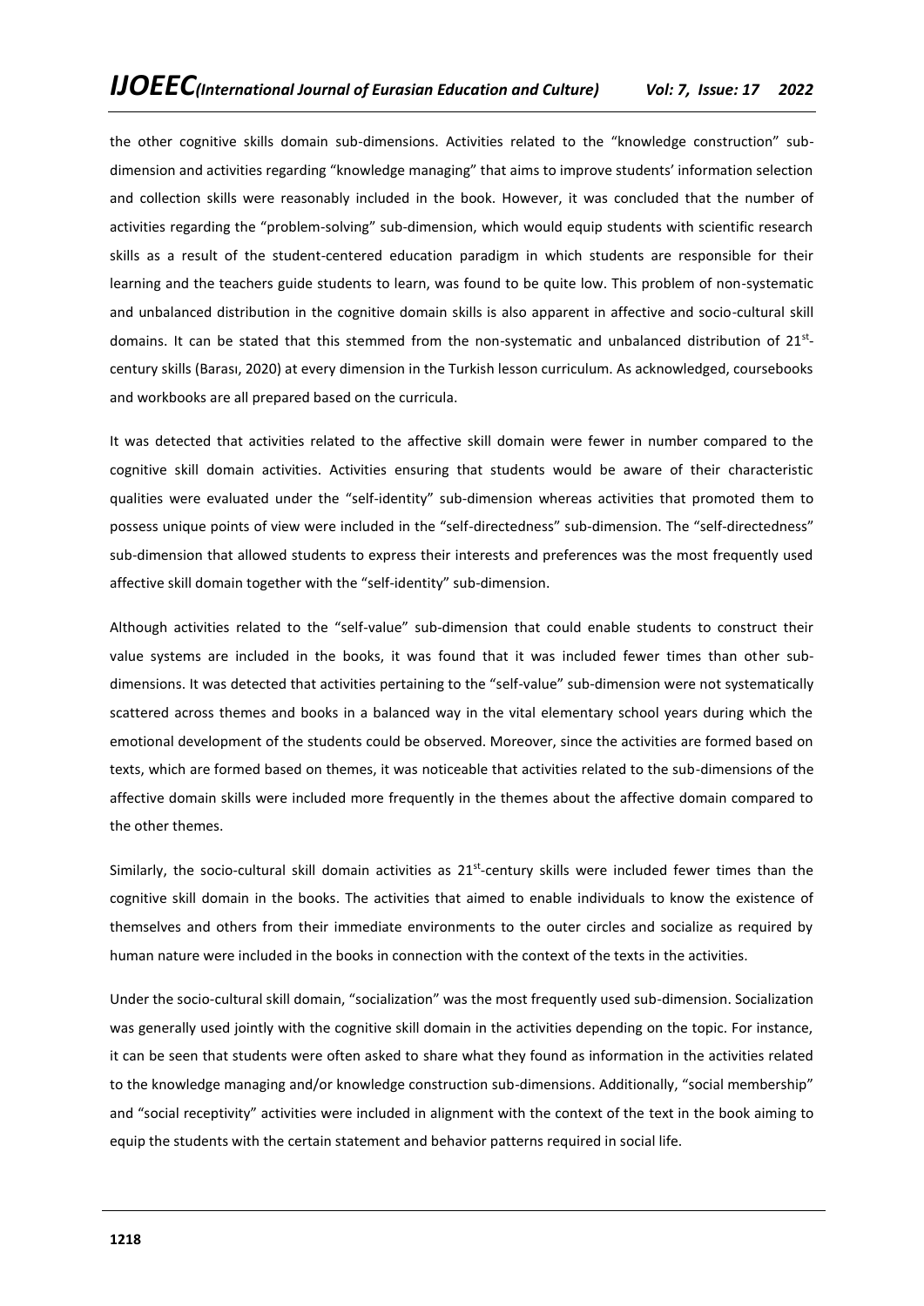the other cognitive skills domain sub-dimensions. Activities related to the "knowledge construction" sub-dimension and activities regarding "knowledge managing" that aims to improve students' information selection and collection skills were reasonably included in the book. However, it was concluded that the number of activities regarding the "problem-solving" sub-dimension, which would equip students with scientific research skills as a result of the student-centered education paradigm in which students are responsible for their learning and the teachers guide students to learn, was found to be quite low. This problem of non-systematic and unbalanced distribution in the cognitive domain skills is also apparent in affective and socio-cultural skill domains. It can be stated that this stemmed from the non-systematic and unbalanced distribution of 21st-century skills (Barası, 2020) at every dimension in the Turkish lesson curriculum. As acknowledged, coursebooks and workbooks are all prepared based on the curricula.

It was detected that activities related to the affective skill domain were fewer in number compared to the cognitive skill domain activities. Activities ensuring that students would be aware of their characteristic qualities were evaluated under the "self-identity" sub-dimension whereas activities that promoted them to possess unique points of view were included in the "self-directedness" sub-dimension. The "self-directedness" sub-dimension that allowed students to express their interests and preferences was the most frequently used affective skill domain together with the "self-identity" sub-dimension.

Although activities related to the "self-value" sub-dimension that could enable students to construct their value systems are included in the books, it was found that it was included fewer times than other sub-dimensions. It was detected that activities pertaining to the "self-value" sub-dimension were not systematically scattered across themes and books in a balanced way in the vital elementary school years during which the emotional development of the students could be observed. Moreover, since the activities are formed based on texts, which are formed based on themes, it was noticeable that activities related to the sub-dimensions of the affective domain skills were included more frequently in the themes about the affective domain compared to the other themes.

Similarly, the socio-cultural skill domain activities as 21st-century skills were included fewer times than the cognitive skill domain in the books. The activities that aimed to enable individuals to know the existence of themselves and others from their immediate environments to the outer circles and socialize as required by human nature were included in the books in connection with the context of the texts in the activities.

Under the socio-cultural skill domain, "socialization" was the most frequently used sub-dimension. Socialization was generally used jointly with the cognitive skill domain in the activities depending on the topic. For instance, it can be seen that students were often asked to share what they found as information in the activities related to the knowledge managing and/or knowledge construction sub-dimensions. Additionally, "social membership" and "social receptivity" activities were included in alignment with the context of the text in the book aiming to equip the students with the certain statement and behavior patterns required in social life.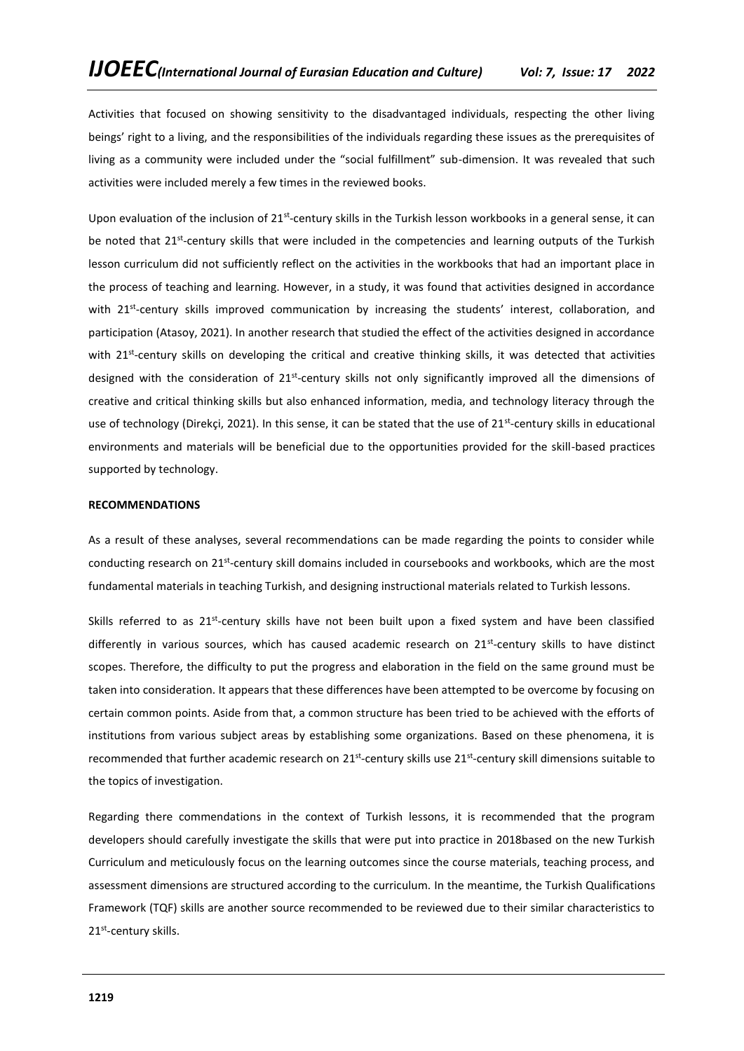Activities that focused on showing sensitivity to the disadvantaged individuals, respecting the other living beings' right to a living, and the responsibilities of the individuals regarding these issues as the prerequisites of living as a community were included under the "social fulfillment" sub-dimension. It was revealed that such activities were included merely a few times in the reviewed books.

Upon evaluation of the inclusion of 21st-century skills in the Turkish lesson workbooks in a general sense, it can be noted that 21st-century skills that were included in the competencies and learning outputs of the Turkish lesson curriculum did not sufficiently reflect on the activities in the workbooks that had an important place in the process of teaching and learning. However, in a study, it was found that activities designed in accordance with 21st-century skills improved communication by increasing the students' interest, collaboration, and participation (Atasoy, 2021). In another research that studied the effect of the activities designed in accordance with 21st-century skills on developing the critical and creative thinking skills, it was detected that activities designed with the consideration of 21st-century skills not only significantly improved all the dimensions of creative and critical thinking skills but also enhanced information, media, and technology literacy through the use of technology (Direkçi, 2021). In this sense, it can be stated that the use of 21st-century skills in educational environments and materials will be beneficial due to the opportunities provided for the skill-based practices supported by technology.

**RECOMMENDATIONS**

As a result of these analyses, several recommendations can be made regarding the points to consider while conducting research on 21st-century skill domains included in coursebooks and workbooks, which are the most fundamental materials in teaching Turkish, and designing instructional materials related to Turkish lessons.

Skills referred to as 21st-century skills have not been built upon a fixed system and have been classified differently in various sources, which has caused academic research on 21st-century skills to have distinct scopes. Therefore, the difficulty to put the progress and elaboration in the field on the same ground must be taken into consideration. It appears that these differences have been attempted to be overcome by focusing on certain common points. Aside from that, a common structure has been tried to be achieved with the efforts of institutions from various subject areas by establishing some organizations. Based on these phenomena, it is recommended that further academic research on 21st-century skills use 21st-century skill dimensions suitable to the topics of investigation.

Regarding there commendations in the context of Turkish lessons, it is recommended that the program developers should carefully investigate the skills that were put into practice in 2018based on the new Turkish Curriculum and meticulously focus on the learning outcomes since the course materials, teaching process, and assessment dimensions are structured according to the curriculum. In the meantime, the Turkish Qualifications Framework (TQF) skills are another source recommended to be reviewed due to their similar characteristics to 21st-century skills.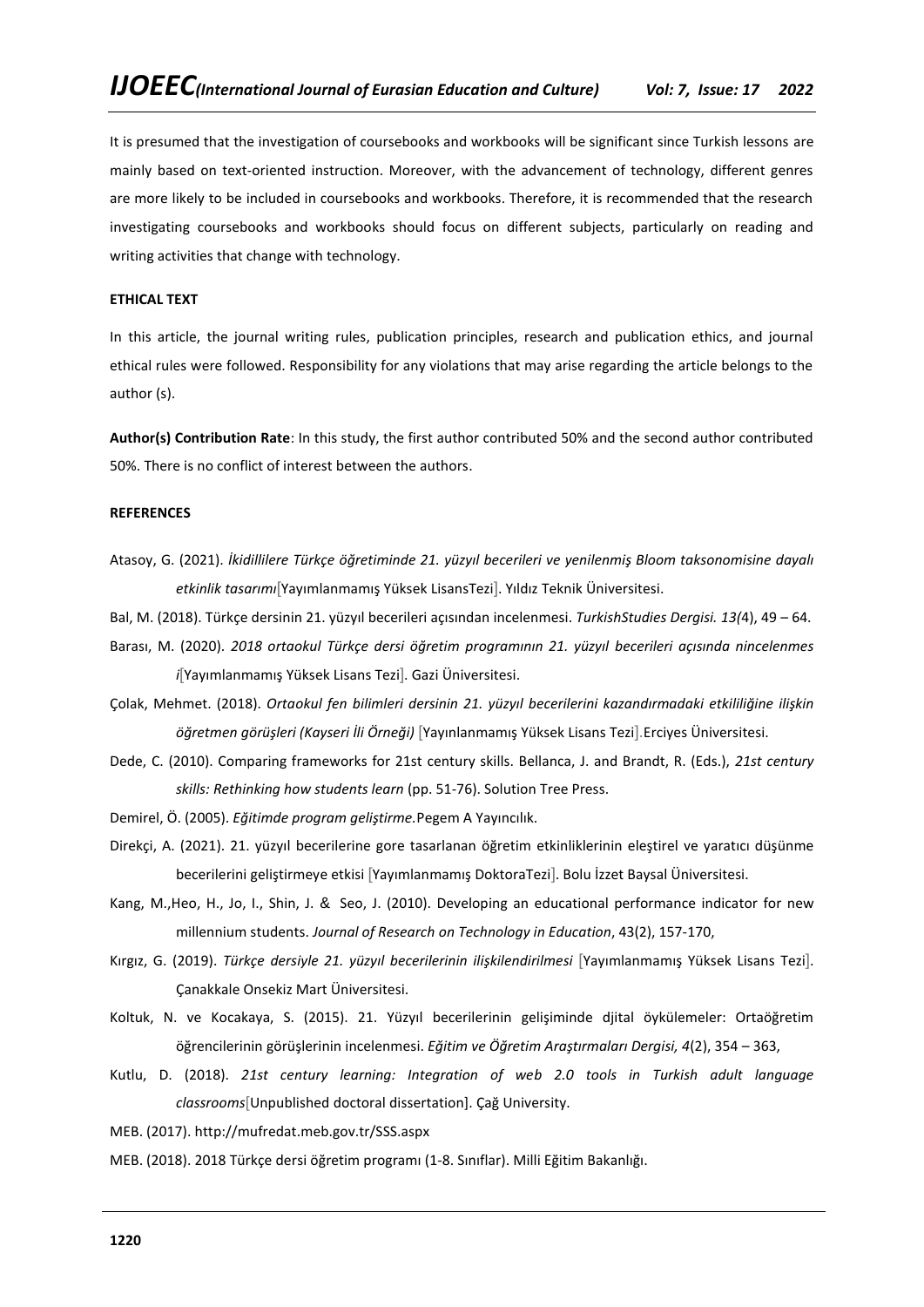It is presumed that the investigation of coursebooks and workbooks will be significant since Turkish lessons are mainly based on text-oriented instruction. Moreover, with the advancement of technology, different genres are more likely to be included in coursebooks and workbooks. Therefore, it is recommended that the research investigating coursebooks and workbooks should focus on different subjects, particularly on reading and writing activities that change with technology.

**ETHICAL TEXT**

In this article, the journal writing rules, publication principles, research and publication ethics, and journal ethical rules were followed. Responsibility for any violations that may arise regarding the article belongs to the author (s).

**Author(s) Contribution Rate**: In this study, the first author contributed 50% and the second author contributed 50%. There is no conflict of interest between the authors.

**REFERENCES**

Atasoy, G. (2021). *İkidillilere Türkçe öğretiminde 21. yüzyıl becerileri ve yenilenmiş Bloom taksonomisine dayalı etkinlik tasarımı*[Yayımlanmamış Yüksek LisansTezi]. Yıldız Teknik Üniversitesi.

Bal, M. (2018). Türkçe dersinin 21. yüzyıl becerileri açısından incelenmesi. *TurkishStudies Dergisi. 13(*4), 49 – 64.

Barası, M. (2020). *2018 ortaokul Türkçe dersi öğretim programının 21. yüzyıl becerileri açısında nincelenmes i*[Yayımlanmamış Yüksek Lisans Tezi]. Gazi Üniversitesi.

Çolak, Mehmet. (2018). *Ortaokul fen bilimleri dersinin 21. yüzyıl becerilerini kazandırmadaki etkililiğine ilişkin öğretmen görüşleri (Kayseri İli Örneği)* [Yayınlanmamış Yüksek Lisans Tezi].Erciyes Üniversitesi.

Dede, C. (2010). Comparing frameworks for 21st century skills. Bellanca, J. and Brandt, R. (Eds.), *21st century skills: Rethinking how students learn* (pp. 51-76). Solution Tree Press.

Demirel, Ö. (2005). *Eğitimde program geliştirme.*Pegem A Yayıncılık.

Direkçi, A. (2021). 21. yüzyıl becerilerine gore tasarlanan öğretim etkinliklerinin eleştirel ve yaratıcı düşünme becerilerini geliştirmeye etkisi [Yayımlanmamış DoktoraTezi]. Bolu İzzet Baysal Üniversitesi.

Kang, M.,Heo, H., Jo, I., Shin, J. & Seo, J. (2010). Developing an educational performance indicator for new millennium students. *Journal of Research on Technology in Education*, 43(2), 157-170,

Kırgız, G. (2019). *Türkçe dersiyle 21. yüzyıl becerilerinin ilişkilendirilmesi* [Yayımlanmamış Yüksek Lisans Tezi]. Çanakkale Onsekiz Mart Üniversitesi.

Koltuk, N. ve Kocakaya, S. (2015). 21. Yüzyıl becerilerinin gelişiminde djital öykülemeler: Ortaöğretim öğrencilerinin görüşlerinin incelenmesi. *Eğitim ve Öğretim Araştırmaları Dergisi, 4*(2), 354 – 363,

Kutlu, D. (2018). *21st century learning: Integration of web 2.0 tools in Turkish adult language classrooms*[Unpublished doctoral dissertation]. Çağ University.

MEB. (2017). http://mufredat.meb.gov.tr/SSS.aspx

MEB. (2018). 2018 Türkçe dersi öğretim programı (1-8. Sınıflar). Milli Eğitim Bakanlığı.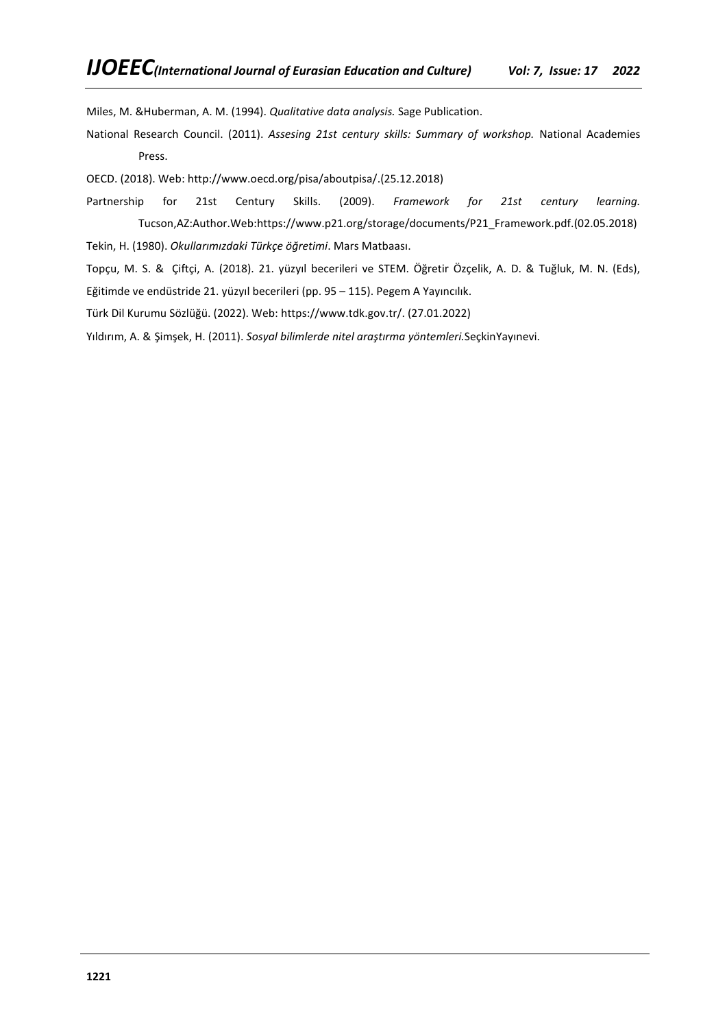Miles, M. &Huberman, A. M. (1994). *Qualitative data analysis.* Sage Publication.

National Research Council. (2011). *Assesing 21st century skills: Summary of workshop.* National Academies Press.

OECD. (2018). Web: http://www.oecd.org/pisa/aboutpisa/.(25.12.2018)

Partnership for 21st Century Skills. (2009). *Framework for 21st century learning.* Tucson,AZ:Author.Web:https://www.p21.org/storage/documents/P21_Framework.pdf.(02.05.2018)

Tekin, H. (1980). *Okullarımızdaki Türkçe öğretimi*. Mars Matbaası.

Topçu, M. S. & Çiftçi, A. (2018). 21. yüzyıl becerileri ve STEM. Öğretir Özçelik, A. D. & Tuğluk, M. N. (Eds), Eğitimde ve endüstride 21. yüzyıl becerileri (pp. 95 – 115). Pegem A Yayıncılık.

Türk Dil Kurumu Sözlüğü. (2022). Web: https://www.tdk.gov.tr/. (27.01.2022)

Yıldırım, A. & Şimşek, H. (2011). *Sosyal bilimlerde nitel araştırma yöntemleri.*SeçkinYayınevi.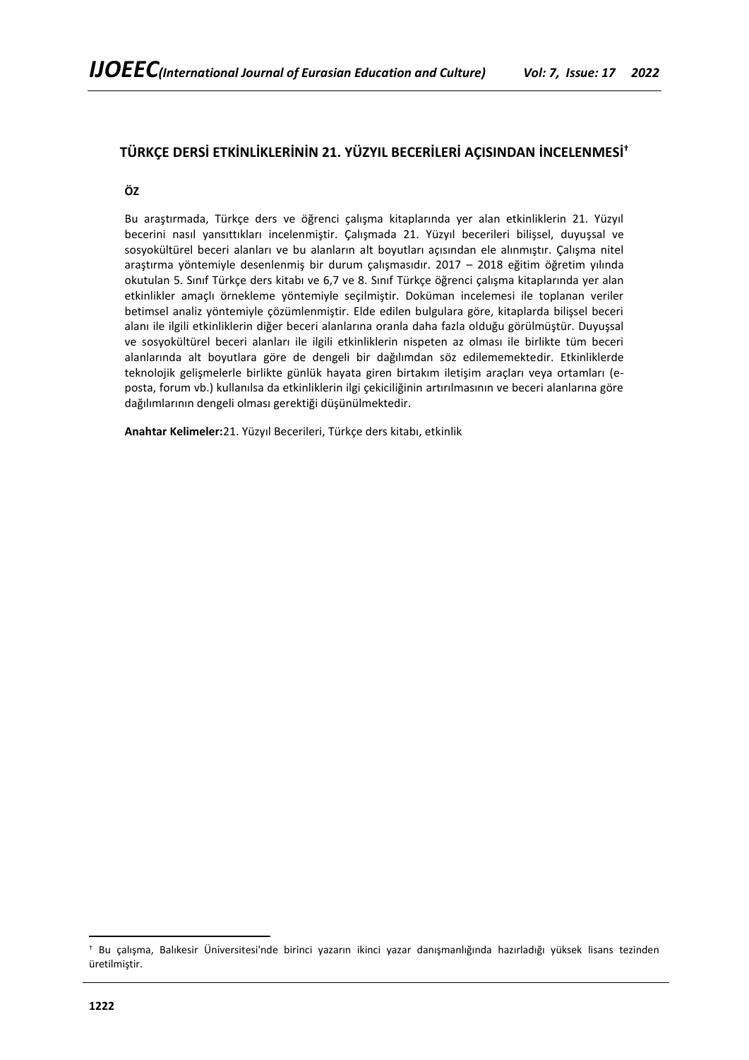## TÜRKÇE DERSİ ETKİNLİKLERİNİN 21. YÜZYIL BECERİLERİ AÇISINDAN İNCELENMESİ[†]

**ÖZ**

Bu araştırmada, Türkçe ders ve öğrenci çalışma kitaplarında yer alan etkinliklerin 21. Yüzyıl becerini nasıl yansıttıkları incelenmiştir. Çalışmada 21. Yüzyıl becerileri bilişsel, duyuşsal ve sosyokültürel beceri alanları ve bu alanların alt boyutları açısından ele alınmıştır. Çalışma nitel araştırma yöntemiyle desenlenmiş bir durum çalışmasıdır. 2017 – 2018 eğitim öğretim yılında okutulan 5. Sınıf Türkçe ders kitabı ve 6,7 ve 8. Sınıf Türkçe öğrenci çalışma kitaplarında yer alan etkinlikler amaçlı örnekleme yöntemiyle seçilmiştir. Doküman incelemesi ile toplanan veriler betimsel analiz yöntemiyle çözümlenmiştir. Elde edilen bulgulara göre, kitaplarda bilişsel beceri alanı ile ilgili etkinliklerin diğer beceri alanlarına oranla daha fazla olduğu görülmüştür. Duyuşsal ve sosyokültürel beceri alanları ile ilgili etkinliklerin nispeten az olması ile birlikte tüm beceri alanlarında alt boyutlara göre de dengeli bir dağılımdan söz edilememektedir. Etkinliklerde teknolojik gelişmelerle birlikte günlük hayata giren birtakım iletişim araçları veya ortamları (e-posta, forum vb.) kullanılsa da etkinliklerin ilgi çekiciliğinin artırılmasının ve beceri alanlarına göre dağılımlarının dengeli olması gerektiği düşünülmektedir.

**Anahtar Kelimeler:** 21. Yüzyıl Becerileri, Türkçe ders kitabı, etkinlik

---

[†] Bu çalışma, Balıkesir Üniversitesi'nde birinci yazarın ikinci yazar danışmanlığında hazırladığı yüksek lisans tezinden üretilmiştir.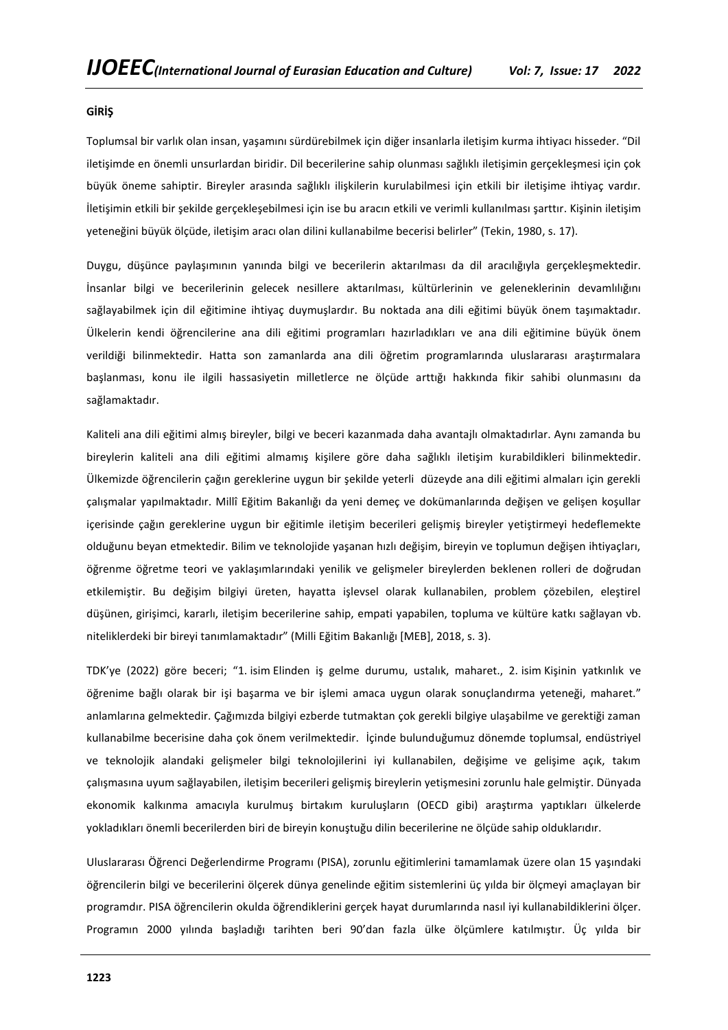**GİRİŞ**

Toplumsal bir varlık olan insan, yaşamını sürdürebilmek için diğer insanlarla iletişim kurma ihtiyacı hisseder. "Dil iletişimde en önemli unsurlardan biridir. Dil becerilerine sahip olunması sağlıklı iletişimin gerçekleşmesi için çok büyük öneme sahiptir. Bireyler arasında sağlıklı ilişkilerin kurulabilmesi için etkili bir iletişime ihtiyaç vardır. İletişimin etkili bir şekilde gerçekleşebilmesi için ise bu aracın etkili ve verimli kullanılması şarttır. Kişinin iletişim yeteneğini büyük ölçüde, iletişim aracı olan dilini kullanabilme becerisi belirler" (Tekin, 1980, s. 17).

Duygu, düşünce paylaşımının yanında bilgi ve becerilerin aktarılması da dil aracılığıyla gerçekleşmektedir. İnsanlar bilgi ve becerilerinin gelecek nesillere aktarılması, kültürlerinin ve geleneklerinin devamlılığını sağlayabilmek için dil eğitimine ihtiyaç duymuşlardır. Bu noktada ana dili eğitimi büyük önem taşımaktadır. Ülkelerin kendi öğrencilerine ana dili eğitimi programları hazırladıkları ve ana dili eğitimine büyük önem verildiği bilinmektedir. Hatta son zamanlarda ana dili öğretim programlarında uluslararası araştırmalara başlanması, konu ile ilgili hassasiyetin milletlerce ne ölçüde arttığı hakkında fikir sahibi olunmasını da sağlamaktadır.

Kaliteli ana dili eğitimi almış bireyler, bilgi ve beceri kazanmada daha avantajlı olmaktadırlar. Aynı zamanda bu bireylerin kaliteli ana dili eğitimi almamış kişilere göre daha sağlıklı iletişim kurabildikleri bilinmektedir. Ülkemizde öğrencilerin çağın gereklerine uygun bir şekilde yeterli düzeyde ana dili eğitimi almaları için gerekli çalışmalar yapılmaktadır. Millî Eğitim Bakanlığı da yeni demeç ve dokümanlarında değişen ve gelişen koşullar içerisinde çağın gereklerine uygun bir eğitimle iletişim becerileri gelişmiş bireyler yetiştirmeyi hedeflemekte olduğunu beyan etmektedir. Bilim ve teknolojide yaşanan hızlı değişim, bireyin ve toplumun değişen ihtiyaçları, öğrenme öğretme teori ve yaklaşımlarındaki yenilik ve gelişmeler bireylerden beklenen rolleri de doğrudan etkilemiştir. Bu değişim bilgiyi üreten, hayatta işlevsel olarak kullanabilen, problem çözebilen, eleştirel düşünen, girişimci, kararlı, iletişim becerilerine sahip, empati yapabilen, topluma ve kültüre katkı sağlayan vb. niteliklerdeki bir bireyi tanımlamaktadır" (Milli Eğitim Bakanlığı [MEB], 2018, s. 3).

TDK'ye (2022) göre beceri; "1. isim Elinden iş gelme durumu, ustalık, maharet., 2. isim Kişinin yatkınlık ve öğrenime bağlı olarak bir işi başarma ve bir işlemi amaca uygun olarak sonuçlandırma yeteneği, maharet." anlamlarına gelmektedir. Çağımızda bilgiyi ezberde tutmaktan çok gerekli bilgiye ulaşabilme ve gerektiği zaman kullanabilme becerisine daha çok önem verilmektedir. İçinde bulunduğumuz dönemde toplumsal, endüstriyel ve teknolojik alandaki gelişmeler bilgi teknolojilerini iyi kullanabilen, değişime ve gelişime açık, takım çalışmasına uyum sağlayabilen, iletişim becerileri gelişmiş bireylerin yetişmesini zorunlu hale gelmiştir. Dünyada ekonomik kalkınma amacıyla kurulmuş birtakım kuruluşların (OECD gibi) araştırma yaptıkları ülkelerde yokladıkları önemli becerilerden biri de bireyin konuştuğu dilin becerilerine ne ölçüde sahip olduklarıdır.

Uluslararası Öğrenci Değerlendirme Programı (PISA), zorunlu eğitimlerini tamamlamak üzere olan 15 yaşındaki öğrencilerin bilgi ve becerilerini ölçerek dünya genelinde eğitim sistemlerini üç yılda bir ölçmeyi amaçlayan bir programdır. PISA öğrencilerin okulda öğrendiklerini gerçek hayat durumlarında nasıl iyi kullanabildiklerini ölçer. Programın 2000 yılında başladığı tarihten beri 90'dan fazla ülke ölçümlere katılmıştır. Üç yılda bir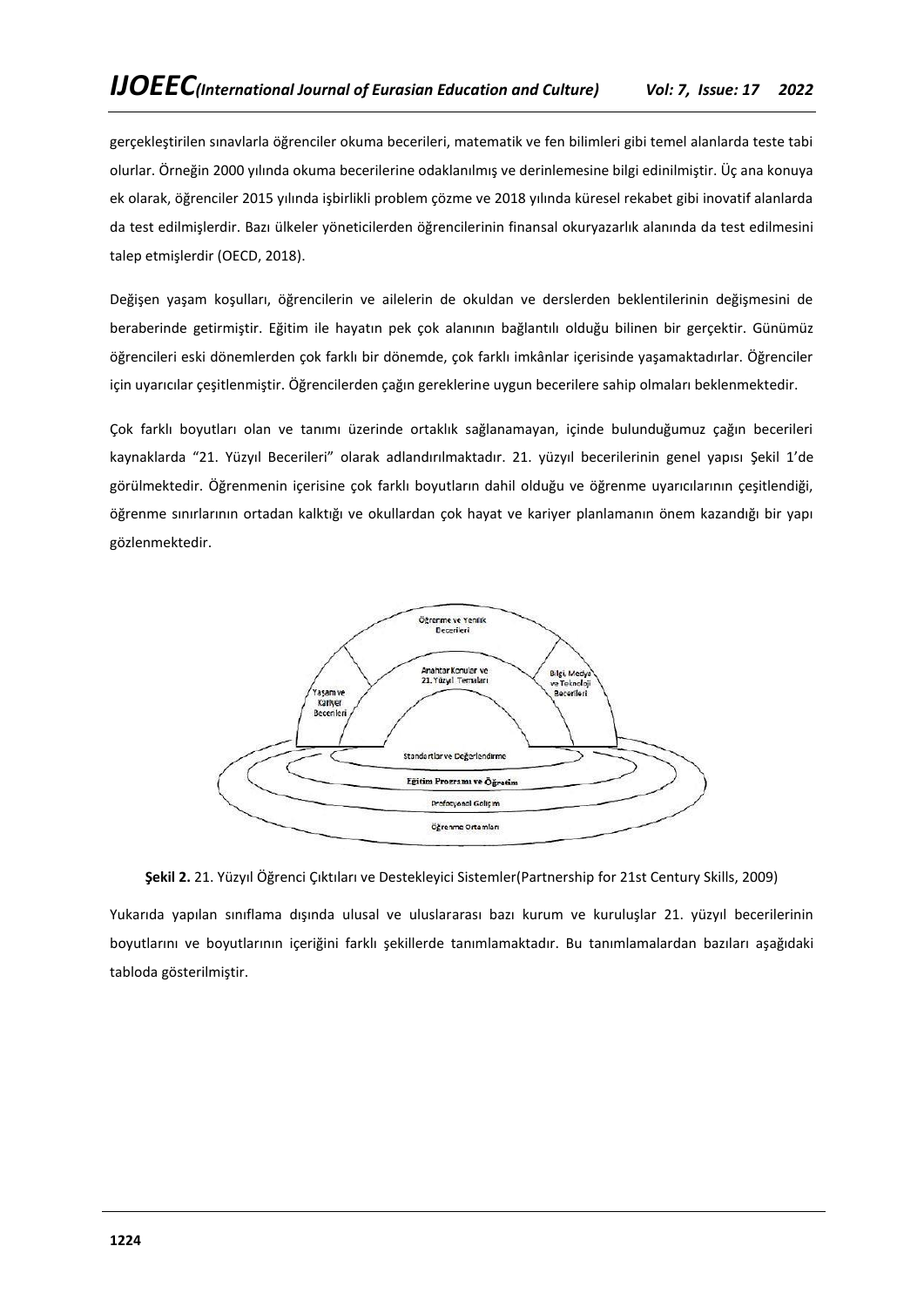gerçekleştirilen sınavlarla öğrenciler okuma becerileri, matematik ve fen bilimleri gibi temel alanlarda teste tabi olurlar. Örneğin 2000 yılında okuma becerilerine odaklanılmış ve derinlemesine bilgi edinilmiştir. Üç ana konuya ek olarak, öğrenciler 2015 yılında işbirlikli problem çözme ve 2018 yılında küresel rekabet gibi inovatif alanlarda da test edilmişlerdir. Bazı ülkeler yöneticilerden öğrencilerinin finansal okuryazarlık alanında da test edilmesini talep etmişlerdir (OECD, 2018).

Değişen yaşam koşulları, öğrencilerin ve ailelerin de okuldan ve derslerden beklentilerinin değişmesini de beraberinde getirmiştir. Eğitim ile hayatın pek çok alanının bağlantılı olduğu bilinen bir gerçektir. Günümüz öğrencileri eski dönemlerden çok farklı bir dönemde, çok farklı imkânlar içerisinde yaşamaktadırlar. Öğrenciler için uyarıcılar çeşitlenmiştir. Öğrencilerden çağın gereklerine uygun becerilere sahip olmaları beklenmektedir.

Çok farklı boyutları olan ve tanımı üzerinde ortaklık sağlanamayan, içinde bulunduğumuz çağın becerileri kaynaklarda "21. Yüzyıl Becerileri" olarak adlandırılmaktadır. 21. yüzyıl becerilerinin genel yapısı Şekil 1'de görülmektedir. Öğrenmenin içerisine çok farklı boyutların dahil olduğu ve öğrenme uyarıcılarının çeşitlendiği, öğrenme sınırlarının ortadan kalktığı ve okullardan çok hayat ve kariyer planlamanın önem kazandığı bir yapı gözlenmektedir.

Öğrenme ve Yenilik Becerileri

Anahtar Konular ve 21. Yüzyıl Temaları

Yaşam ve Kariyer Becerileri

Bilgi, Medya ve Teknoloji Becerileri

Standartlar ve Değerlendirme

Eğitim Programı ve Öğretim

Profesyonel Gelişim

Öğrenme Ortamları

**Şekil 2.** 21. Yüzyıl Öğrenci Çıktıları ve Destekleyici Sistemler(Partnership for 21st Century Skills, 2009)

Yukarıda yapılan sınıflama dışında ulusal ve uluslararası bazı kurum ve kuruluşlar 21. yüzyıl becerilerinin boyutlarını ve boyutlarının içeriğini farklı şekillerde tanımlamaktadır. Bu tanımlamalardan bazıları aşağıdaki tabloda gösterilmiştir.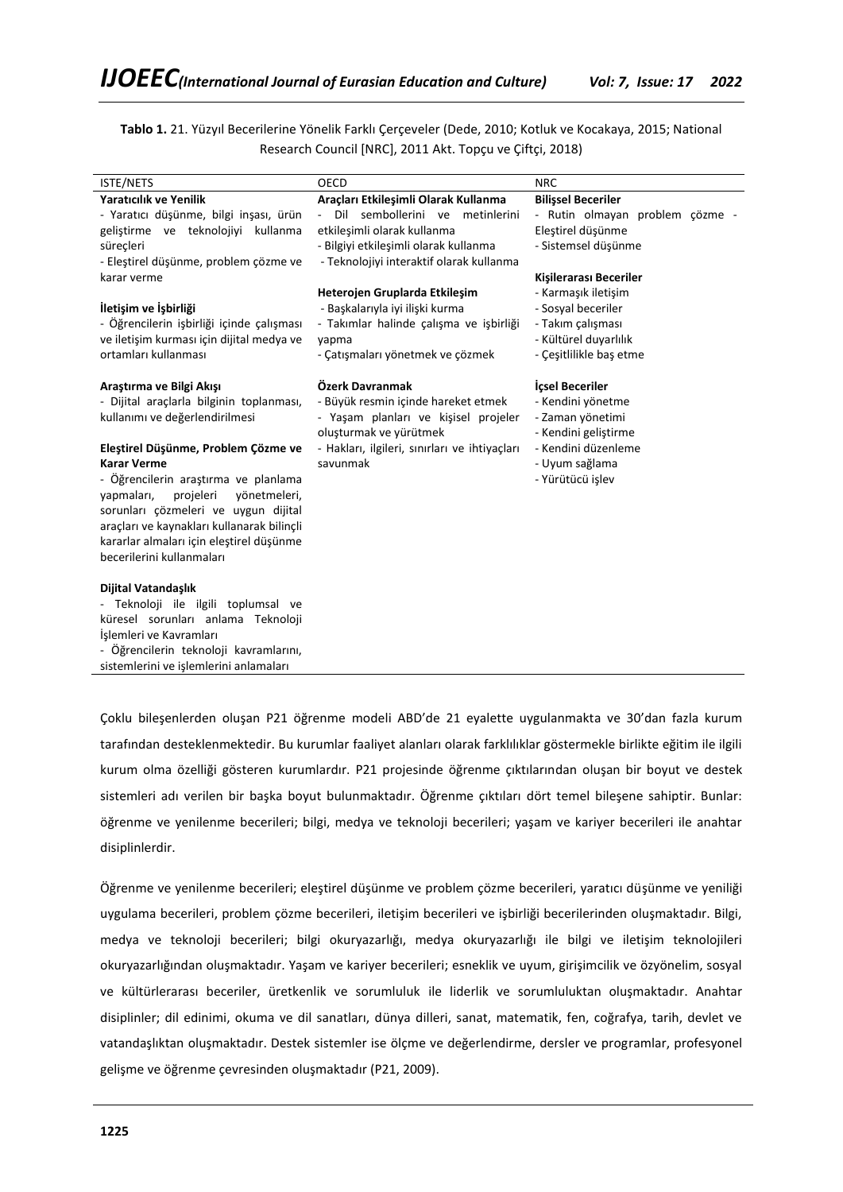**Tablo 1.** 21. Yüzyıl Becerilerine Yönelik Farklı Çerçeveler (Dede, 2010; Kotluk ve Kocakaya, 2015; National Research Council [NRC], 2011 Akt. Topçu ve Çiftçi, 2018)

| ISTE/NETS | OECD | NRC |
|---|---|---|
| **Yaratıcılık ve Yenilik**<br>- Yaratıcı düşünme, bilgi inşası, ürün geliştirme ve teknolojiyi kullanma süreçleri<br>- Eleştirel düşünme, problem çözme ve karar verme<br><br>**İletişim ve İşbirliği**<br>- Öğrencilerin işbirliği içinde çalışması ve iletişim kurması için dijital medya ve ortamları kullanması<br><br>**Araştırma ve Bilgi Akışı**<br>- Dijital araçlarla bilginin toplanması, kullanımı ve değerlendirilmesi<br><br>**Eleştirel Düşünme, Problem Çözme ve Karar Verme**<br>- Öğrencilerin araştırma ve planlama yapmaları, projeleri yönetmeleri, sorunları çözmeleri ve uygun dijital araçları ve kaynakları kullanarak bilinçli kararlar almaları için eleştirel düşünme becerilerini kullanmaları<br><br>**Dijital Vatandaşlık**<br>- Teknoloji ile ilgili toplumsal ve küresel sorunları anlama Teknoloji İşlemleri ve Kavramları<br>- Öğrencilerin teknoloji kavramlarını, sistemlerini ve işlemlerini anlamaları | **Araçları Etkileşimli Olarak Kullanma**<br>- Dil sembollerini ve metinlerini etkileşimli olarak kullanma<br>- Bilgiyi etkileşimli olarak kullanma<br>- Teknolojiyi interaktif olarak kullanma<br><br>**Heterojen Gruplarda Etkileşim**<br>- Başkalarıyla iyi ilişki kurma<br>- Takımlar halinde çalışma ve işbirliği yapma<br>- Çatışmaları yönetmek ve çözmek<br><br>**Özerk Davranmak**<br>- Büyük resmin içinde hareket etmek<br>- Yaşam planları ve kişisel projeler oluşturmak ve yürütmek<br>- Hakları, ilgileri, sınırları ve ihtiyaçları savunmak | **Bilişsel Beceriler**<br>- Rutin olmayan problem çözme - Eleştirel düşünme<br>- Sistemsel düşünme<br><br>**Kişilerarası Beceriler**<br>- Karmaşık iletişim<br>- Sosyal beceriler<br>- Takım çalışması<br>- Kültürel duyarlılık<br>- Çeşitlilikle baş etme<br><br>**İçsel Beceriler**<br>- Kendini yönetme<br>- Zaman yönetimi<br>- Kendini geliştirme<br>- Kendini düzenleme<br>- Uyum sağlama<br>- Yürütücü işlev |

Çoklu bileşenlerden oluşan P21 öğrenme modeli ABD'de 21 eyalette uygulanmakta ve 30'dan fazla kurum tarafından desteklenmektedir. Bu kurumlar faaliyet alanları olarak farklılıklar göstermekle birlikte eğitim ile ilgili kurum olma özelliği gösteren kurumlardır. P21 projesinde öğrenme çıktılarından oluşan bir boyut ve destek sistemleri adı verilen bir başka boyut bulunmaktadır. Öğrenme çıktıları dört temel bileşene sahiptir. Bunlar: öğrenme ve yenilenme becerileri; bilgi, medya ve teknoloji becerileri; yaşam ve kariyer becerileri ile anahtar disiplinlerdir.

Öğrenme ve yenilenme becerileri; eleştirel düşünme ve problem çözme becerileri, yaratıcı düşünme ve yeniliği uygulama becerileri, problem çözme becerileri, iletişim becerileri ve işbirliği becerilerinden oluşmaktadır. Bilgi, medya ve teknoloji becerileri; bilgi okuryazarlığı, medya okuryazarlığı ile bilgi ve iletişim teknolojileri okuryazarlığından oluşmaktadır. Yaşam ve kariyer becerileri; esneklik ve uyum, girişimcilik ve özyönelim, sosyal ve kültürlerarası beceriler, üretkenlik ve sorumluluk ile liderlik ve sorumluluktan oluşmaktadır. Anahtar disiplinler; dil edinimi, okuma ve dil sanatları, dünya dilleri, sanat, matematik, fen, coğrafya, tarih, devlet ve vatandaşlıktan oluşmaktadır. Destek sistemler ise ölçme ve değerlendirme, dersler ve programlar, profesyonel gelişme ve öğrenme çevresinden oluşmaktadır (P21, 2009).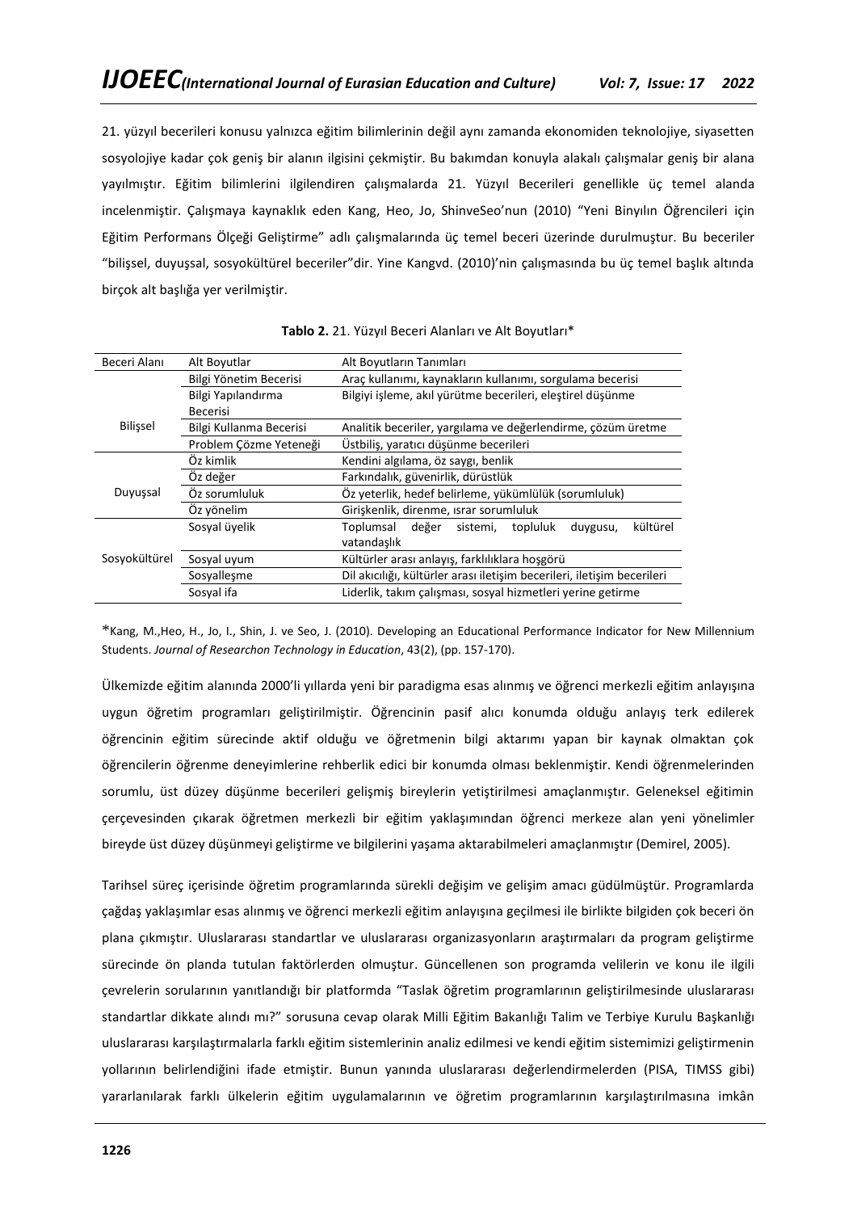21. yüzyıl becerileri konusu yalnızca eğitim bilimlerinin değil aynı zamanda ekonomiden teknolojiye, siyasetten sosyolojiye kadar çok geniş bir alanın ilgisini çekmiştir. Bu bakımdan konuyla alakalı çalışmalar geniş bir alana yayılmıştır. Eğitim bilimlerini ilgilendiren çalışmalarda 21. Yüzyıl Becerileri genellikle üç temel alanda incelenmiştir. Çalışmaya kaynaklık eden Kang, Heo, Jo, ShinveSeo'nun (2010) "Yeni Binyılın Öğrencileri için Eğitim Performans Ölçeği Geliştirme" adlı çalışmalarında üç temel beceri üzerinde durulmuştur. Bu beceriler "bilişsel, duyuşsal, sosyokültürel beceriler"dir. Yine Kangvd. (2010)'nin çalışmasında bu üç temel başlık altında birçok alt başlığa yer verilmiştir.

**Tablo 2.** 21. Yüzyıl Beceri Alanları ve Alt Boyutları*

| Beceri Alanı | Alt Boyutlar | Alt Boyutların Tanımları |
|---|---|---|
| Bilişsel | Bilgi Yönetim Becerisi | Araç kullanımı, kaynakların kullanımı, sorgulama becerisi |
| | Bilgi Yapılandırma Becerisi | Bilgiyi işleme, akıl yürütme becerileri, eleştirel düşünme |
| | Bilgi Kullanma Becerisi | Analitik beceriler, yargılama ve değerlendirme, çözüm üretme |
| | Problem Çözme Yeteneği | Üstbiliş, yaratıcı düşünme becerileri |
| Duyuşsal | Öz kimlik | Kendini algılama, öz saygı, benlik |
| | Öz değer | Farkındalık, güvenirlik, dürüstlük |
| | Öz sorumluluk | Öz yeterlik, hedef belirleme, yükümlülük (sorumluluk) |
| | Öz yönelim | Girişkenlik, direnme, ısrar sorumluluk |
| Sosyokültürel | Sosyal üyelik | Toplumsal değer sistemi, topluluk duygusu, kültürel vatandaşlık |
| | Sosyal uyum | Kültürler arası anlayış, farklılıklara hoşgörü |
| | Sosyalleşme | Dil akıcılığı, kültürler arası iletişim becerileri, iletişim becerileri |
| | Sosyal ifa | Liderlik, takım çalışması, sosyal hizmetleri yerine getirme |

*Kang, M.,Heo, H., Jo, I., Shin, J. ve Seo, J. (2010). Developing an Educational Performance Indicator for New Millennium Students. *Journal of Researchon Technology in Education*, 43(2), (pp. 157-170).

Ülkemizde eğitim alanında 2000'li yıllarda yeni bir paradigma esas alınmış ve öğrenci merkezli eğitim anlayışına uygun öğretim programları geliştirilmiştir. Öğrencinin pasif alıcı konumda olduğu anlayış terk edilerek öğrencinin eğitim sürecinde aktif olduğu ve öğretmenin bilgi aktarımı yapan bir kaynak olmaktan çok öğrencilerin öğrenme deneyimlerine rehberlik edici bir konumda olması beklenmiştir. Kendi öğrenmelerinden sorumlu, üst düzey düşünme becerileri gelişmiş bireylerin yetiştirilmesi amaçlanmıştır. Geleneksel eğitimin çerçevesinden çıkarak öğretmen merkezli bir eğitim yaklaşımından öğrenci merkeze alan yeni yönelimler bireyde üst düzey düşünmeyi geliştirme ve bilgilerini yaşama aktarabilmeleri amaçlanmıştır (Demirel, 2005).

Tarihsel süreç içerisinde öğretim programlarında sürekli değişim ve gelişim amacı güdülmüştür. Programlarda çağdaş yaklaşımlar esas alınmış ve öğrenci merkezli eğitim anlayışına geçilmesi ile birlikte bilgiden çok beceri ön plana çıkmıştır. Uluslararası standartlar ve uluslararası organizasyonların araştırmaları da program geliştirme sürecinde ön planda tutulan faktörlerden olmuştur. Güncellenen son programda velilerin ve konu ile ilgili çevrelerin sorularının yanıtlandığı bir platformda "Taslak öğretim programlarının geliştirilmesinde uluslararası standartlar dikkate alındı mı?" sorusuna cevap olarak Milli Eğitim Bakanlığı Talim ve Terbiye Kurulu Başkanlığı uluslararası karşılaştırmalarla farklı eğitim sistemlerinin analiz edilmesi ve kendi eğitim sistemimizi geliştirmenin yollarının belirlendiğini ifade etmiştir. Bunun yanında uluslararası değerlendirmelerden (PISA, TIMSS gibi) yararlanılarak farklı ülkelerin eğitim uygulamalarının ve öğretim programlarının karşılaştırılmasına imkân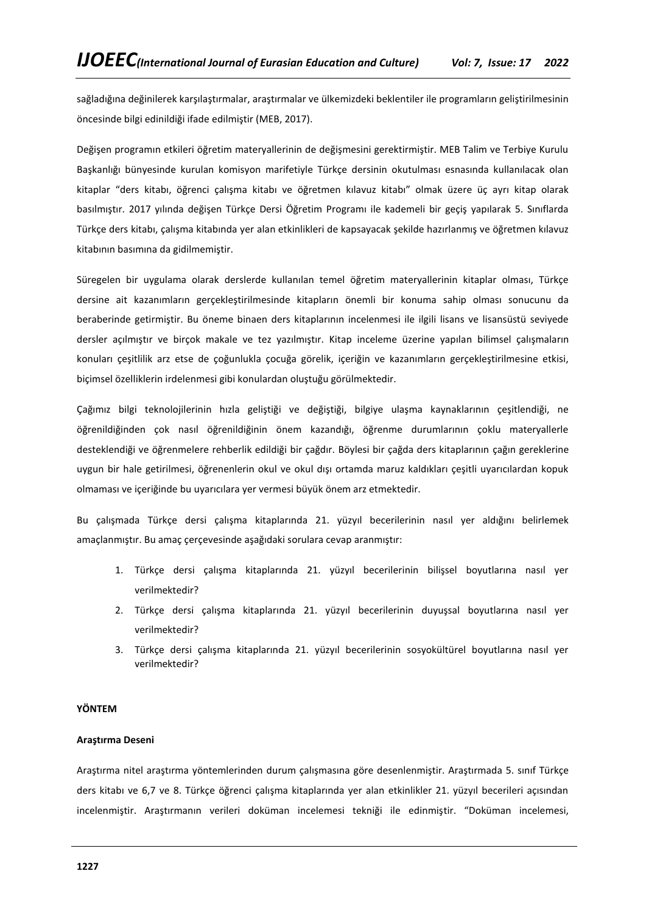sağladığına değinilerek karşılaştırmalar, araştırmalar ve ülkemizdeki beklentiler ile programların geliştirilmesinin öncesinde bilgi edinildiği ifade edilmiştir (MEB, 2017).

Değişen programın etkileri öğretim materyallerinin de değişmesini gerektirmiştir. MEB Talim ve Terbiye Kurulu Başkanlığı bünyesinde kurulan komisyon marifetiyle Türkçe dersinin okutulması esnasında kullanılacak olan kitaplar "ders kitabı, öğrenci çalışma kitabı ve öğretmen kılavuz kitabı" olmak üzere üç ayrı kitap olarak basılmıştır. 2017 yılında değişen Türkçe Dersi Öğretim Programı ile kademeli bir geçiş yapılarak 5. Sınıflarda Türkçe ders kitabı, çalışma kitabında yer alan etkinlikleri de kapsayacak şekilde hazırlanmış ve öğretmen kılavuz kitabının basımına da gidilmemiştir.

Süregelen bir uygulama olarak derslerde kullanılan temel öğretim materyallerinin kitaplar olması, Türkçe dersine ait kazanımların gerçekleştirilmesinde kitapların önemli bir konuma sahip olması sonucunu da beraberinde getirmiştir. Bu öneme binaen ders kitaplarının incelenmesi ile ilgili lisans ve lisansüstü seviyede dersler açılmıştır ve birçok makale ve tez yazılmıştır. Kitap inceleme üzerine yapılan bilimsel çalışmaların konuları çeşitlilik arz etse de çoğunlukla çocuğa görelik, içeriğin ve kazanımların gerçekleştirilmesine etkisi, biçimsel özelliklerin irdelenmesi gibi konulardan oluştuğu görülmektedir.

Çağımız bilgi teknolojilerinin hızla geliştiği ve değiştiği, bilgiye ulaşma kaynaklarının çeşitlendiği, ne öğrenildiğinden çok nasıl öğrenildiğinin önem kazandığı, öğrenme durumlarının çoklu materyallerle desteklendiği ve öğrenmelere rehberlik edildiği bir çağdır. Böylesi bir çağda ders kitaplarının çağın gereklerine uygun bir hale getirilmesi, öğrenenlerin okul ve okul dışı ortamda maruz kaldıkları çeşitli uyarıcılardan kopuk olmaması ve içeriğinde bu uyarıcılara yer vermesi büyük önem arz etmektedir.

Bu çalışmada Türkçe dersi çalışma kitaplarında 21. yüzyıl becerilerinin nasıl yer aldığını belirlemek amaçlanmıştır. Bu amaç çerçevesinde aşağıdaki sorulara cevap aranmıştır:

1. Türkçe dersi çalışma kitaplarında 21. yüzyıl becerilerinin bilişsel boyutlarına nasıl yer verilmektedir?
2. Türkçe dersi çalışma kitaplarında 21. yüzyıl becerilerinin duyuşsal boyutlarına nasıl yer verilmektedir?
3. Türkçe dersi çalışma kitaplarında 21. yüzyıl becerilerinin sosyokültürel boyutlarına nasıl yer verilmektedir?

## YÖNTEM

### Araştırma Deseni

Araştırma nitel araştırma yöntemlerinden durum çalışmasına göre desenlenmiştir. Araştırmada 5. sınıf Türkçe ders kitabı ve 6,7 ve 8. Türkçe öğrenci çalışma kitaplarında yer alan etkinlikler 21. yüzyıl becerileri açısından incelenmiştir. Araştırmanın verileri doküman incelemesi tekniği ile edinmiştir. "Doküman incelemesi,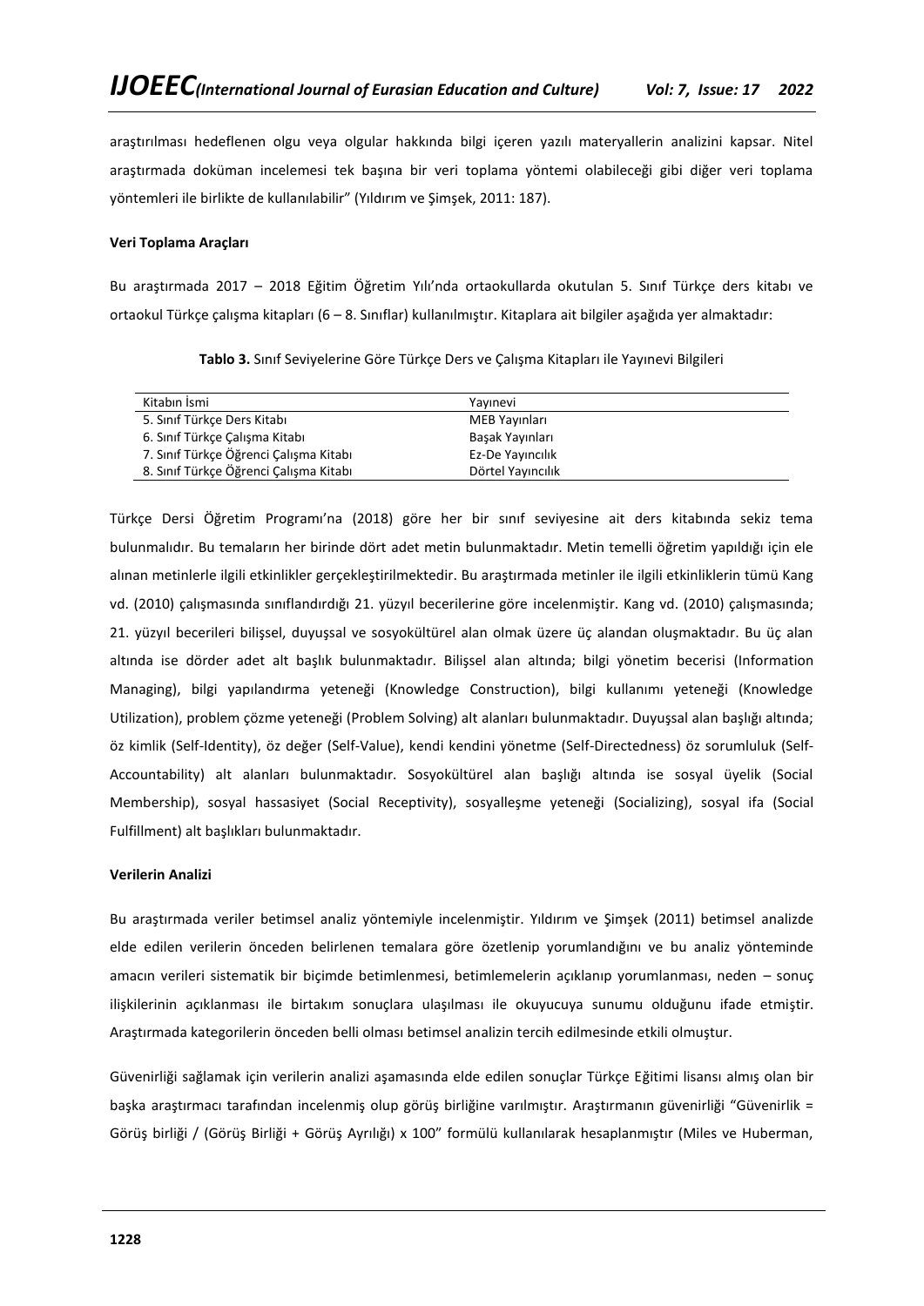araştırılması hedeflenen olgu veya olgular hakkında bilgi içeren yazılı materyallerin analizini kapsar. Nitel araştırmada doküman incelemesi tek başına bir veri toplama yöntemi olabileceği gibi diğer veri toplama yöntemleri ile birlikte de kullanılabilir" (Yıldırım ve Şimşek, 2011: 187).

**Veri Toplama Araçları**

Bu araştırmada 2017 – 2018 Eğitim Öğretim Yılı'nda ortaokullarda okutulan 5. Sınıf Türkçe ders kitabı ve ortaokul Türkçe çalışma kitapları (6 – 8. Sınıflar) kullanılmıştır. Kitaplara ait bilgiler aşağıda yer almaktadır:

**Tablo 3.** Sınıf Seviyelerine Göre Türkçe Ders ve Çalışma Kitapları ile Yayınevi Bilgileri

| Kitabın İsmi | Yayınevi |
|---|---|
| 5. Sınıf Türkçe Ders Kitabı | MEB Yayınları |
| 6. Sınıf Türkçe Çalışma Kitabı | Başak Yayınları |
| 7. Sınıf Türkçe Öğrenci Çalışma Kitabı | Ez-De Yayıncılık |
| 8. Sınıf Türkçe Öğrenci Çalışma Kitabı | Dörtel Yayıncılık |

Türkçe Dersi Öğretim Programı'na (2018) göre her bir sınıf seviyesine ait ders kitabında sekiz tema bulunmalıdır. Bu temaların her birinde dört adet metin bulunmaktadır. Metin temelli öğretim yapıldığı için ele alınan metinlerle ilgili etkinlikler gerçekleştirilmektedir. Bu araştırmada metinler ile ilgili etkinliklerin tümü Kang vd. (2010) çalışmasında sınıflandırdığı 21. yüzyıl becerilerine göre incelenmiştir. Kang vd. (2010) çalışmasında; 21. yüzyıl becerileri bilişsel, duyuşsal ve sosyokültürel alan olmak üzere üç alandan oluşmaktadır. Bu üç alan altında ise dörder adet alt başlık bulunmaktadır. Bilişsel alan altında; bilgi yönetim becerisi (Information Managing), bilgi yapılandırma yeteneği (Knowledge Construction), bilgi kullanımı yeteneği (Knowledge Utilization), problem çözme yeteneği (Problem Solving) alt alanları bulunmaktadır. Duyuşsal alan başlığı altında; öz kimlik (Self-Identity), öz değer (Self-Value), kendi kendini yönetme (Self-Directedness) öz sorumluluk (Self-Accountability) alt alanları bulunmaktadır. Sosyokültürel alan başlığı altında ise sosyal üyelik (Social Membership), sosyal hassasiyet (Social Receptivity), sosyalleşme yeteneği (Socializing), sosyal ifa (Social Fulfillment) alt başlıkları bulunmaktadır.

**Verilerin Analizi**

Bu araştırmada veriler betimsel analiz yöntemiyle incelenmiştir. Yıldırım ve Şimşek (2011) betimsel analizde elde edilen verilerin önceden belirlenen temalara göre özetlenip yorumlandığını ve bu analiz yönteminde amacın verileri sistematik bir biçimde betimlenmesi, betimlemelerin açıklanıp yorumlanması, neden – sonuç ilişkilerinin açıklanması ile birtakım sonuçlara ulaşılması ile okuyucuya sunumu olduğunu ifade etmiştir. Araştırmada kategorilerin önceden belli olması betimsel analizin tercih edilmesinde etkili olmuştur.

Güvenirliği sağlamak için verilerin analizi aşamasında elde edilen sonuçlar Türkçe Eğitimi lisansı almış olan bir başka araştırmacı tarafından incelenmiş olup görüş birliğine varılmıştır. Araştırmanın güvenirliği "Güvenirlik = Görüş birliği / (Görüş Birliği + Görüş Ayrılığı) x 100" formülü kullanılarak hesaplanmıştır (Miles ve Huberman,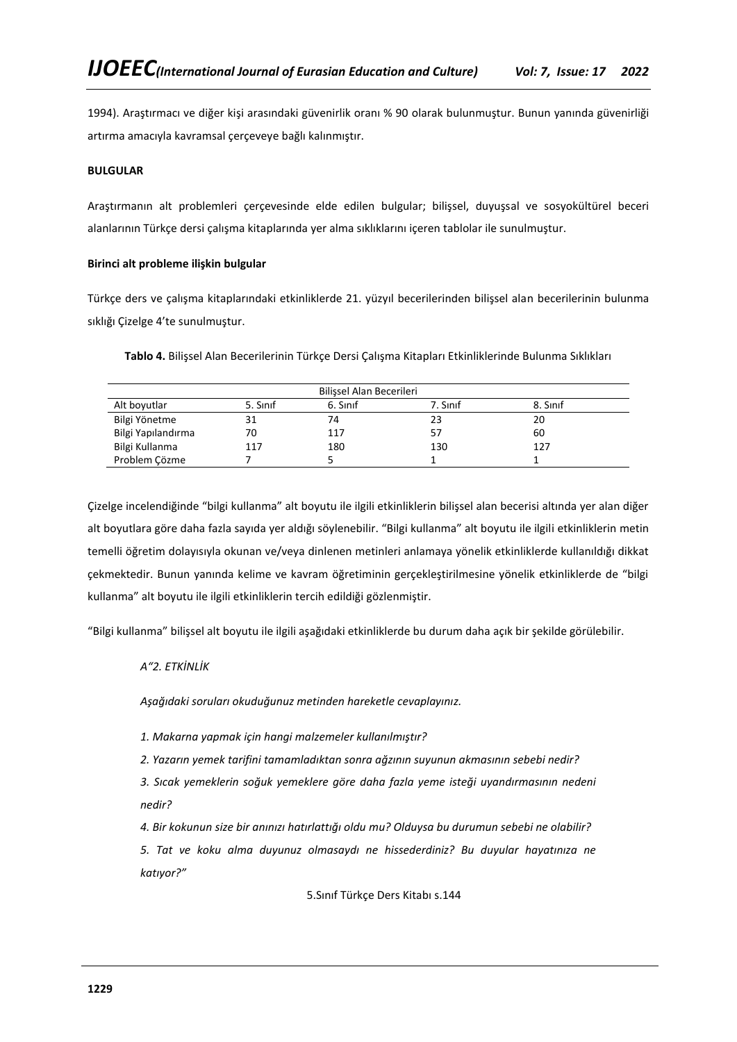1994). Araştırmacı ve diğer kişi arasındaki güvenirlik oranı % 90 olarak bulunmuştur. Bunun yanında güvenirliği artırma amacıyla kavramsal çerçeveye bağlı kalınmıştır.

## BULGULAR

Araştırmanın alt problemleri çerçevesinde elde edilen bulgular; bilişsel, duyuşsal ve sosyokültürel beceri alanlarının Türkçe dersi çalışma kitaplarında yer alma sıklıklarını içeren tablolar ile sunulmuştur.

### Birinci alt probleme ilişkin bulgular

Türkçe ders ve çalışma kitaplarındaki etkinliklerde 21. yüzyıl becerilerinden bilişsel alan becerilerinin bulunma sıklığı Çizelge 4'te sunulmuştur.

**Tablo 4.** Bilişsel Alan Becerilerinin Türkçe Dersi Çalışma Kitapları Etkinliklerinde Bulunma Sıklıkları

| Bilişsel Alan Becerileri | | | | |
|---|---|---|---|---|
| Alt boyutlar | 5. Sınıf | 6. Sınıf | 7. Sınıf | 8. Sınıf |
| Bilgi Yönetme | 31 | 74 | 23 | 20 |
| Bilgi Yapılandırma | 70 | 117 | 57 | 60 |
| Bilgi Kullanma | 117 | 180 | 130 | 127 |
| Problem Çözme | 7 | 5 | 1 | 1 |

Çizelge incelendiğinde "bilgi kullanma" alt boyutu ile ilgili etkinliklerin bilişsel alan becerisi altında yer alan diğer alt boyutlara göre daha fazla sayıda yer aldığı söylenebilir. "Bilgi kullanma" alt boyutu ile ilgili etkinliklerin metin temelli öğretim dolayısıyla okunan ve/veya dinlenen metinleri anlamaya yönelik etkinliklerde kullanıldığı dikkat çekmektedir. Bunun yanında kelime ve kavram öğretiminin gerçekleştirilmesine yönelik etkinliklerde de "bilgi kullanma" alt boyutu ile ilgili etkinliklerin tercih edildiği gözlenmiştir.

"Bilgi kullanma" bilişsel alt boyutu ile ilgili aşağıdaki etkinliklerde bu durum daha açık bir şekilde görülebilir.

*A"2. ETKİNLİK*

*Aşağıdaki soruları okuduğunuz metinden hareketle cevaplayınız.*

*1. Makarna yapmak için hangi malzemeler kullanılmıştır?*

*2. Yazarın yemek tarifini tamamladıktan sonra ağzının suyunun akmasının sebebi nedir?*

*3. Sıcak yemeklerin soğuk yemeklere göre daha fazla yeme isteği uyandırmasının nedeni nedir?*

*4. Bir kokunun size bir anınızı hatırlattığı oldu mu? Olduysa bu durumun sebebi ne olabilir?*

*5. Tat ve koku alma duyunuz olmasaydı ne hissederdiniz? Bu duyular hayatınıza ne katıyor?"*

5.Sınıf Türkçe Ders Kitabı s.144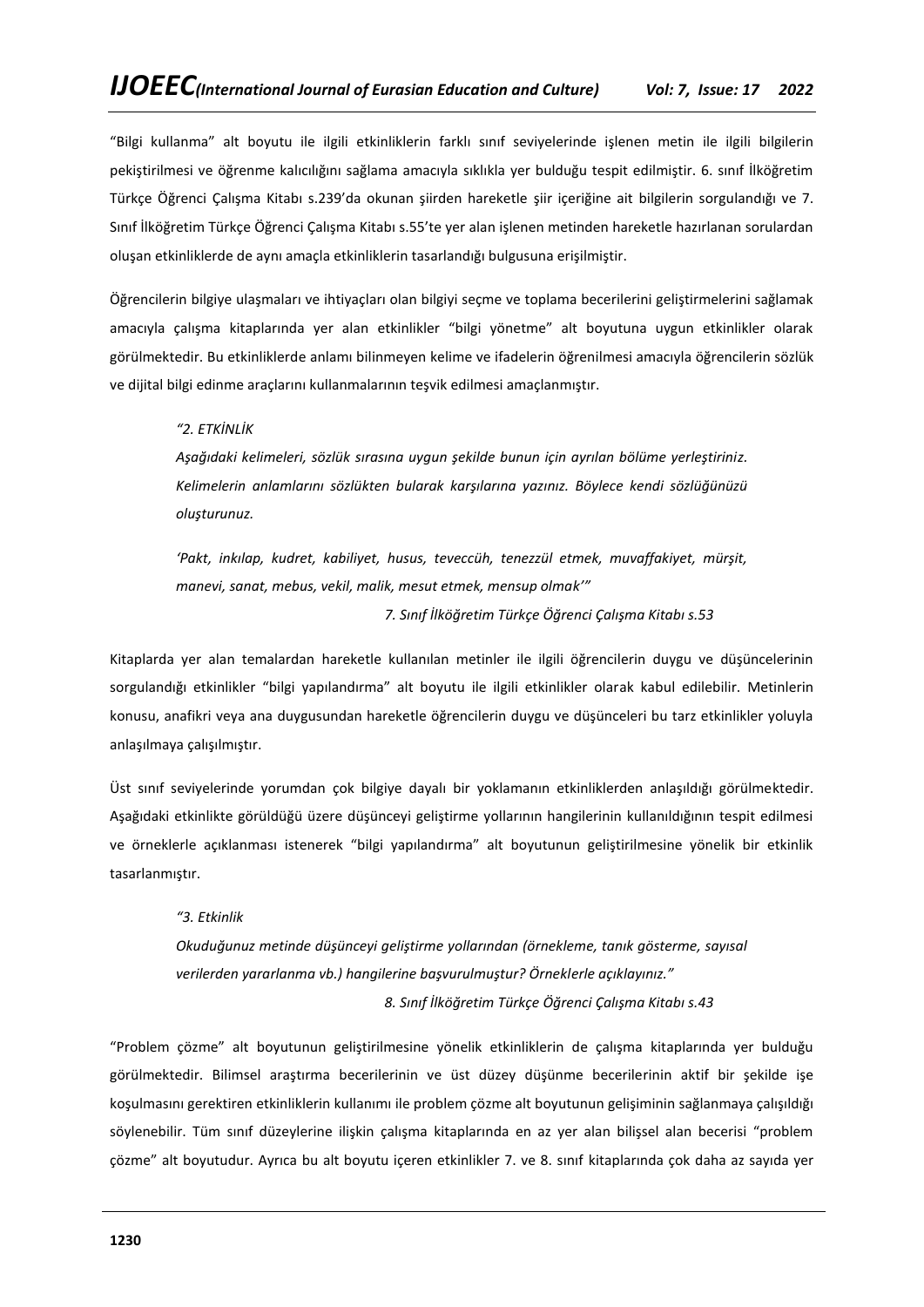"Bilgi kullanma" alt boyutu ile ilgili etkinliklerin farklı sınıf seviyelerinde işlenen metin ile ilgili bilgilerin pekiştirilmesi ve öğrenme kalıcılığını sağlama amacıyla sıklıkla yer bulduğu tespit edilmiştir. 6. sınıf İlköğretim Türkçe Öğrenci Çalışma Kitabı s.239'da okunan şiirden hareketle şiir içeriğine ait bilgilerin sorgulandığı ve 7. Sınıf İlköğretim Türkçe Öğrenci Çalışma Kitabı s.55'te yer alan işlenen metinden hareketle hazırlanan sorulardan oluşan etkinliklerde de aynı amaçla etkinliklerin tasarlandığı bulgusuna erişilmiştir.

Öğrencilerin bilgiye ulaşmaları ve ihtiyaçları olan bilgiyi seçme ve toplama becerilerini geliştirmelerini sağlamak amacıyla çalışma kitaplarında yer alan etkinlikler "bilgi yönetme" alt boyutuna uygun etkinlikler olarak görülmektedir. Bu etkinliklerde anlamı bilinmeyen kelime ve ifadelerin öğrenilmesi amacıyla öğrencilerin sözlük ve dijital bilgi edinme araçlarını kullanmalarının teşvik edilmesi amaçlanmıştır.

> *"2. ETKİNLİK*
>
> *Aşağıdaki kelimeleri, sözlük sırasına uygun şekilde bunun için ayrılan bölüme yerleştiriniz. Kelimelerin anlamlarını sözlükten bularak karşılarına yazınız. Böylece kendi sözlüğünüzü oluşturunuz.*
>
> *'Pakt, inkılap, kudret, kabiliyet, husus, teveccüh, tenezzül etmek, muvaffakiyet, mürşit, manevi, sanat, mebus, vekil, malik, mesut etmek, mensup olmak'"*
>
> *7. Sınıf İlköğretim Türkçe Öğrenci Çalışma Kitabı s.53*

Kitaplarda yer alan temalardan hareketle kullanılan metinler ile ilgili öğrencilerin duygu ve düşüncelerinin sorgulandığı etkinlikler "bilgi yapılandırma" alt boyutu ile ilgili etkinlikler olarak kabul edilebilir. Metinlerin konusu, anafikri veya ana duygusundan hareketle öğrencilerin duygu ve düşünceleri bu tarz etkinlikler yoluyla anlaşılmaya çalışılmıştır.

Üst sınıf seviyelerinde yorumdan çok bilgiye dayalı bir yoklamanın etkinliklerden anlaşıldığı görülmektedir. Aşağıdaki etkinlikte görüldüğü üzere düşünceyi geliştirme yollarının hangilerinin kullanıldığının tespit edilmesi ve örneklerle açıklanması istenerek "bilgi yapılandırma" alt boyutunun geliştirilmesine yönelik bir etkinlik tasarlanmıştır.

> *"3. Etkinlik*
>
> *Okuduğunuz metinde düşünceyi geliştirme yollarından (örnekleme, tanık gösterme, sayısal verilerden yararlanma vb.) hangilerine başvurulmuştur? Örneklerle açıklayınız."*
>
> *8. Sınıf İlköğretim Türkçe Öğrenci Çalışma Kitabı s.43*

"Problem çözme" alt boyutunun geliştirilmesine yönelik etkinliklerin de çalışma kitaplarında yer bulduğu görülmektedir. Bilimsel araştırma becerilerinin ve üst düzey düşünme becerilerinin aktif bir şekilde işe koşulmasını gerektiren etkinliklerin kullanımı ile problem çözme alt boyutunun gelişiminin sağlanmaya çalışıldığı söylenebilir. Tüm sınıf düzeylerine ilişkin çalışma kitaplarında en az yer alan bilişsel alan becerisi "problem çözme" alt boyutudur. Ayrıca bu alt boyutu içeren etkinlikler 7. ve 8. sınıf kitaplarında çok daha az sayıda yer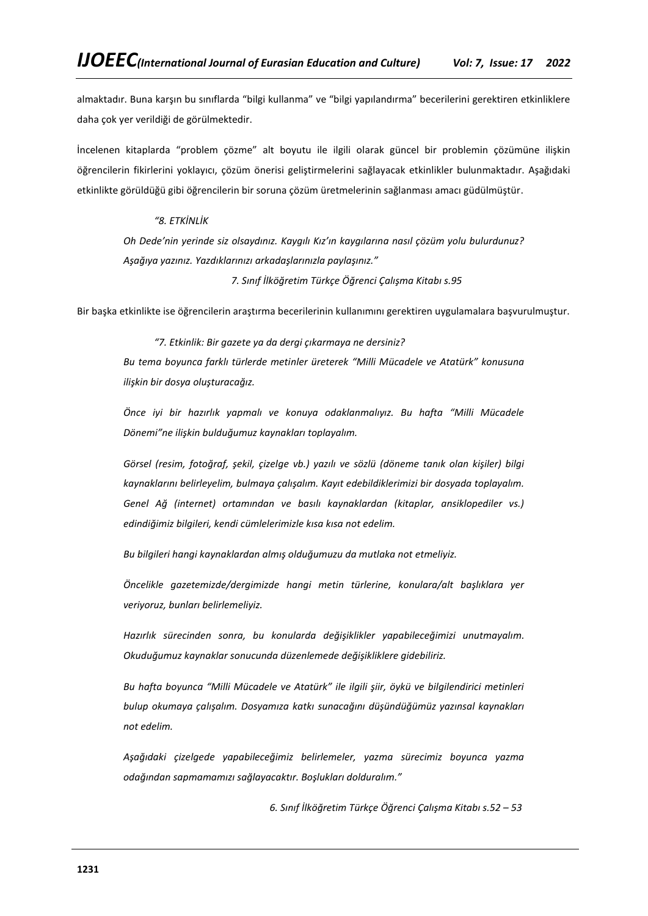almaktadır. Buna karşın bu sınıflarda “bilgi kullanma” ve “bilgi yapılandırma” becerilerini gerektiren etkinliklere daha çok yer verildiği de görülmektedir.

İncelenen kitaplarda “problem çözme” alt boyutu ile ilgili olarak güncel bir problemin çözümüne ilişkin öğrencilerin fikirlerini yoklayıcı, çözüm önerisi geliştirmelerini sağlayacak etkinlikler bulunmaktadır. Aşağıdaki etkinlikte görüldüğü gibi öğrencilerin bir soruna çözüm üretmelerinin sağlanması amacı güdülmüştür.

> *“8. ETKİNLİK*
>
> *Oh Dede’nin yerinde siz olsaydınız. Kaygılı Kız’ın kaygılarına nasıl çözüm yolu bulurdunuz? Aşağıya yazınız. Yazdıklarınızı arkadaşlarınızla paylaşınız.”*
>
> *7. Sınıf İlköğretim Türkçe Öğrenci Çalışma Kitabı s.95*

Bir başka etkinlikte ise öğrencilerin araştırma becerilerinin kullanımını gerektiren uygulamalara başvurulmuştur.

> *“7. Etkinlik: Bir gazete ya da dergi çıkarmaya ne dersiniz?*
>
> *Bu tema boyunca farklı türlerde metinler üreterek “Milli Mücadele ve Atatürk” konusuna ilişkin bir dosya oluşturacağız.*
>
> *Önce iyi bir hazırlık yapmalı ve konuya odaklanmalıyız. Bu hafta “Milli Mücadele Dönemi”ne ilişkin bulduğumuz kaynakları toplayalım.*
>
> *Görsel (resim, fotoğraf, şekil, çizelge vb.) yazılı ve sözlü (döneme tanık olan kişiler) bilgi kaynaklarını belirleyelim, bulmaya çalışalım. Kayıt edebildiklerimizi bir dosyada toplayalım. Genel Ağ (internet) ortamından ve basılı kaynaklardan (kitaplar, ansiklopediler vs.) edindiğimiz bilgileri, kendi cümlelerimizle kısa kısa not edelim.*
>
> *Bu bilgileri hangi kaynaklardan almış olduğumuzu da mutlaka not etmeliyiz.*
>
> *Öncelikle gazetemizde/dergimizde hangi metin türlerine, konulara/alt başlıklara yer veriyoruz, bunları belirlemeliyiz.*
>
> *Hazırlık sürecinden sonra, bu konularda değişiklikler yapabileceğimizi unutmayalım. Okuduğumuz kaynaklar sonucunda düzenlemede değişikliklere gidebiliriz.*
>
> *Bu hafta boyunca “Milli Mücadele ve Atatürk” ile ilgili şiir, öykü ve bilgilendirici metinleri bulup okumaya çalışalım. Dosyamıza katkı sunacağını düşündüğümüz yazınsal kaynakları not edelim.*
>
> *Aşağıdaki çizelgede yapabileceğimiz belirlemeler, yazma sürecimiz boyunca yazma odağından sapmamamızı sağlayacaktır. Boşlukları dolduralım.”*
>
> *6. Sınıf İlköğretim Türkçe Öğrenci Çalışma Kitabı s.52 – 53*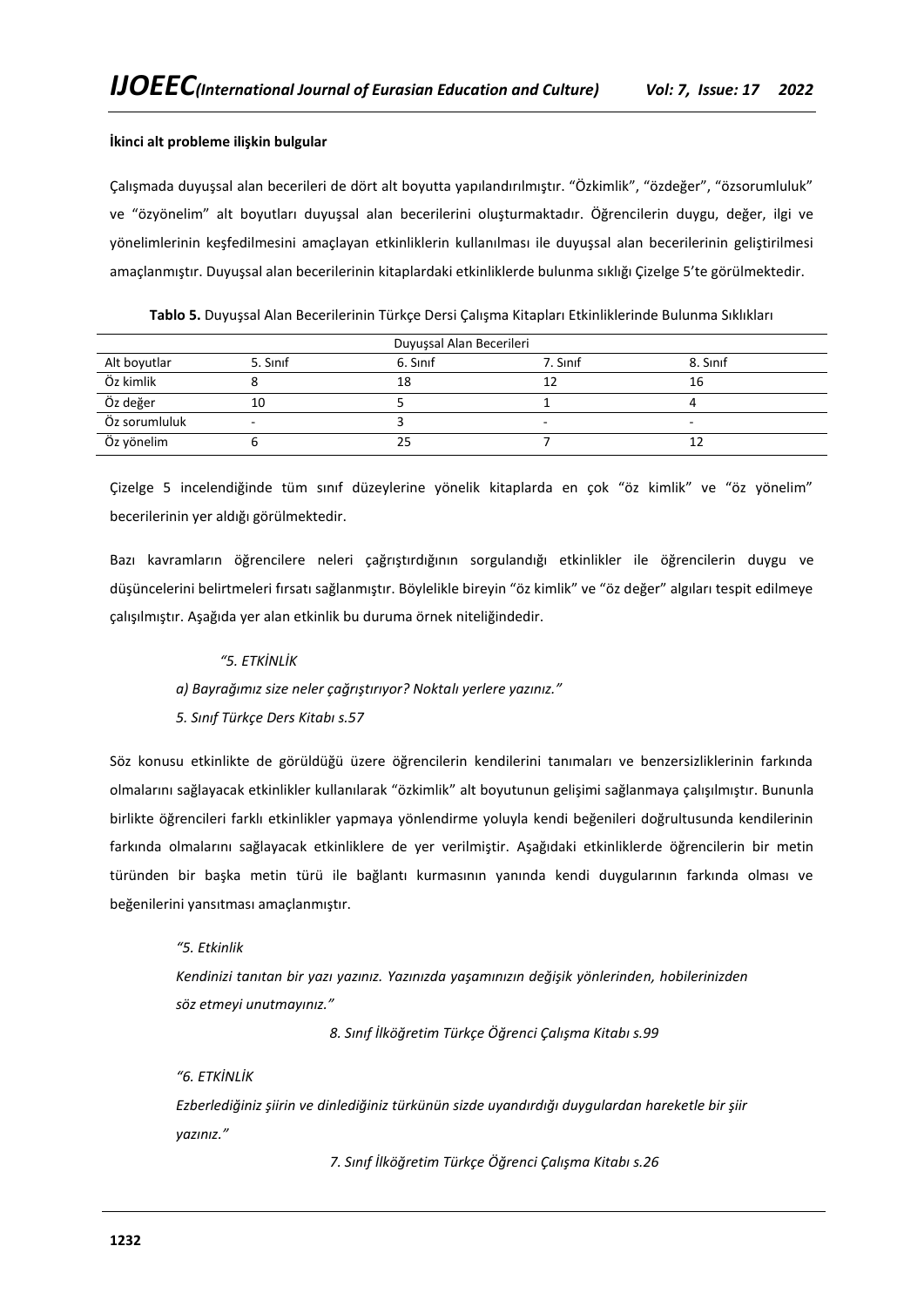**İkinci alt probleme ilişkin bulgular**

Çalışmada duyuşsal alan becerileri de dört alt boyutta yapılandırılmıştır. "Özkimlik", "özdeğer", "özsorumluluk" ve "özyönelim" alt boyutları duyuşsal alan becerilerini oluşturmaktadır. Öğrencilerin duygu, değer, ilgi ve yönelimlerinin keşfedilmesini amaçlayan etkinliklerin kullanılması ile duyuşsal alan becerilerinin geliştirilmesi amaçlanmıştır. Duyuşsal alan becerilerinin kitaplardaki etkinliklerde bulunma sıklığı Çizelge 5'te görülmektedir.

**Tablo 5.** Duyuşsal Alan Becerilerinin Türkçe Dersi Çalışma Kitapları Etkinliklerinde Bulunma Sıklıkları

| Duyuşsal Alan Becerileri | | | | |
|---|---|---|---|---|
| Alt boyutlar | 5. Sınıf | 6. Sınıf | 7. Sınıf | 8. Sınıf |
| Öz kimlik | 8 | 18 | 12 | 16 |
| Öz değer | 10 | 5 | 1 | 4 |
| Öz sorumluluk | - | 3 | - | - |
| Öz yönelim | 6 | 25 | 7 | 12 |

Çizelge 5 incelendiğinde tüm sınıf düzeylerine yönelik kitaplarda en çok "öz kimlik" ve "öz yönelim" becerilerinin yer aldığı görülmektedir.

Bazı kavramların öğrencilere neleri çağrıştırdığının sorgulandığı etkinlikler ile öğrencilerin duygu ve düşüncelerini belirtmeleri fırsatı sağlanmıştır. Böylelikle bireyin "öz kimlik" ve "öz değer" algıları tespit edilmeye çalışılmıştır. Aşağıda yer alan etkinlik bu duruma örnek niteliğindedir.

> *"5. ETKİNLİK*
>
> *a) Bayrağımız size neler çağrıştırıyor? Noktalı yerlere yazınız."*
>
> *5. Sınıf Türkçe Ders Kitabı s.57*

Söz konusu etkinlikte de görüldüğü üzere öğrencilerin kendilerini tanımaları ve benzersizliklerinin farkında olmalarını sağlayacak etkinlikler kullanılarak "özkimlik" alt boyutunun gelişimi sağlanmaya çalışılmıştır. Bununla birlikte öğrencileri farklı etkinlikler yapmaya yönlendirme yoluyla kendi beğenileri doğrultusunda kendilerinin farkında olmalarını sağlayacak etkinliklere de yer verilmiştir. Aşağıdaki etkinliklerde öğrencilerin bir metin türünden bir başka metin türü ile bağlantı kurmasının yanında kendi duygularının farkında olması ve beğenilerini yansıtması amaçlanmıştır.

> *"5. Etkinlik*
>
> *Kendinizi tanıtan bir yazı yazınız. Yazınızda yaşamınızın değişik yönlerinden, hobilerinizden söz etmeyi unutmayınız."*
>
> *8. Sınıf İlköğretim Türkçe Öğrenci Çalışma Kitabı s.99*

> *"6. ETKİNLİK*
>
> *Ezberlediğiniz şiirin ve dinlediğiniz türkünün sizde uyandırdığı duygulardan hareketle bir şiir yazınız."*
>
> *7. Sınıf İlköğretim Türkçe Öğrenci Çalışma Kitabı s.26*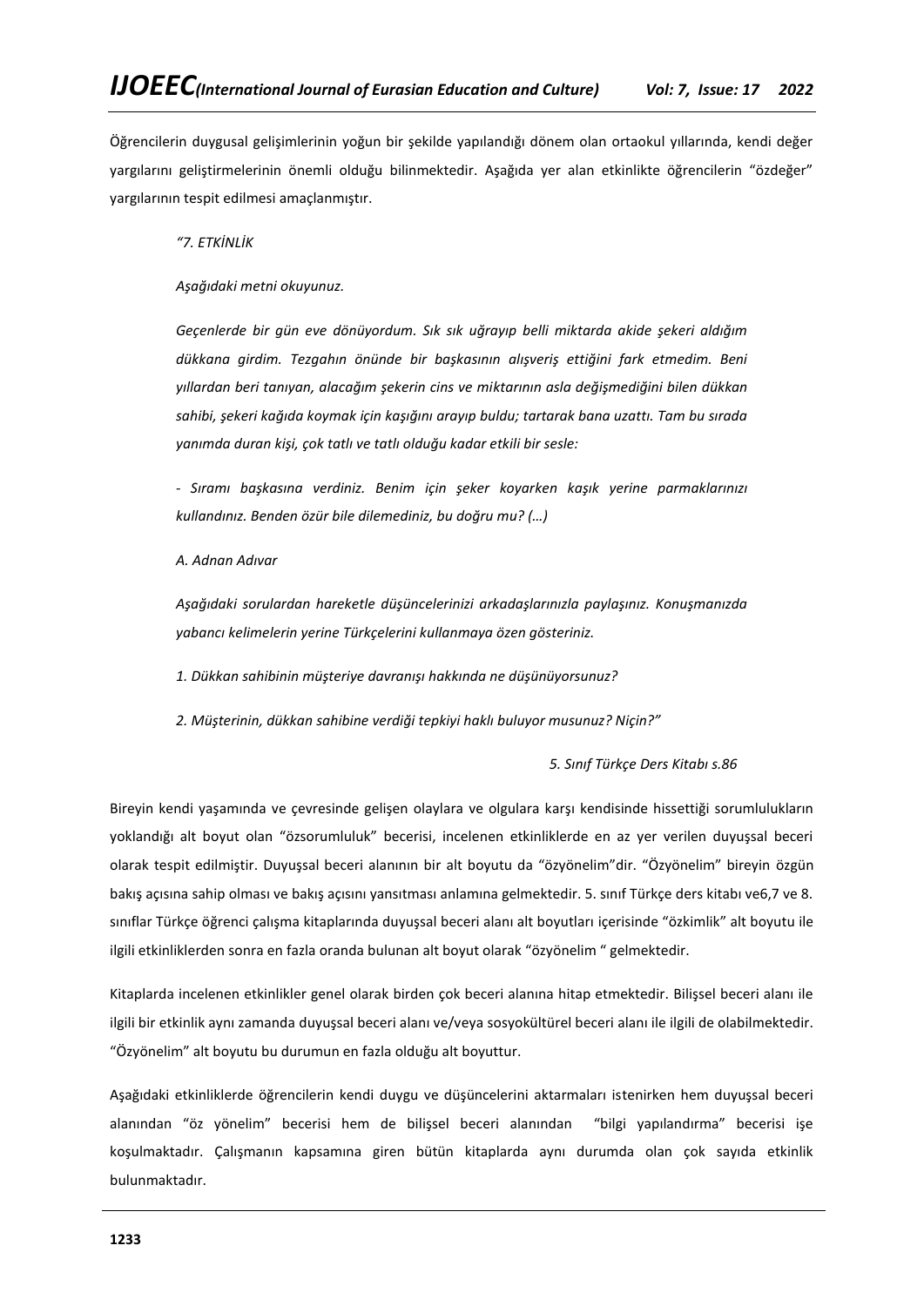Öğrencilerin duygusal gelişimlerinin yoğun bir şekilde yapılandığı dönem olan ortaokul yıllarında, kendi değer yargılarını geliştirmelerinin önemli olduğu bilinmektedir. Aşağıda yer alan etkinlikte öğrencilerin "özdeğer" yargılarının tespit edilmesi amaçlanmıştır.

> *"7. ETKİNLİK*
>
> *Aşağıdaki metni okuyunuz.*
>
> *Geçenlerde bir gün eve dönüyordum. Sık sık uğrayıp belli miktarda akide şekeri aldığım dükkana girdim. Tezgahın önünde bir başkasının alışveriş ettiğini fark etmedim. Beni yıllardan beri tanıyan, alacağım şekerin cins ve miktarının asla değişmediğini bilen dükkan sahibi, şekeri kağıda koymak için kaşığını arayıp buldu; tartarak bana uzattı. Tam bu sırada yanımda duran kişi, çok tatlı ve tatlı olduğu kadar etkili bir sesle:*
>
> *- Sıramı başkasına verdiniz. Benim için şeker koyarken kaşık yerine parmaklarınızı kullandınız. Benden özür bile dilemediniz, bu doğru mu? (…)*
>
> *A. Adnan Adıvar*
>
> *Aşağıdaki sorulardan hareketle düşüncelerinizi arkadaşlarınızla paylaşınız. Konuşmanızda yabancı kelimelerin yerine Türkçelerini kullanmaya özen gösteriniz.*
>
> *1. Dükkan sahibinin müşteriye davranışı hakkında ne düşünüyorsunuz?*
>
> *2. Müşterinin, dükkan sahibine verdiği tepkiyi haklı buluyor musunuz? Niçin?"*
>
> *5. Sınıf Türkçe Ders Kitabı s.86*

Bireyin kendi yaşamında ve çevresinde gelişen olaylara ve olgulara karşı kendisinde hissettiği sorumlulukların yoklandığı alt boyut olan "özsorumluluk" becerisi, incelenen etkinliklerde en az yer verilen duyuşsal beceri olarak tespit edilmiştir. Duyuşsal beceri alanının bir alt boyutu da "özyönelim"dir. "Özyönelim" bireyin özgün bakış açısına sahip olması ve bakış açısını yansıtması anlamına gelmektedir. 5. sınıf Türkçe ders kitabı ve6,7 ve 8. sınıflar Türkçe öğrenci çalışma kitaplarında duyuşsal beceri alanı alt boyutları içerisinde "özkimlik" alt boyutu ile ilgili etkinliklerden sonra en fazla oranda bulunan alt boyut olarak "özyönelim " gelmektedir.

Kitaplarda incelenen etkinlikler genel olarak birden çok beceri alanına hitap etmektedir. Bilişsel beceri alanı ile ilgili bir etkinlik aynı zamanda duyuşsal beceri alanı ve/veya sosyokültürel beceri alanı ile ilgili de olabilmektedir. "Özyönelim" alt boyutu bu durumun en fazla olduğu alt boyuttur.

Aşağıdaki etkinliklerde öğrencilerin kendi duygu ve düşüncelerini aktarmaları istenirken hem duyuşsal beceri alanından "öz yönelim" becerisi hem de bilişsel beceri alanından "bilgi yapılandırma" becerisi işe koşulmaktadır. Çalışmanın kapsamına giren bütün kitaplarda aynı durumda olan çok sayıda etkinlik bulunmaktadır.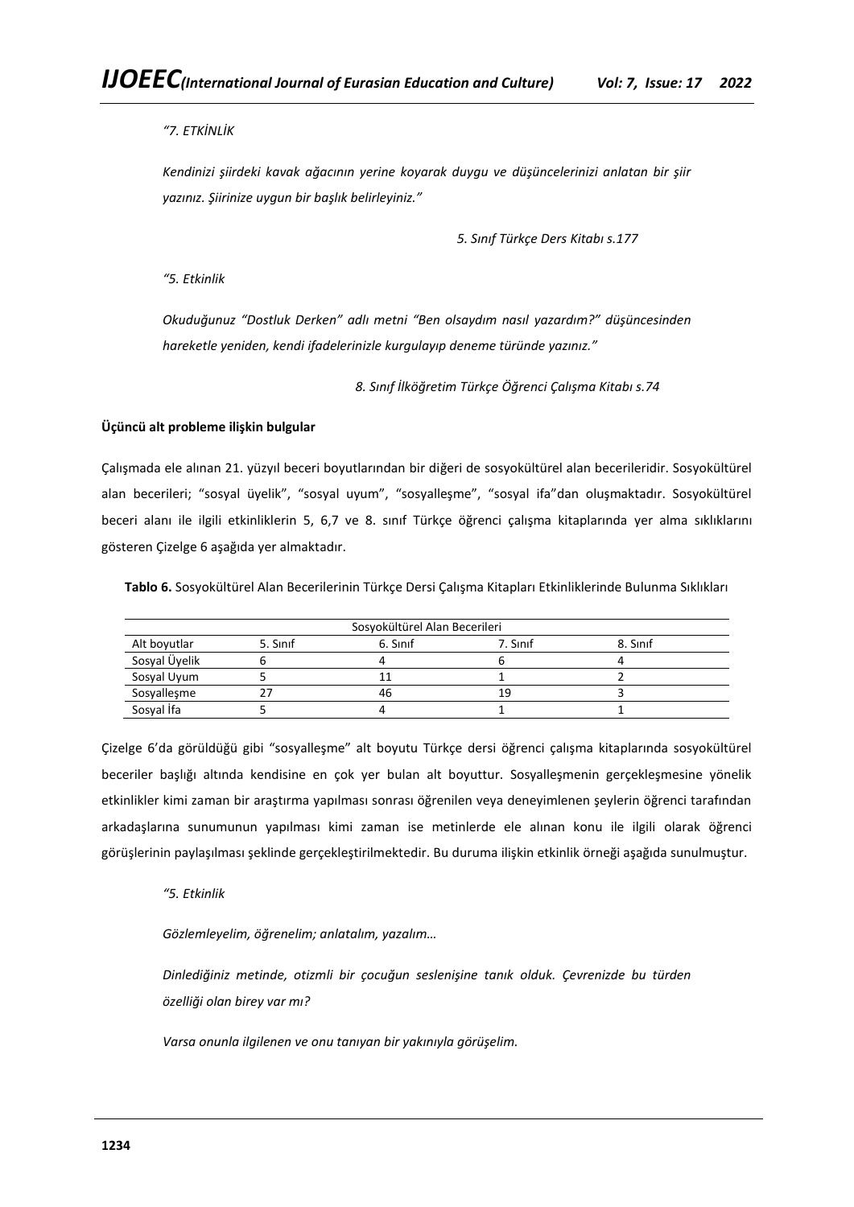*"7. ETKİNLİK*

*Kendinizi şiirdeki kavak ağacının yerine koyarak duygu ve düşüncelerinizi anlatan bir şiir yazınız. Şiirinize uygun bir başlık belirleyiniz."*

*5. Sınıf Türkçe Ders Kitabı s.177*

*"5. Etkinlik*

*Okuduğunuz "Dostluk Derken" adlı metni "Ben olsaydım nasıl yazardım?" düşüncesinden hareketle yeniden, kendi ifadelerinizle kurgulayıp deneme türünde yazınız."*

*8. Sınıf İlköğretim Türkçe Öğrenci Çalışma Kitabı s.74*

**Üçüncü alt probleme ilişkin bulgular**

Çalışmada ele alınan 21. yüzyıl beceri boyutlarından bir diğeri de sosyokültürel alan becerileridir. Sosyokültürel alan becerileri; "sosyal üyelik", "sosyal uyum", "sosyalleşme", "sosyal ifa"dan oluşmaktadır. Sosyokültürel beceri alanı ile ilgili etkinliklerin 5, 6,7 ve 8. sınıf Türkçe öğrenci çalışma kitaplarında yer alma sıklıklarını gösteren Çizelge 6 aşağıda yer almaktadır.

**Tablo 6.** Sosyokültürel Alan Becerilerinin Türkçe Dersi Çalışma Kitapları Etkinliklerinde Bulunma Sıklıkları

| Sosyokültürel Alan Becerileri | | | | |
|---|---|---|---|---|
| Alt boyutlar | 5. Sınıf | 6. Sınıf | 7. Sınıf | 8. Sınıf |
| Sosyal Üyelik | 6 | 4 | 6 | 4 |
| Sosyal Uyum | 5 | 11 | 1 | 2 |
| Sosyalleşme | 27 | 46 | 19 | 3 |
| Sosyal İfa | 5 | 4 | 1 | 1 |

Çizelge 6'da görüldüğü gibi "sosyalleşme" alt boyutu Türkçe dersi öğrenci çalışma kitaplarında sosyokültürel beceriler başlığı altında kendisine en çok yer bulan alt boyuttur. Sosyalleşmenin gerçekleşmesine yönelik etkinlikler kimi zaman bir araştırma yapılması sonrası öğrenilen veya deneyimlenen şeylerin öğrenci tarafından arkadaşlarına sunumunun yapılması kimi zaman ise metinlerde ele alınan konu ile ilgili olarak öğrenci görüşlerinin paylaşılması şeklinde gerçekleştirilmektedir. Bu duruma ilişkin etkinlik örneği aşağıda sunulmuştur.

*"5. Etkinlik*

*Gözlemleyelim, öğrenelim; anlatalım, yazalım…*

*Dinlediğiniz metinde, otizmli bir çocuğun seslenişine tanık olduk. Çevrenizde bu türden özelliği olan birey var mı?*

*Varsa onunla ilgilenen ve onu tanıyan bir yakınıyla görüşelim.*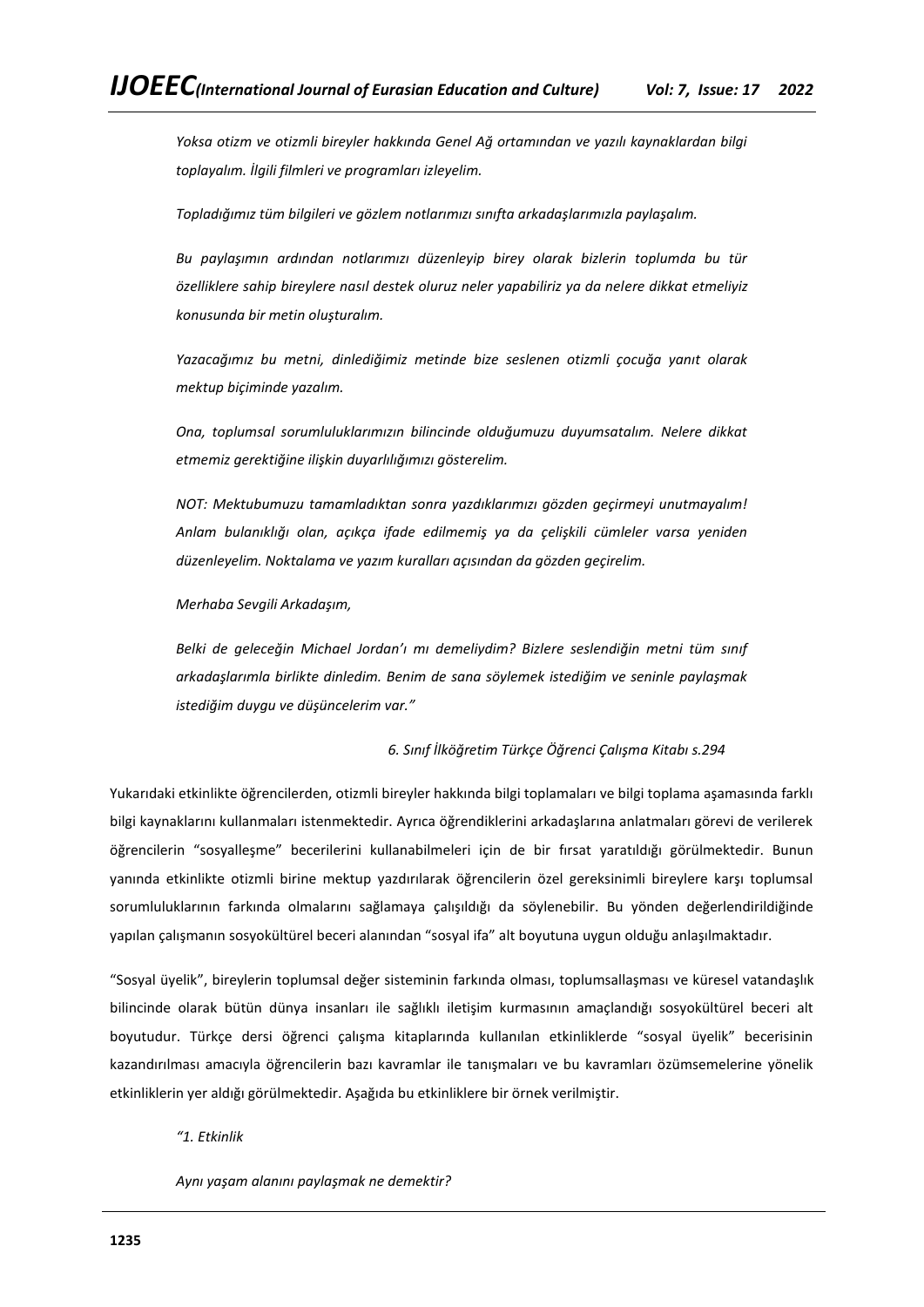*Yoksa otizm ve otizmli bireyler hakkında Genel Ağ ortamından ve yazılı kaynaklardan bilgi toplayalım. İlgili filmleri ve programları izleyelim.*

*Topladığımız tüm bilgileri ve gözlem notlarımızı sınıfta arkadaşlarımızla paylaşalım.*

*Bu paylaşımın ardından notlarımızı düzenleyip birey olarak bizlerin toplumda bu tür özelliklere sahip bireylere nasıl destek oluruz neler yapabiliriz ya da nelere dikkat etmeliyiz konusunda bir metin oluşturalım.*

*Yazacağımız bu metni, dinlediğimiz metinde bize seslenen otizmli çocuğa yanıt olarak mektup biçiminde yazalım.*

*Ona, toplumsal sorumluluklarımızın bilincinde olduğumuzu duyumsatalım. Nelere dikkat etmemiz gerektiğine ilişkin duyarlılığımızı gösterelim.*

*NOT: Mektubumuzu tamamladıktan sonra yazdıklarımızı gözden geçirmeyi unutmayalım! Anlam bulanıklığı olan, açıkça ifade edilmemiş ya da çelişkili cümleler varsa yeniden düzenleyelim. Noktalama ve yazım kuralları açısından da gözden geçirelim.*

*Merhaba Sevgili Arkadaşım,*

*Belki de geleceğin Michael Jordan'ı mı demeliydim? Bizlere seslendiğin metni tüm sınıf arkadaşlarımla birlikte dinledim. Benim de sana söylemek istediğim ve seninle paylaşmak istediğim duygu ve düşüncelerim var."*

*6. Sınıf İlköğretim Türkçe Öğrenci Çalışma Kitabı s.294*

Yukarıdaki etkinlikte öğrencilerden, otizmli bireyler hakkında bilgi toplamaları ve bilgi toplama aşamasında farklı bilgi kaynaklarını kullanmaları istenmektedir. Ayrıca öğrendiklerini arkadaşlarına anlatmaları görevi de verilerek öğrencilerin "sosyalleşme" becerilerini kullanabilmeleri için de bir fırsat yaratıldığı görülmektedir. Bunun yanında etkinlikte otizmli birine mektup yazdırılarak öğrencilerin özel gereksinimli bireylere karşı toplumsal sorumluluklarının farkında olmalarını sağlamaya çalışıldığı da söylenebilir. Bu yönden değerlendirildiğinde yapılan çalışmanın sosyokültürel beceri alanından "sosyal ifa" alt boyutuna uygun olduğu anlaşılmaktadır.

"Sosyal üyelik", bireylerin toplumsal değer sisteminin farkında olması, toplumsallaşması ve küresel vatandaşlık bilincinde olarak bütün dünya insanları ile sağlıklı iletişim kurmasının amaçlandığı sosyokültürel beceri alt boyutudur. Türkçe dersi öğrenci çalışma kitaplarında kullanılan etkinliklerde "sosyal üyelik" becerisinin kazandırılması amacıyla öğrencilerin bazı kavramlar ile tanışmaları ve bu kavramları özümsemelerine yönelik etkinliklerin yer aldığı görülmektedir. Aşağıda bu etkinliklere bir örnek verilmiştir.

*"1. Etkinlik*

*Aynı yaşam alanını paylaşmak ne demektir?*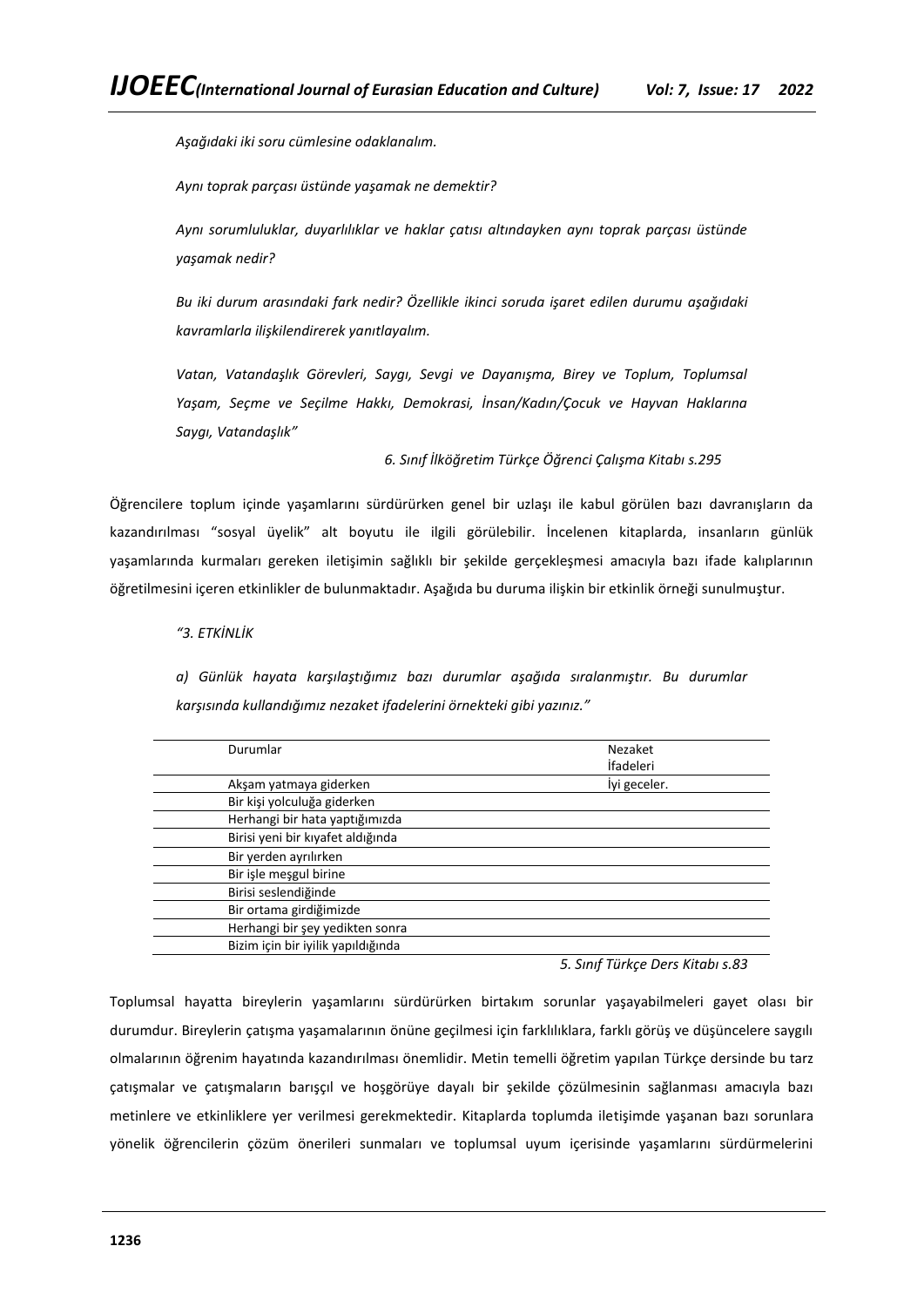*Aşağıdaki iki soru cümlesine odaklanalım.*

*Aynı toprak parçası üstünde yaşamak ne demektir?*

*Aynı sorumluluklar, duyarlılıklar ve haklar çatısı altındayken aynı toprak parçası üstünde yaşamak nedir?*

*Bu iki durum arasındaki fark nedir? Özellikle ikinci soruda işaret edilen durumu aşağıdaki kavramlarla ilişkilendirerek yanıtlayalım.*

*Vatan, Vatandaşlık Görevleri, Saygı, Sevgi ve Dayanışma, Birey ve Toplum, Toplumsal Yaşam, Seçme ve Seçilme Hakkı, Demokrasi, İnsan/Kadın/Çocuk ve Hayvan Haklarına Saygı, Vatandaşlık"*

*6. Sınıf İlköğretim Türkçe Öğrenci Çalışma Kitabı s.295*

Öğrencilere toplum içinde yaşamlarını sürdürürken genel bir uzlaşı ile kabul görülen bazı davranışların da kazandırılması "sosyal üyelik" alt boyutu ile ilgili görülebilir. İncelenen kitaplarda, insanların günlük yaşamlarında kurmaları gereken iletişimin sağlıklı bir şekilde gerçekleşmesi amacıyla bazı ifade kalıplarının öğretilmesini içeren etkinlikler de bulunmaktadır. Aşağıda bu duruma ilişkin bir etkinlik örneği sunulmuştur.

*"3. ETKİNLİK*

*a) Günlük hayata karşılaştığımız bazı durumlar aşağıda sıralanmıştır. Bu durumlar karşısında kullandığımız nezaket ifadelerini örnekteki gibi yazınız."*

| Durumlar | Nezaket İfadeleri |
|---|---|
| Akşam yatmaya giderken | İyi geceler. |
| Bir kişi yolculuğa giderken | |
| Herhangi bir hata yaptığımızda | |
| Birisi yeni bir kıyafet aldığında | |
| Bir yerden ayrılırken | |
| Bir işle meşgul birine | |
| Birisi seslendiğinde | |
| Bir ortama girdiğimizde | |
| Herhangi bir şey yedikten sonra | |
| Bizim için bir iyilik yapıldığında | |

*5. Sınıf Türkçe Ders Kitabı s.83*

Toplumsal hayatta bireylerin yaşamlarını sürdürürken birtakım sorunlar yaşayabilmeleri gayet olası bir durumdur. Bireylerin çatışma yaşamalarının önüne geçilmesi için farklılıklara, farklı görüş ve düşüncelere saygılı olmalarının öğrenim hayatında kazandırılması önemlidir. Metin temelli öğretim yapılan Türkçe dersinde bu tarz çatışmalar ve çatışmaların barışçıl ve hoşgörüye dayalı bir şekilde çözülmesinin sağlanması amacıyla bazı metinlere ve etkinliklere yer verilmesi gerekmektedir. Kitaplarda toplumda iletişimde yaşanan bazı sorunlara yönelik öğrencilerin çözüm önerileri sunmaları ve toplumsal uyum içerisinde yaşamlarını sürdürmelerini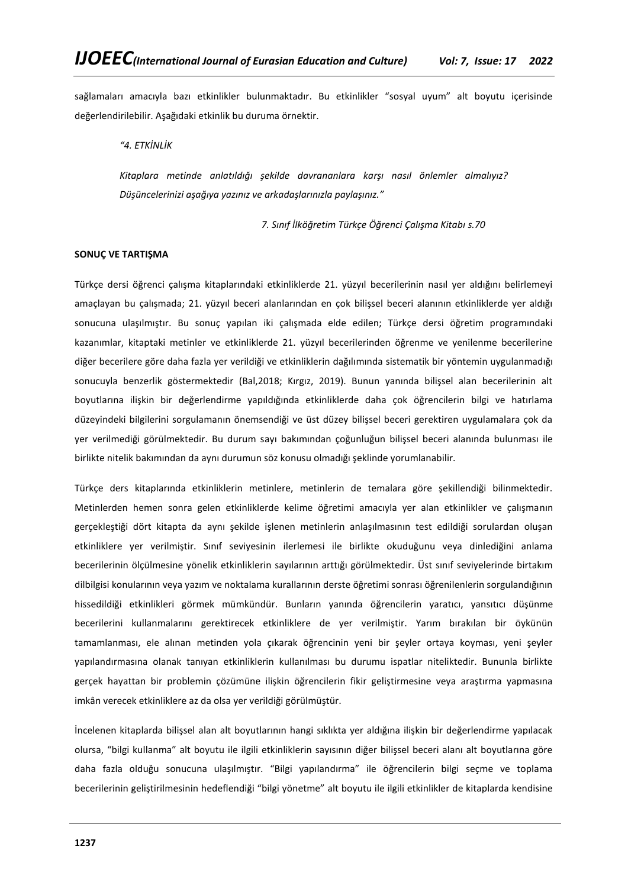sağlamaları amacıyla bazı etkinlikler bulunmaktadır. Bu etkinlikler "sosyal uyum" alt boyutu içerisinde değerlendirilebilir. Aşağıdaki etkinlik bu duruma örnektir.

> *"4. ETKİNLİK*
>
> *Kitaplara metinde anlatıldığı şekilde davrananlara karşı nasıl önlemler almalıyız? Düşüncelerinizi aşağıya yazınız ve arkadaşlarınızla paylaşınız."*
>
> *7. Sınıf İlköğretim Türkçe Öğrenci Çalışma Kitabı s.70*

**SONUÇ VE TARTIŞMA**

Türkçe dersi öğrenci çalışma kitaplarındaki etkinliklerde 21. yüzyıl becerilerinin nasıl yer aldığını belirlemeyi amaçlayan bu çalışmada; 21. yüzyıl beceri alanlarından en çok bilişsel beceri alanının etkinliklerde yer aldığı sonucuna ulaşılmıştır. Bu sonuç yapılan iki çalışmada elde edilen; Türkçe dersi öğretim programındaki kazanımlar, kitaptaki metinler ve etkinliklerde 21. yüzyıl becerilerinden öğrenme ve yenilenme becerilerine diğer becerilere göre daha fazla yer verildiği ve etkinliklerin dağılımında sistematik bir yöntemin uygulanmadığı sonucuyla benzerlik göstermektedir (Bal,2018; Kırgız, 2019). Bunun yanında bilişsel alan becerilerinin alt boyutlarına ilişkin bir değerlendirme yapıldığında etkinliklerde daha çok öğrencilerin bilgi ve hatırlama düzeyindeki bilgilerini sorgulamanın önemsendiği ve üst düzey bilişsel beceri gerektiren uygulamalara çok da yer verilmediği görülmektedir. Bu durum sayı bakımından çoğunluğun bilişsel beceri alanında bulunması ile birlikte nitelik bakımından da aynı durumun söz konusu olmadığı şeklinde yorumlanabilir.

Türkçe ders kitaplarında etkinliklerin metinlere, metinlerin de temalara göre şekillendiği bilinmektedir. Metinlerden hemen sonra gelen etkinliklerde kelime öğretimi amacıyla yer alan etkinlikler ve çalışmanın gerçekleştiği dört kitapta da aynı şekilde işlenen metinlerin anlaşılmasının test edildiği sorulardan oluşan etkinliklere yer verilmiştir. Sınıf seviyesinin ilerlemesi ile birlikte okuduğunu veya dinlediğini anlama becerilerinin ölçülmesine yönelik etkinliklerin sayılarının arttığı görülmektedir. Üst sınıf seviyelerinde birtakım dilbilgisi konularının veya yazım ve noktalama kurallarının derste öğretimi sonrası öğrenilenlerin sorgulandığının hissedildiği etkinlikleri görmek mümkündür. Bunların yanında öğrencilerin yaratıcı, yansıtıcı düşünme becerilerini kullanmalarını gerektirecek etkinliklere de yer verilmiştir. Yarım bırakılan bir öykünün tamamlanması, ele alınan metinden yola çıkarak öğrencinin yeni bir şeyler ortaya koyması, yeni şeyler yapılandırmasına olanak tanıyan etkinliklerin kullanılması bu durumu ispatlar niteliktedir. Bununla birlikte gerçek hayattan bir problemin çözümüne ilişkin öğrencilerin fikir geliştirmesine veya araştırma yapmasına imkân verecek etkinliklere az da olsa yer verildiği görülmüştür.

İncelenen kitaplarda bilişsel alan alt boyutlarının hangi sıklıkta yer aldığına ilişkin bir değerlendirme yapılacak olursa, "bilgi kullanma" alt boyutu ile ilgili etkinliklerin sayısının diğer bilişsel beceri alanı alt boyutlarına göre daha fazla olduğu sonucuna ulaşılmıştır. "Bilgi yapılandırma" ile öğrencilerin bilgi seçme ve toplama becerilerinin geliştirilmesinin hedeflendiği "bilgi yönetme" alt boyutu ile ilgili etkinlikler de kitaplarda kendisine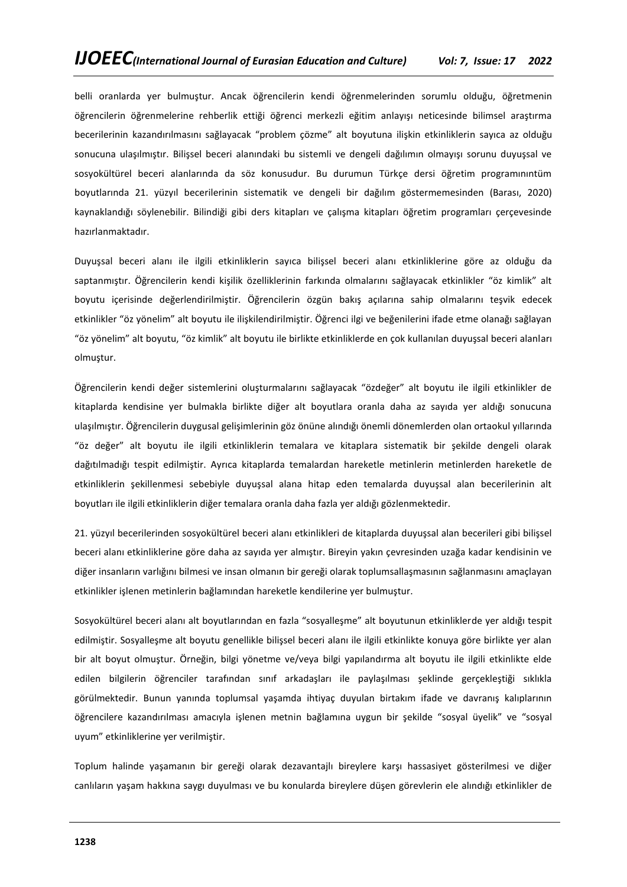belli oranlarda yer bulmuştur. Ancak öğrencilerin kendi öğrenmelerinden sorumlu olduğu, öğretmenin öğrencilerin öğrenmelerine rehberlik ettiği öğrenci merkezli eğitim anlayışı neticesinde bilimsel araştırma becerilerinin kazandırılmasını sağlayacak "problem çözme" alt boyutuna ilişkin etkinliklerin sayıca az olduğu sonucuna ulaşılmıştır. Bilişsel beceri alanındaki bu sistemli ve dengeli dağılımın olmayışı sorunu duyuşsal ve sosyokültürel beceri alanlarında da söz konusudur. Bu durumun Türkçe dersi öğretim programınıntüm boyutlarında 21. yüzyıl becerilerinin sistematik ve dengeli bir dağılım göstermemesinden (Barası, 2020) kaynaklandığı söylenebilir. Bilindiği gibi ders kitapları ve çalışma kitapları öğretim programları çerçevesinde hazırlanmaktadır.

Duyuşsal beceri alanı ile ilgili etkinliklerin sayıca bilişsel beceri alanı etkinliklerine göre az olduğu da saptanmıştır. Öğrencilerin kendi kişilik özelliklerinin farkında olmalarını sağlayacak etkinlikler "öz kimlik" alt boyutu içerisinde değerlendirilmiştir. Öğrencilerin özgün bakış açılarına sahip olmalarını teşvik edecek etkinlikler "öz yönelim" alt boyutu ile ilişkilendirilmiştir. Öğrenci ilgi ve beğenilerini ifade etme olanağı sağlayan "öz yönelim" alt boyutu, "öz kimlik" alt boyutu ile birlikte etkinliklerde en çok kullanılan duyuşsal beceri alanları olmuştur.

Öğrencilerin kendi değer sistemlerini oluşturmalarını sağlayacak "özdeğer" alt boyutu ile ilgili etkinlikler de kitaplarda kendisine yer bulmakla birlikte diğer alt boyutlara oranla daha az sayıda yer aldığı sonucuna ulaşılmıştır. Öğrencilerin duygusal gelişimlerinin göz önüne alındığı önemli dönemlerden olan ortaokul yıllarında "öz değer" alt boyutu ile ilgili etkinliklerin temalara ve kitaplara sistematik bir şekilde dengeli olarak dağıtılmadığı tespit edilmiştir. Ayrıca kitaplarda temalardan hareketle metinlerin metinlerden hareketle de etkinliklerin şekillenmesi sebebiyle duyuşsal alana hitap eden temalarda duyuşsal alan becerilerinin alt boyutları ile ilgili etkinliklerin diğer temalara oranla daha fazla yer aldığı gözlenmektedir.

21. yüzyıl becerilerinden sosyokültürel beceri alanı etkinlikleri de kitaplarda duyuşsal alan becerileri gibi bilişsel beceri alanı etkinliklerine göre daha az sayıda yer almıştır. Bireyin yakın çevresinden uzağa kadar kendisinin ve diğer insanların varlığını bilmesi ve insan olmanın bir gereği olarak toplumsallaşmasının sağlanmasını amaçlayan etkinlikler işlenen metinlerin bağlamından hareketle kendilerine yer bulmuştur.

Sosyokültürel beceri alanı alt boyutlarından en fazla "sosyalleşme" alt boyutunun etkinliklerde yer aldığı tespit edilmiştir. Sosyalleşme alt boyutu genellikle bilişsel beceri alanı ile ilgili etkinlikte konuya göre birlikte yer alan bir alt boyut olmuştur. Örneğin, bilgi yönetme ve/veya bilgi yapılandırma alt boyutu ile ilgili etkinlikte elde edilen bilgilerin öğrenciler tarafından sınıf arkadaşları ile paylaşılması şeklinde gerçekleştiği sıklıkla görülmektedir. Bunun yanında toplumsal yaşamda ihtiyaç duyulan birtakım ifade ve davranış kalıplarının öğrencilere kazandırılması amacıyla işlenen metnin bağlamına uygun bir şekilde "sosyal üyelik" ve "sosyal uyum" etkinliklerine yer verilmiştir.

Toplum halinde yaşamanın bir gereği olarak dezavantajlı bireylere karşı hassasiyet gösterilmesi ve diğer canlıların yaşam hakkına saygı duyulması ve bu konularda bireylere düşen görevlerin ele alındığı etkinlikler de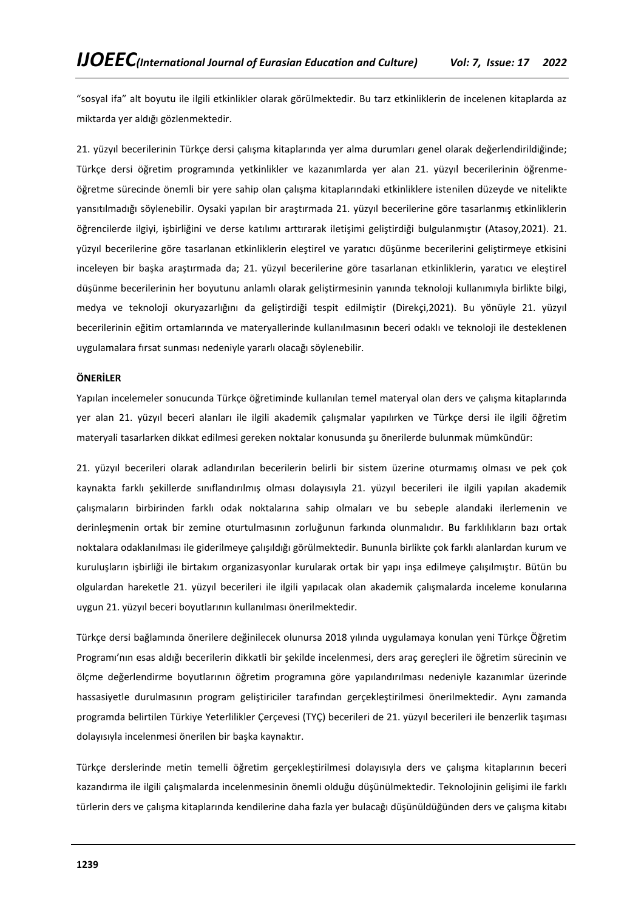"sosyal ifa" alt boyutu ile ilgili etkinlikler olarak görülmektedir. Bu tarz etkinliklerin de incelenen kitaplarda az miktarda yer aldığı gözlenmektedir.

21. yüzyıl becerilerinin Türkçe dersi çalışma kitaplarında yer alma durumları genel olarak değerlendirildiğinde; Türkçe dersi öğretim programında yetkinlikler ve kazanımlarda yer alan 21. yüzyıl becerilerinin öğrenme-öğretme sürecinde önemli bir yere sahip olan çalışma kitaplarındaki etkinliklere istenilen düzeyde ve nitelikte yansıtılmadığı söylenebilir. Oysaki yapılan bir araştırmada 21. yüzyıl becerilerine göre tasarlanmış etkinliklerin öğrencilerde ilgiyi, işbirliğini ve derse katılımı arttırarak iletişimi geliştirdiği bulgulanmıştır (Atasoy,2021). 21. yüzyıl becerilerine göre tasarlanan etkinliklerin eleştirel ve yaratıcı düşünme becerilerini geliştirmeye etkisini inceleyen bir başka araştırmada da; 21. yüzyıl becerilerine göre tasarlanan etkinliklerin, yaratıcı ve eleştirel düşünme becerilerinin her boyutunu anlamlı olarak geliştirmesinin yanında teknoloji kullanımıyla birlikte bilgi, medya ve teknoloji okuryazarlığını da geliştirdiği tespit edilmiştir (Direkçi,2021). Bu yönüyle 21. yüzyıl becerilerinin eğitim ortamlarında ve materyallerinde kullanılmasının beceri odaklı ve teknoloji ile desteklenen uygulamalara fırsat sunması nedeniyle yararlı olacağı söylenebilir.

**ÖNERİLER**

Yapılan incelemeler sonucunda Türkçe öğretiminde kullanılan temel materyal olan ders ve çalışma kitaplarında yer alan 21. yüzyıl beceri alanları ile ilgili akademik çalışmalar yapılırken ve Türkçe dersi ile ilgili öğretim materyali tasarlarken dikkat edilmesi gereken noktalar konusunda şu önerilerde bulunmak mümkündür:

21. yüzyıl becerileri olarak adlandırılan becerilerin belirli bir sistem üzerine oturmamış olması ve pek çok kaynakta farklı şekillerde sınıflandırılmış olması dolayısıyla 21. yüzyıl becerileri ile ilgili yapılan akademik çalışmaların birbirinden farklı odak noktalarına sahip olmaları ve bu sebeple alandaki ilerlemenin ve derinleşmenin ortak bir zemine oturtulmasının zorluğunun farkında olunmalıdır. Bu farklılıkların bazı ortak noktalara odaklanılması ile giderilmeye çalışıldığı görülmektedir. Bununla birlikte çok farklı alanlardan kurum ve kuruluşların işbirliği ile birtakım organizasyonlar kurularak ortak bir yapı inşa edilmeye çalışılmıştır. Bütün bu olgulardan hareketle 21. yüzyıl becerileri ile ilgili yapılacak olan akademik çalışmalarda inceleme konularına uygun 21. yüzyıl beceri boyutlarının kullanılması önerilmektedir.

Türkçe dersi bağlamında önerilere değinilecek olunursa 2018 yılında uygulamaya konulan yeni Türkçe Öğretim Programı'nın esas aldığı becerilerin dikkatli bir şekilde incelenmesi, ders araç gereçleri ile öğretim sürecinin ve ölçme değerlendirme boyutlarının öğretim programına göre yapılandırılması nedeniyle kazanımlar üzerinde hassasiyetle durulmasının program geliştiriciler tarafından gerçekleştirilmesi önerilmektedir. Aynı zamanda programda belirtilen Türkiye Yeterlilikler Çerçevesi (TYÇ) becerileri de 21. yüzyıl becerileri ile benzerlik taşıması dolayısıyla incelenmesi önerilen bir başka kaynaktır.

Türkçe derslerinde metin temelli öğretim gerçekleştirilmesi dolayısıyla ders ve çalışma kitaplarının beceri kazandırma ile ilgili çalışmalarda incelenmesinin önemli olduğu düşünülmektedir. Teknolojinin gelişimi ile farklı türlerin ders ve çalışma kitaplarında kendilerine daha fazla yer bulacağı düşünüldüğünden ders ve çalışma kitabı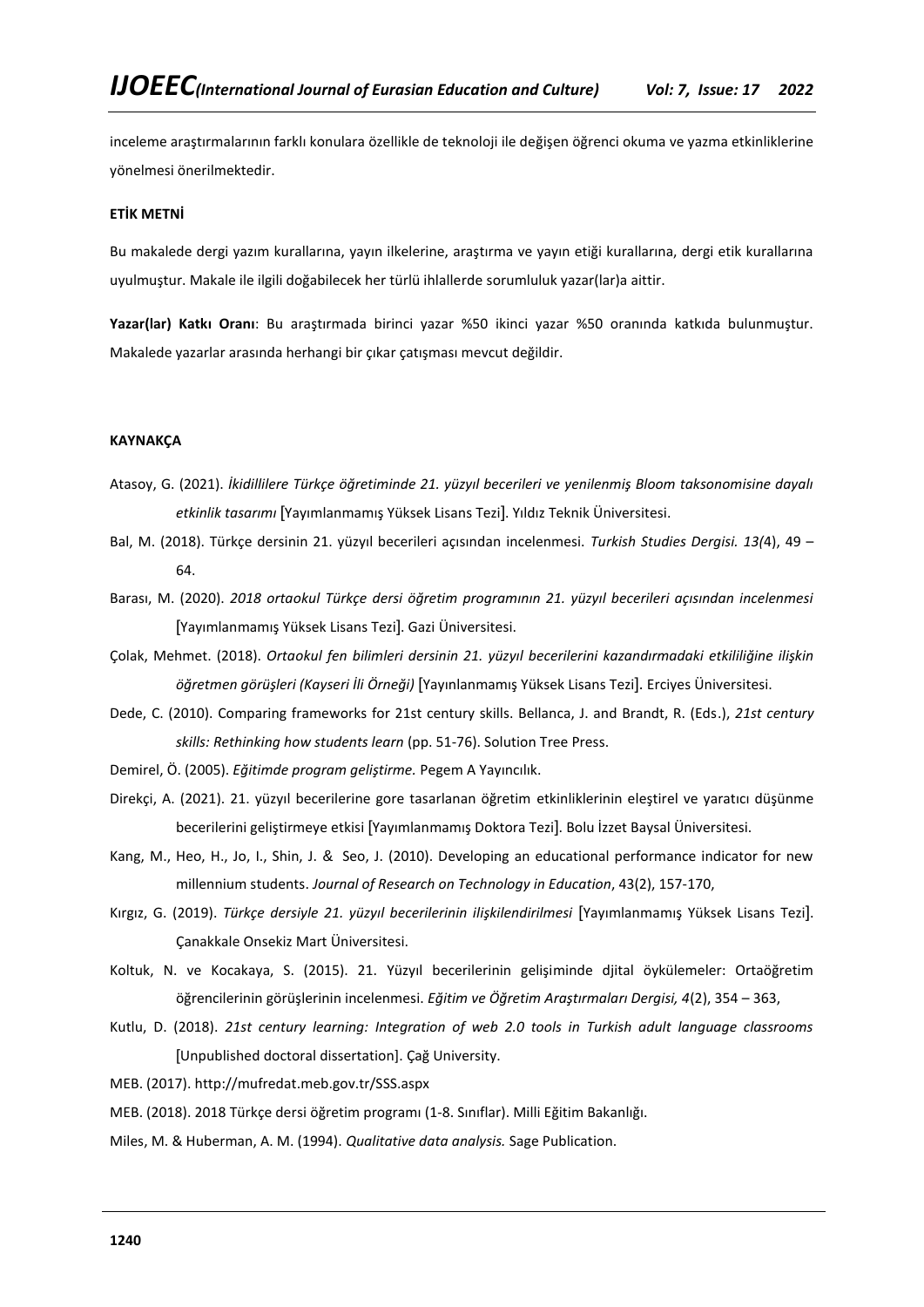inceleme araştırmalarının farklı konulara özellikle de teknoloji ile değişen öğrenci okuma ve yazma etkinliklerine yönelmesi önerilmektedir.

**ETİK METNİ**

Bu makalede dergi yazım kurallarına, yayın ilkelerine, araştırma ve yayın etiği kurallarına, dergi etik kurallarına uyulmuştur. Makale ile ilgili doğabilecek her türlü ihlallerde sorumluluk yazar(lar)a aittir.

**Yazar(lar) Katkı Oranı**: Bu araştırmada birinci yazar %50 ikinci yazar %50 oranında katkıda bulunmuştur. Makalede yazarlar arasında herhangi bir çıkar çatışması mevcut değildir.

**KAYNAKÇA**

Atasoy, G. (2021). *İkidillilere Türkçe öğretiminde 21. yüzyıl becerileri ve yenilenmiş Bloom taksonomisine dayalı etkinlik tasarımı* [Yayımlanmamış Yüksek Lisans Tezi]. Yıldız Teknik Üniversitesi.

Bal, M. (2018). Türkçe dersinin 21. yüzyıl becerileri açısından incelenmesi. *Turkish Studies Dergisi. 13(*4), 49 – 64.

Barası, M. (2020). *2018 ortaokul Türkçe dersi öğretim programının 21. yüzyıl becerileri açısından incelenmesi* [Yayımlanmamış Yüksek Lisans Tezi]. Gazi Üniversitesi.

Çolak, Mehmet. (2018). *Ortaokul fen bilimleri dersinin 21. yüzyıl becerilerini kazandırmadaki etkililiğine ilişkin öğretmen görüşleri (Kayseri İli Örneği)* [Yayınlanmamış Yüksek Lisans Tezi]. Erciyes Üniversitesi.

Dede, C. (2010). Comparing frameworks for 21st century skills. Bellanca, J. and Brandt, R. (Eds.), *21st century skills: Rethinking how students learn* (pp. 51-76). Solution Tree Press.

Demirel, Ö. (2005). *Eğitimde program geliştirme.* Pegem A Yayıncılık.

Direkçi, A. (2021). 21. yüzyıl becerilerine gore tasarlanan öğretim etkinliklerinin eleştirel ve yaratıcı düşünme becerilerini geliştirmeye etkisi [Yayımlanmamış Doktora Tezi]. Bolu İzzet Baysal Üniversitesi.

Kang, M., Heo, H., Jo, I., Shin, J. & Seo, J. (2010). Developing an educational performance indicator for new millennium students. *Journal of Research on Technology in Education*, 43(2), 157-170,

Kırgız, G. (2019). *Türkçe dersiyle 21. yüzyıl becerilerinin ilişkilendirilmesi* [Yayımlanmamış Yüksek Lisans Tezi]. Çanakkale Onsekiz Mart Üniversitesi.

Koltuk, N. ve Kocakaya, S. (2015). 21. Yüzyıl becerilerinin gelişiminde djital öykülemeler: Ortaöğretim öğrencilerinin görüşlerinin incelenmesi. *Eğitim ve Öğretim Araştırmaları Dergisi, 4*(2), 354 – 363,

Kutlu, D. (2018). *21st century learning: Integration of web 2.0 tools in Turkish adult language classrooms* [Unpublished doctoral dissertation]. Çağ University.

MEB. (2017). http://mufredat.meb.gov.tr/SSS.aspx

MEB. (2018). 2018 Türkçe dersi öğretim programı (1-8. Sınıflar). Milli Eğitim Bakanlığı.

Miles, M. & Huberman, A. M. (1994). *Qualitative data analysis.* Sage Publication.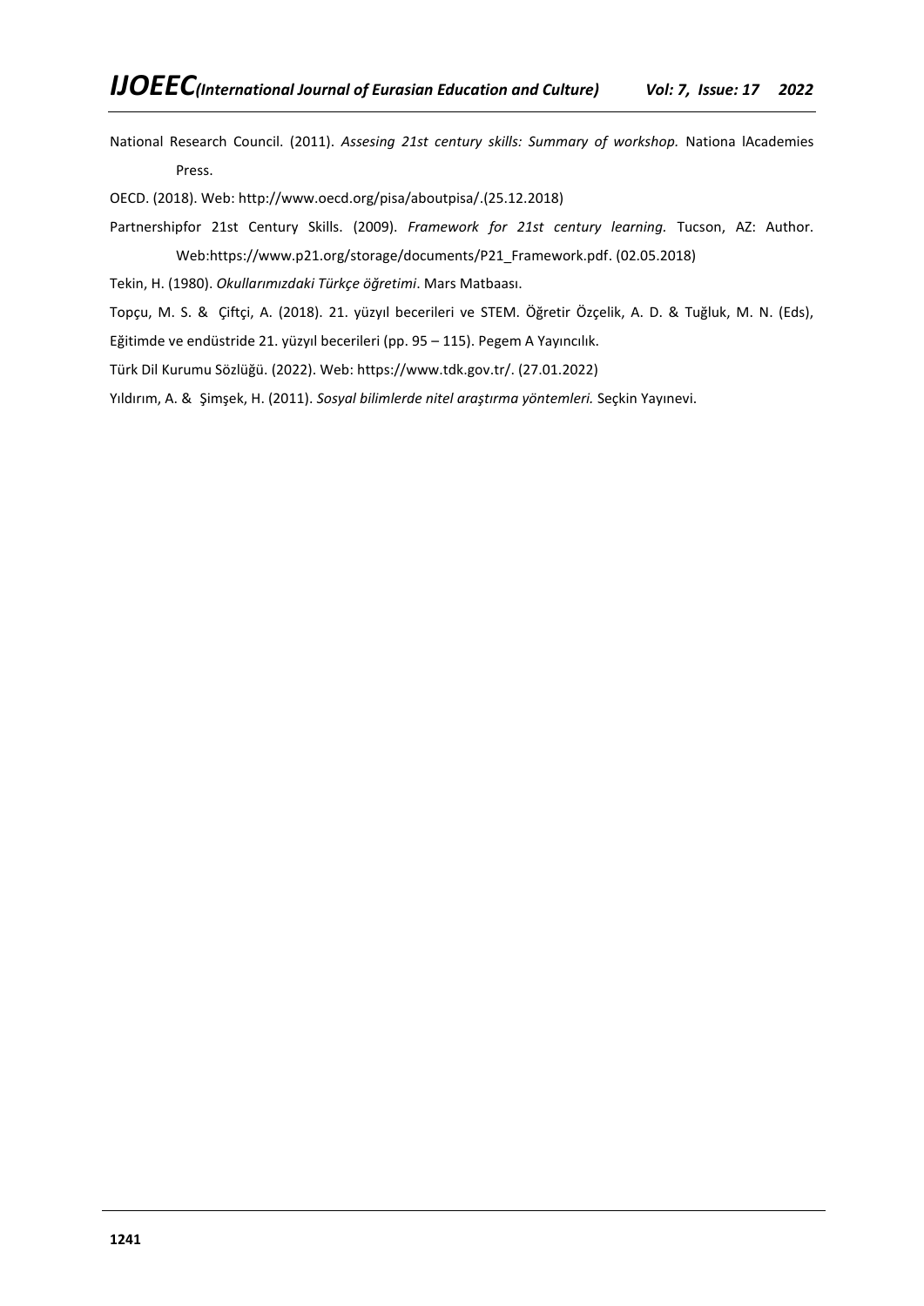National Research Council. (2011). *Assesing 21st century skills: Summary of workshop.* Nationa lAcademies Press.

OECD. (2018). Web: http://www.oecd.org/pisa/aboutpisa/.(25.12.2018)

Partnershipfor 21st Century Skills. (2009). *Framework for 21st century learning.* Tucson, AZ: Author. Web:https://www.p21.org/storage/documents/P21_Framework.pdf. (02.05.2018)

Tekin, H. (1980). *Okullarımızdaki Türkçe öğretimi*. Mars Matbaası.

Topçu, M. S. & Çiftçi, A. (2018). 21. yüzyıl becerileri ve STEM. Öğretir Özçelik, A. D. & Tuğluk, M. N. (Eds), Eğitimde ve endüstride 21. yüzyıl becerileri (pp. 95 – 115). Pegem A Yayıncılık.

Türk Dil Kurumu Sözlüğü. (2022). Web: https://www.tdk.gov.tr/. (27.01.2022)

Yıldırım, A. & Şimşek, H. (2011). *Sosyal bilimlerde nitel araştırma yöntemleri.* Seçkin Yayınevi.